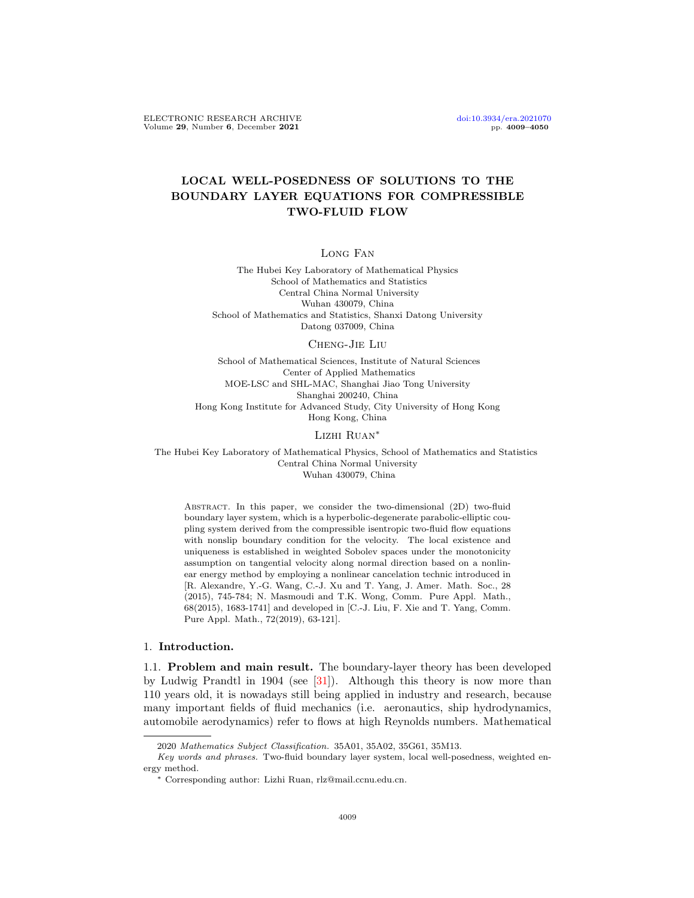# LOCAL WELL-POSEDNESS OF SOLUTIONS TO THE BOUNDARY LAYER EQUATIONS FOR COMPRESSIBLE TWO-FLUID FLOW

Long Fan

The Hubei Key Laboratory of Mathematical Physics
School of Mathematics and Statistics
Central China Normal University
Wuhan 430079, China
School of Mathematics and Statistics, Shanxi Datong University
Datong 037009, China

Cheng-Jie Liu

School of Mathematical Sciences, Institute of Natural Sciences
Center of Applied Mathematics
MOE-LSC and SHL-MAC, Shanghai Jiao Tong University
Shanghai 200240, China
Hong Kong Institute for Advanced Study, City University of Hong Kong
Hong Kong, China

Lizhi Ruan*

The Hubei Key Laboratory of Mathematical Physics, School of Mathematics and Statistics
Central China Normal University
Wuhan 430079, China

Abstract. In this paper, we consider the two-dimensional (2D) two-fluid boundary layer system, which is a hyperbolic-degenerate parabolic-elliptic coupling system derived from the compressible isentropic two-fluid flow equations with nonslip boundary condition for the velocity. The local existence and uniqueness is established in weighted Sobolev spaces under the monotonicity assumption on tangential velocity along normal direction based on a nonlinear energy method by employing a nonlinear cancelation technic introduced in [R. Alexandre, Y.-G. Wang, C.-J. Xu and T. Yang, J. Amer. Math. Soc., 28 (2015), 745-784; N. Masmoudi and T.K. Wong, Comm. Pure Appl. Math., 68(2015), 1683-1741] and developed in [C.-J. Liu, F. Xie and T. Yang, Comm. Pure Appl. Math., 72(2019), 63-121].

## 1. Introduction.

### 1.1. Problem and main result.

The boundary-layer theory has been developed by Ludwig Prandtl in 1904 (see [31]). Although this theory is now more than 110 years old, it is nowadays still being applied in industry and research, because many important fields of fluid mechanics (i.e. aeronautics, ship hydrodynamics, automobile aerodynamics) refer to flows at high Reynolds numbers. Mathematical

---

2020 *Mathematics Subject Classification.* 35A01, 35A02, 35G61, 35M13.

*Key words and phrases.* Two-fluid boundary layer system, local well-posedness, weighted energy method.

\* Corresponding author: Lizhi Ruan, rlz@mail.ccnu.edu.cn.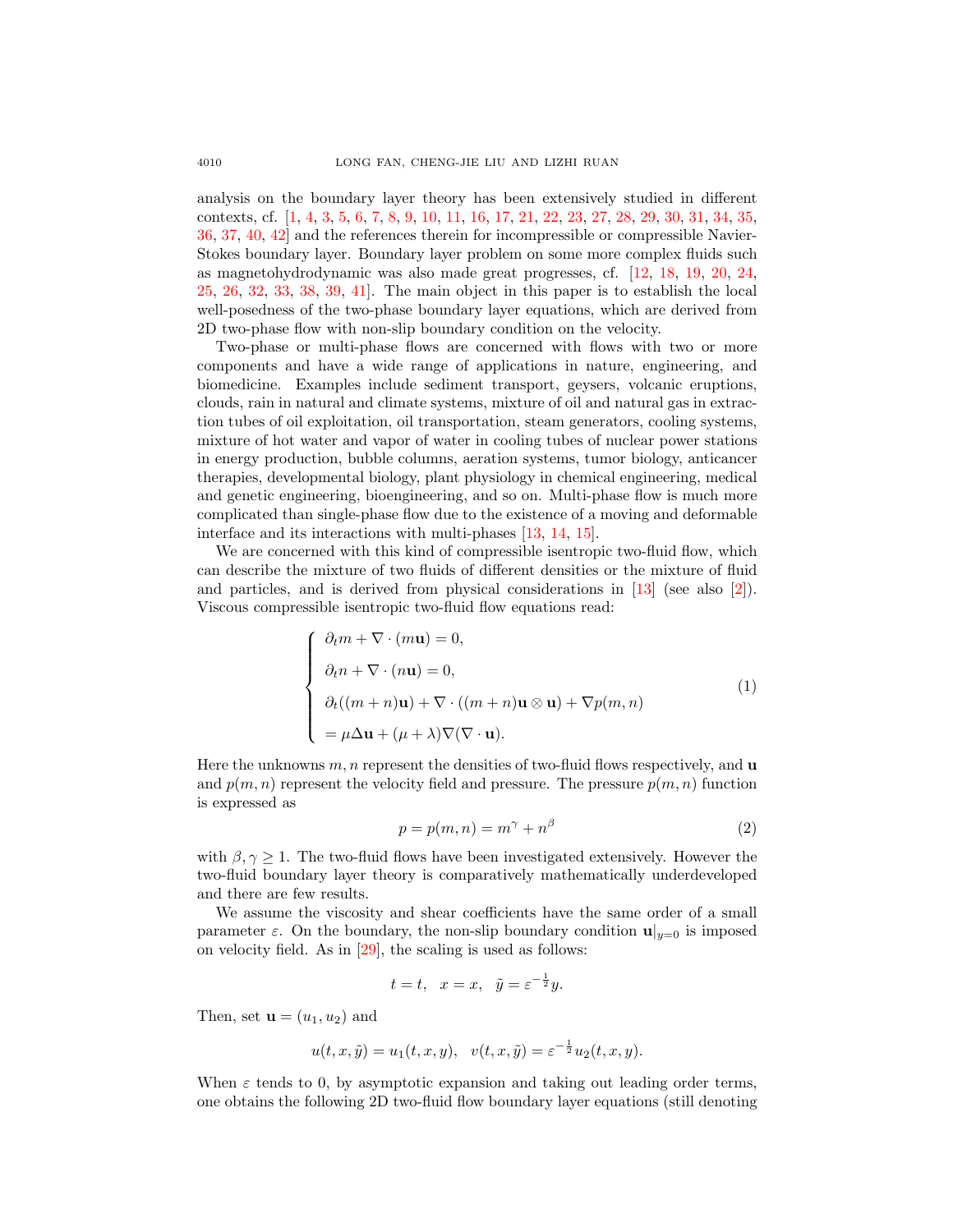analysis on the boundary layer theory has been extensively studied in different contexts, cf. [1, 4, 3, 5, 6, 7, 8, 9, 10, 11, 16, 17, 21, 22, 23, 27, 28, 29, 30, 31, 34, 35, 36, 37, 40, 42] and the references therein for incompressible or compressible Navier-Stokes boundary layer. Boundary layer problem on some more complex fluids such as magnetohydrodynamic was also made great progresses, cf. [12, 18, 19, 20, 24, 25, 26, 32, 33, 38, 39, 41]. The main object in this paper is to establish the local well-posedness of the two-phase boundary layer equations, which are derived from 2D two-phase flow with non-slip boundary condition on the velocity.

Two-phase or multi-phase flows are concerned with flows with two or more components and have a wide range of applications in nature, engineering, and biomedicine. Examples include sediment transport, geysers, volcanic eruptions, clouds, rain in natural and climate systems, mixture of oil and natural gas in extraction tubes of oil exploitation, oil transportation, steam generators, cooling systems, mixture of hot water and vapor of water in cooling tubes of nuclear power stations in energy production, bubble columns, aeration systems, tumor biology, anticancer therapies, developmental biology, plant physiology in chemical engineering, medical and genetic engineering, bioengineering, and so on. Multi-phase flow is much more complicated than single-phase flow due to the existence of a moving and deformable interface and its interactions with multi-phases [13, 14, 15].

We are concerned with this kind of compressible isentropic two-fluid flow, which can describe the mixture of two fluids of different densities or the mixture of fluid and particles, and is derived from physical considerations in [13] (see also [2]). Viscous compressible isentropic two-fluid flow equations read:

$$
\begin{cases}
\partial_t m + \nabla \cdot (m\mathbf{u}) = 0, \\
\partial_t n + \nabla \cdot (n\mathbf{u}) = 0, \\
\partial_t((m+n)\mathbf{u}) + \nabla \cdot ((m+n)\mathbf{u} \otimes \mathbf{u}) + \nabla p(m,n) \\
= \mu \Delta \mathbf{u} + (\mu + \lambda)\nabla(\nabla \cdot \mathbf{u}).
\end{cases}
\tag{1}
$$

Here the unknowns $m, n$ represent the densities of two-fluid flows respectively, and $\mathbf{u}$ and $p(m,n)$ represent the velocity field and pressure. The pressure $p(m,n)$ function is expressed as

$$
p = p(m,n) = m^\gamma + n^\beta \tag{2}
$$

with $\beta, \gamma \geq 1$. The two-fluid flows have been investigated extensively. However the two-fluid boundary layer theory is comparatively mathematically underdeveloped and there are few results.

We assume the viscosity and shear coefficients have the same order of a small parameter $\varepsilon$. On the boundary, the non-slip boundary condition $\mathbf{u}|_{y=0}$ is imposed on velocity field. As in [29], the scaling is used as follows:

$$
t = t, \quad x = x, \quad \tilde{y} = \varepsilon^{-\frac{1}{2}} y.
$$

Then, set $\mathbf{u} = (u_1, u_2)$ and

$$
u(t,x,\tilde{y}) = u_1(t,x,y), \quad v(t,x,\tilde{y}) = \varepsilon^{-\frac{1}{2}} u_2(t,x,y).
$$

When $\varepsilon$ tends to 0, by asymptotic expansion and taking out leading order terms, one obtains the following 2D two-fluid flow boundary layer equations (still denoting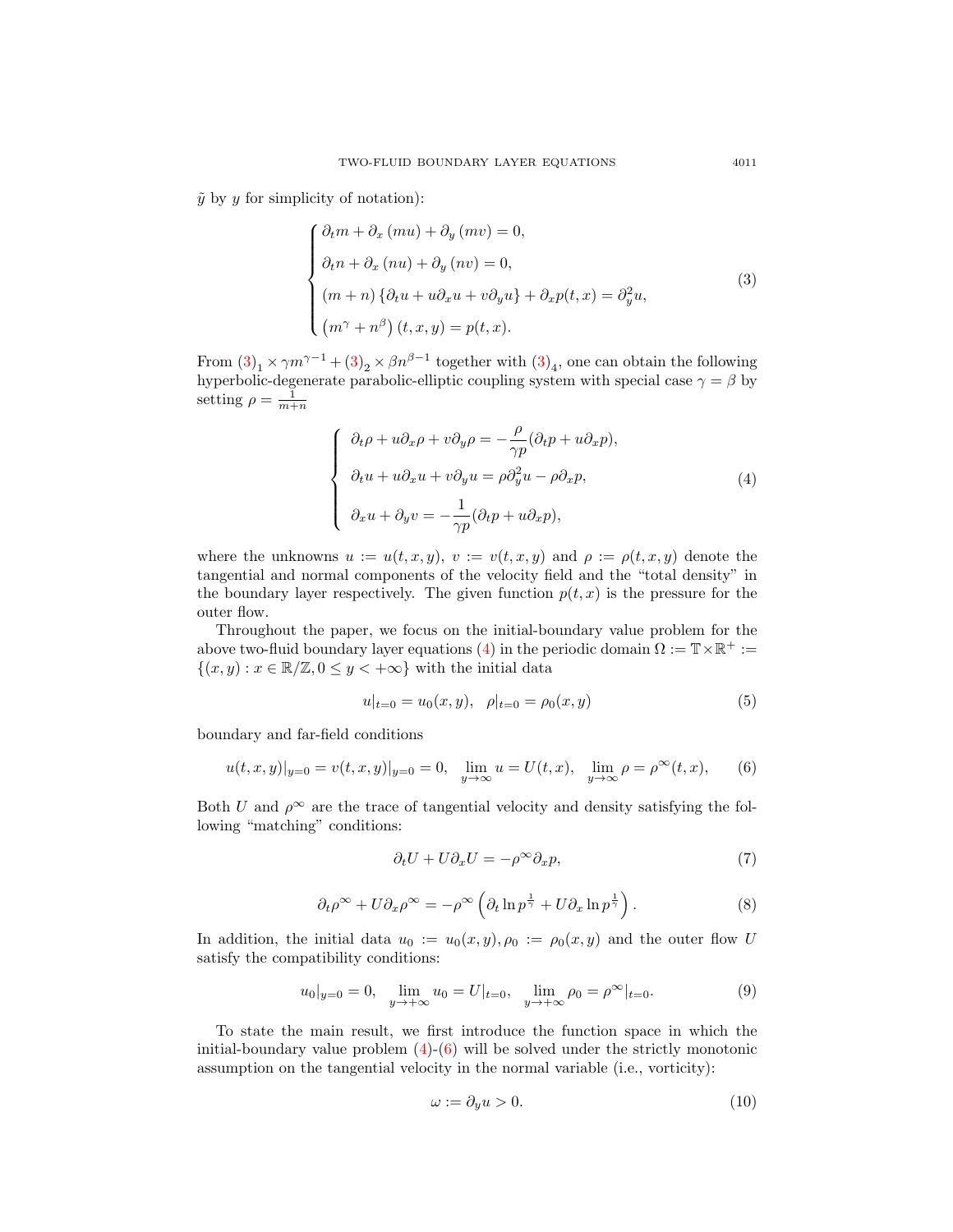$\tilde{y}$ by $y$ for simplicity of notation):

$$
\begin{cases}
\partial_t m + \partial_x (mu) + \partial_y (mv) = 0, \\
\partial_t n + \partial_x (nu) + \partial_y (nv) = 0, \\
(m+n)\{\partial_t u + u\partial_x u + v\partial_y u\} + \partial_x p(t,x) = \partial_y^2 u, \\
(m^\gamma + n^\beta)(t,x,y) = p(t,x).
\end{cases}
\tag{3}
$$

From $(3)_1 \times \gamma m^{\gamma-1} + (3)_2 \times \beta n^{\beta-1}$ together with $(3)_4$, one can obtain the following hyperbolic-degenerate parabolic-elliptic coupling system with special case $\gamma = \beta$ by setting $\rho = \frac{1}{m+n}$

$$
\begin{cases}
\partial_t \rho + u\partial_x \rho + v\partial_y \rho = -\dfrac{\rho}{\gamma p}(\partial_t p + u\partial_x p), \\
\partial_t u + u\partial_x u + v\partial_y u = \rho \partial_y^2 u - \rho \partial_x p, \\
\partial_x u + \partial_y v = -\dfrac{1}{\gamma p}(\partial_t p + u\partial_x p),
\end{cases}
\tag{4}
$$

where the unknowns $u := u(t,x,y)$, $v := v(t,x,y)$ and $\rho := \rho(t,x,y)$ denote the tangential and normal components of the velocity field and the "total density" in the boundary layer respectively. The given function $p(t,x)$ is the pressure for the outer flow.

Throughout the paper, we focus on the initial-boundary value problem for the above two-fluid boundary layer equations (4) in the periodic domain $\Omega := \mathbb{T} \times \mathbb{R}^+ := \{(x,y) : x \in \mathbb{R}/\mathbb{Z}, 0 \le y < +\infty\}$ with the initial data

$$
u|_{t=0} = u_0(x,y), \quad \rho|_{t=0} = \rho_0(x,y)
\tag{5}
$$

boundary and far-field conditions

$$
u(t,x,y)|_{y=0} = v(t,x,y)|_{y=0} = 0, \quad \lim_{y\to\infty} u = U(t,x), \quad \lim_{y\to\infty} \rho = \rho^\infty(t,x),
\tag{6}
$$

Both $U$ and $\rho^\infty$ are the trace of tangential velocity and density satisfying the following "matching" conditions:

$$
\partial_t U + U\partial_x U = -\rho^\infty \partial_x p,
\tag{7}
$$

$$
\partial_t \rho^\infty + U\partial_x \rho^\infty = -\rho^\infty \left(\partial_t \ln p^{\frac{1}{\gamma}} + U\partial_x \ln p^{\frac{1}{\gamma}}\right).
\tag{8}
$$

In addition, the initial data $u_0 := u_0(x,y), \rho_0 := \rho_0(x,y)$ and the outer flow $U$ satisfy the compatibility conditions:

$$
u_0|_{y=0} = 0, \quad \lim_{y\to+\infty} u_0 = U|_{t=0}, \quad \lim_{y\to+\infty} \rho_0 = \rho^\infty|_{t=0}.
\tag{9}
$$

To state the main result, we first introduce the function space in which the initial-boundary value problem (4)-(6) will be solved under the strictly monotonic assumption on the tangential velocity in the normal variable (i.e., vorticity):

$$
\omega := \partial_y u > 0.
\tag{10}
$$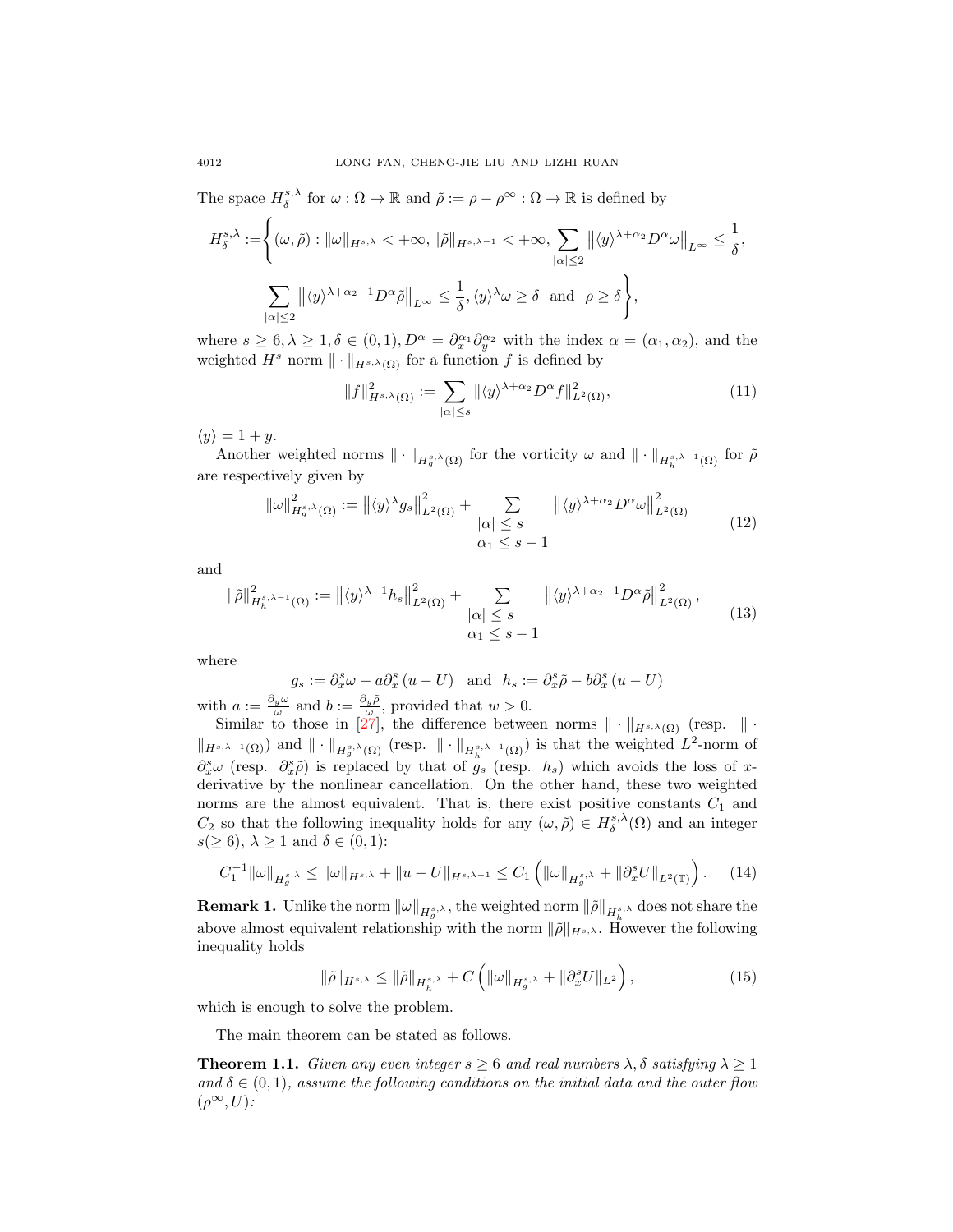The space $H^{s,\lambda}_\delta$ for $\omega : \Omega \to \mathbb{R}$ and $\tilde{\rho} := \rho - \rho^\infty : \Omega \to \mathbb{R}$ is defined by

$$
H^{s,\lambda}_\delta := \Bigg\{ (\omega, \tilde{\rho}) : \|\omega\|_{H^{s,\lambda}} < +\infty, \|\tilde{\rho}\|_{H^{s,\lambda-1}} < +\infty, \sum_{|\alpha| \le 2} \left\| \langle y \rangle^{\lambda + \alpha_2} D^\alpha \omega \right\|_{L^\infty} \le \frac{1}{\delta},
$$

$$
\sum_{|\alpha| \le 2} \left\| \langle y \rangle^{\lambda + \alpha_2 - 1} D^\alpha \tilde{\rho} \right\|_{L^\infty} \le \frac{1}{\delta}, \langle y \rangle^\lambda \omega \ge \delta \ \text{ and } \ \rho \ge \delta \Bigg\},
$$

where $s \ge 6, \lambda \ge 1, \delta \in (0,1), D^\alpha = \partial_x^{\alpha_1} \partial_y^{\alpha_2}$ with the index $\alpha = (\alpha_1, \alpha_2)$, and the weighted $H^s$ norm $\| \cdot \|_{H^{s,\lambda}(\Omega)}$ for a function $f$ is defined by

$$
\|f\|^2_{H^{s,\lambda}(\Omega)} := \sum_{|\alpha| \le s} \| \langle y \rangle^{\lambda + \alpha_2} D^\alpha f \|^2_{L^2(\Omega)}, \tag{11}
$$

$\langle y \rangle = 1 + y$.

Another weighted norms $\| \cdot \|_{H^{s,\lambda}_g(\Omega)}$ for the vorticity $\omega$ and $\| \cdot \|_{H^{s,\lambda-1}_h(\Omega)}$ for $\tilde{\rho}$ are respectively given by

$$
\|\omega\|^2_{H^{s,\lambda}_g(\Omega)} := \left\| \langle y \rangle^\lambda g_s \right\|^2_{L^2(\Omega)} + \sum_{\substack{|\alpha| \le s \\ \alpha_1 \le s-1}} \left\| \langle y \rangle^{\lambda + \alpha_2} D^\alpha \omega \right\|^2_{L^2(\Omega)} \tag{12}
$$

and

$$
\|\tilde{\rho}\|^2_{H^{s,\lambda-1}_h(\Omega)} := \left\| \langle y \rangle^{\lambda - 1} h_s \right\|^2_{L^2(\Omega)} + \sum_{\substack{|\alpha| \le s \\ \alpha_1 \le s-1}} \left\| \langle y \rangle^{\lambda + \alpha_2 - 1} D^\alpha \tilde{\rho} \right\|^2_{L^2(\Omega)}, \tag{13}
$$

where

$$
g_s := \partial_x^s \omega - a \partial_x^s (u - U) \quad \text{and} \quad h_s := \partial_x^s \tilde{\rho} - b \partial_x^s (u - U)
$$

with $a := \frac{\partial_y \omega}{\omega}$ and $b := \frac{\partial_y \tilde{\rho}}{\omega}$, provided that $w > 0$.

Similar to those in [27], the difference between norms $\| \cdot \|_{H^{s,\lambda}(\Omega)}$ (resp. $\| \cdot \|_{H^{s,\lambda-1}(\Omega)}$) and $\| \cdot \|_{H^{s,\lambda}_g(\Omega)}$ (resp. $\| \cdot \|_{H^{s,\lambda-1}_h(\Omega)}$) is that the weighted $L^2$-norm of $\partial_x^s \omega$ (resp. $\partial_x^s \tilde{\rho}$) is replaced by that of $g_s$ (resp. $h_s$) which avoids the loss of $x$-derivative by the nonlinear cancellation. On the other hand, these two weighted norms are the almost equivalent. That is, there exist positive constants $C_1$ and $C_2$ so that the following inequality holds for any $(\omega, \tilde{\rho}) \in H^{s,\lambda}_\delta(\Omega)$ and an integer $s (\ge 6)$, $\lambda \ge 1$ and $\delta \in (0,1)$:

$$
C_1^{-1} \|\omega\|_{H^{s,\lambda}_g} \le \|\omega\|_{H^{s,\lambda}} + \|u - U\|_{H^{s,\lambda-1}} \le C_1 \left( \|\omega\|_{H^{s,\lambda}_g} + \|\partial_x^s U\|_{L^2(\mathbb{T})} \right). \tag{14}
$$

**Remark 1.** Unlike the norm $\|\omega\|_{H^{s,\lambda}_g}$, the weighted norm $\|\tilde{\rho}\|_{H^{s,\lambda}_h}$ does not share the above almost equivalent relationship with the norm $\|\tilde{\rho}\|_{H^{s,\lambda}}$. However the following inequality holds

$$
\|\tilde{\rho}\|_{H^{s,\lambda}} \le \|\tilde{\rho}\|_{H^{s,\lambda}_h} + C \left( \|\omega\|_{H^{s,\lambda}_g} + \|\partial_x^s U\|_{L^2} \right), \tag{15}
$$

which is enough to solve the problem.

The main theorem can be stated as follows.

**Theorem 1.1.** *Given any even integer $s \ge 6$ and real numbers $\lambda, \delta$ satisfying $\lambda \ge 1$ and $\delta \in (0,1)$, assume the following conditions on the initial data and the outer flow $(\rho^\infty, U)$:*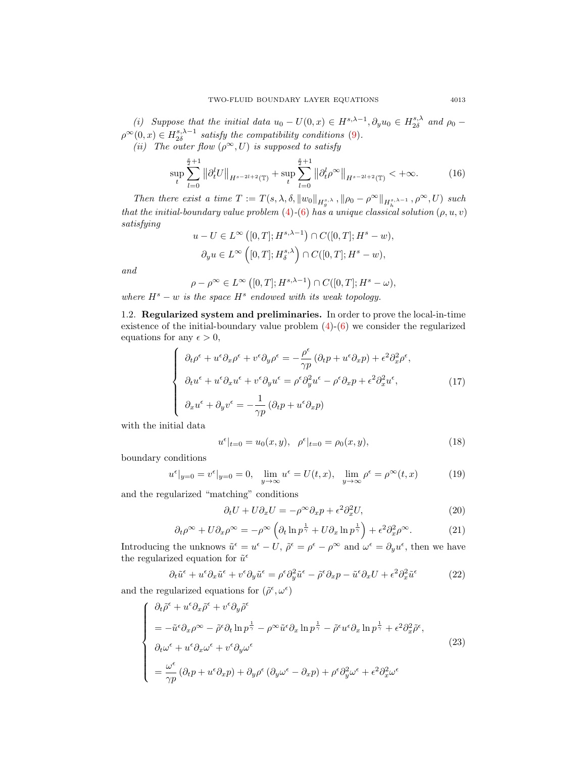*(i) Suppose that the initial data $u_0 - U(0,x) \in H^{s,\lambda-1}, \partial_y u_0 \in H^{s,\lambda}_{2\delta}$ and $\rho_0 - \rho^\infty(0,x) \in H^{s,\lambda-1}_{2\delta}$ satisfy the compatibility conditions (9).*

*(ii) The outer flow $(\rho^\infty, U)$ is supposed to satisfy*

$$\sup_t \sum_{l=0}^{\frac{s}{2}+1} \left\|\partial_t^l U\right\|_{H^{s-2l+2}(\mathbb{T})} + \sup_t \sum_{l=0}^{\frac{s}{2}+1} \left\|\partial_t^l \rho^\infty\right\|_{H^{s-2l+2}(\mathbb{T})} < +\infty. \tag{16}$$

*Then there exist a time $T := T(s,\lambda,\delta,\|w_0\|_{H^{s,\lambda}_g}, \|\rho_0 - \rho^\infty\|_{H^{s,\lambda-1}_h}, \rho^\infty, U)$ such that the initial-boundary value problem (4)-(6) has a unique classical solution $(\rho,u,v)$ satisfying*

$$u - U \in L^\infty\left([0,T]; H^{s,\lambda-1}\right) \cap C([0,T]; H^s - w),$$

$$\partial_y u \in L^\infty\left([0,T]; H^{s,\lambda}_\delta\right) \cap C([0,T]; H^s - w),$$

*and*

$$\rho - \rho^\infty \in L^\infty\left([0,T]; H^{s,\lambda-1}\right) \cap C([0,T]; H^s - \omega),$$

*where $H^s - w$ is the space $H^s$ endowed with its weak topology.*

## 1.2. Regularized system and preliminaries.

In order to prove the local-in-time existence of the initial-boundary value problem (4)-(6) we consider the regularized equations for any $\epsilon > 0$,

$$\begin{cases} \partial_t \rho^\epsilon + u^\epsilon \partial_x \rho^\epsilon + v^\epsilon \partial_y \rho^\epsilon = -\dfrac{\rho^\epsilon}{\gamma p}\left(\partial_t p + u^\epsilon \partial_x p\right) + \epsilon^2 \partial_x^2 \rho^\epsilon, \\ \partial_t u^\epsilon + u^\epsilon \partial_x u^\epsilon + v^\epsilon \partial_y u^\epsilon = \rho^\epsilon \partial_y^2 u^\epsilon - \rho^\epsilon \partial_x p + \epsilon^2 \partial_x^2 u^\epsilon, \\ \partial_x u^\epsilon + \partial_y v^\epsilon = -\dfrac{1}{\gamma p}\left(\partial_t p + u^\epsilon \partial_x p\right) \end{cases} \tag{17}$$

with the initial data

$$u^\epsilon|_{t=0} = u_0(x,y), \quad \rho^\epsilon|_{t=0} = \rho_0(x,y), \tag{18}$$

boundary conditions

$$u^\epsilon|_{y=0} = v^\epsilon|_{y=0} = 0, \quad \lim_{y\to\infty} u^\epsilon = U(t,x), \quad \lim_{y\to\infty} \rho^\epsilon = \rho^\infty(t,x) \tag{19}$$

and the regularized "matching" conditions

$$\partial_t U + U \partial_x U = -\rho^\infty \partial_x p + \epsilon^2 \partial_x^2 U, \tag{20}$$

$$\partial_t \rho^\infty + U \partial_x \rho^\infty = -\rho^\infty \left(\partial_t \ln p^{\frac{1}{\gamma}} + U \partial_x \ln p^{\frac{1}{\gamma}}\right) + \epsilon^2 \partial_x^2 \rho^\infty. \tag{21}$$

Introducing the unknows $\tilde{u}^\epsilon = u^\epsilon - U$, $\tilde{\rho}^\epsilon = \rho^\epsilon - \rho^\infty$ and $\omega^\epsilon = \partial_y u^\epsilon$, then we have the regularized equation for $\tilde{u}^\epsilon$

$$\partial_t \tilde{u}^\epsilon + u^\epsilon \partial_x \tilde{u}^\epsilon + v^\epsilon \partial_y \tilde{u}^\epsilon = \rho^\epsilon \partial_y^2 \tilde{u}^\epsilon - \tilde{\rho}^\epsilon \partial_x p - \tilde{u}^\epsilon \partial_x U + \epsilon^2 \partial_x^2 \tilde{u}^\epsilon \tag{22}$$

and the regularized equations for $(\tilde{\rho}^\epsilon, \omega^\epsilon)$

$$\begin{cases} \partial_t \tilde{\rho}^\epsilon + u^\epsilon \partial_x \tilde{\rho}^\epsilon + v^\epsilon \partial_y \tilde{\rho}^\epsilon \\ = -\tilde{u}^\epsilon \partial_x \rho^\infty - \tilde{\rho}^\epsilon \partial_t \ln p^{\frac{1}{\gamma}} - \rho^\infty \tilde{u}^\epsilon \partial_x \ln p^{\frac{1}{\gamma}} - \tilde{\rho}^\epsilon u^\epsilon \partial_x \ln p^{\frac{1}{\gamma}} + \epsilon^2 \partial_x^2 \tilde{\rho}^\epsilon, \\ \partial_t \omega^\epsilon + u^\epsilon \partial_x \omega^\epsilon + v^\epsilon \partial_y \omega^\epsilon \\ = \dfrac{\omega^\epsilon}{\gamma p}\left(\partial_t p + u^\epsilon \partial_x p\right) + \partial_y \rho^\epsilon \left(\partial_y \omega^\epsilon - \partial_x p\right) + \rho^\epsilon \partial_y^2 \omega^\epsilon + \epsilon^2 \partial_x^2 \omega^\epsilon \end{cases} \tag{23}$$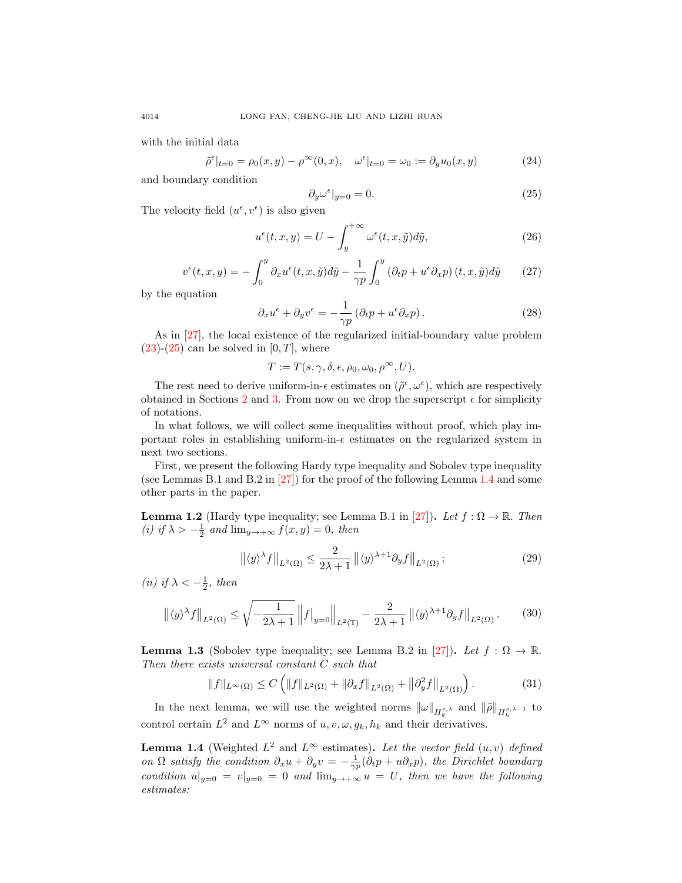with the initial data

$$\tilde{\rho}^\epsilon|_{t=0} = \rho_0(x,y) - \rho^\infty(0,x), \quad \omega^\epsilon|_{t=0} = \omega_0 := \partial_y u_0(x,y) \tag{24}$$

and boundary condition

$$\partial_y \omega^\epsilon|_{y=0} = 0. \tag{25}$$

The velocity field $(u^\epsilon, v^\epsilon)$ is also given

$$u^\epsilon(t,x,y) = U - \int_y^{+\infty} \omega^\epsilon(t,x,\tilde{y}) d\tilde{y}, \tag{26}$$

$$v^\epsilon(t,x,y) = -\int_0^y \partial_x u^\epsilon(t,x,\tilde{y}) d\tilde{y} - \frac{1}{\gamma p} \int_0^y \left(\partial_t p + u^\epsilon \partial_x p\right)(t,x,\tilde{y}) d\tilde{y} \tag{27}$$

by the equation

$$\partial_x u^\epsilon + \partial_y v^\epsilon = -\frac{1}{\gamma p}\left(\partial_t p + u^\epsilon \partial_x p\right). \tag{28}$$

As in [27], the local existence of the regularized initial-boundary value problem (23)-(25) can be solved in $[0,T]$, where

$$T := T(s, \gamma, \delta, \epsilon, \rho_0, \omega_0, \rho^\infty, U).$$

The rest need to derive uniform-in-$\epsilon$ estimates on $(\tilde{\rho}^\epsilon, \omega^\epsilon)$, which are respectively obtained in Sections 2 and 3. From now on we drop the superscript $\epsilon$ for simplicity of notations.

In what follows, we will collect some inequalities without proof, which play important roles in establishing uniform-in-$\epsilon$ estimates on the regularized system in next two sections.

First, we present the following Hardy type inequality and Sobolev type inequality (see Lemmas B.1 and B.2 in [27]) for the proof of the following Lemma 1.4 and some other parts in the paper.

**Lemma 1.2** (Hardy type inequality; see Lemma B.1 in [27]). *Let $f : \Omega \to \mathbb{R}$. Then (i) if $\lambda > -\frac{1}{2}$ and $\lim_{y\to+\infty} f(x,y) = 0$, then*

$$\left\|\langle y\rangle^\lambda f\right\|_{L^2(\Omega)} \leq \frac{2}{2\lambda+1} \left\|\langle y\rangle^{\lambda+1} \partial_y f\right\|_{L^2(\Omega)}; \tag{29}$$

*(ii) if $\lambda < -\frac{1}{2}$, then*

$$\left\|\langle y\rangle^\lambda f\right\|_{L^2(\Omega)} \leq \sqrt{-\frac{1}{2\lambda+1}} \left\|f\big|_{y=0}\right\|_{L^2(\mathbb{T})} - \frac{2}{2\lambda+1} \left\|\langle y\rangle^{\lambda+1} \partial_y f\right\|_{L^2(\Omega)}. \tag{30}$$

**Lemma 1.3** (Sobolev type inequality; see Lemma B.2 in [27]). *Let $f : \Omega \to \mathbb{R}$. Then there exists universal constant $C$ such that*

$$\|f\|_{L^\infty(\Omega)} \leq C\left(\|f\|_{L^2(\Omega)} + \|\partial_x f\|_{L^2(\Omega)} + \left\|\partial_y^2 f\right\|_{L^2(\Omega)}\right). \tag{31}$$

In the next lemma, we will use the weighted norms $\|\omega\|_{H_g^{s,\lambda}}$ and $\|\tilde{\rho}\|_{H_h^{s,\lambda-1}}$ to control certain $L^2$ and $L^\infty$ norms of $u, v, \omega, g_k, h_k$ and their derivatives.

**Lemma 1.4** (Weighted $L^2$ and $L^\infty$ estimates). *Let the vector field $(u,v)$ defined on $\Omega$ satisfy the condition $\partial_x u + \partial_y v = -\frac{1}{\gamma p}(\partial_t p + u\partial_x p)$, the Dirichlet boundary condition $u|_{y=0} = v|_{y=0} = 0$ and $\lim_{y\to+\infty} u = U$, then we have the following estimates:*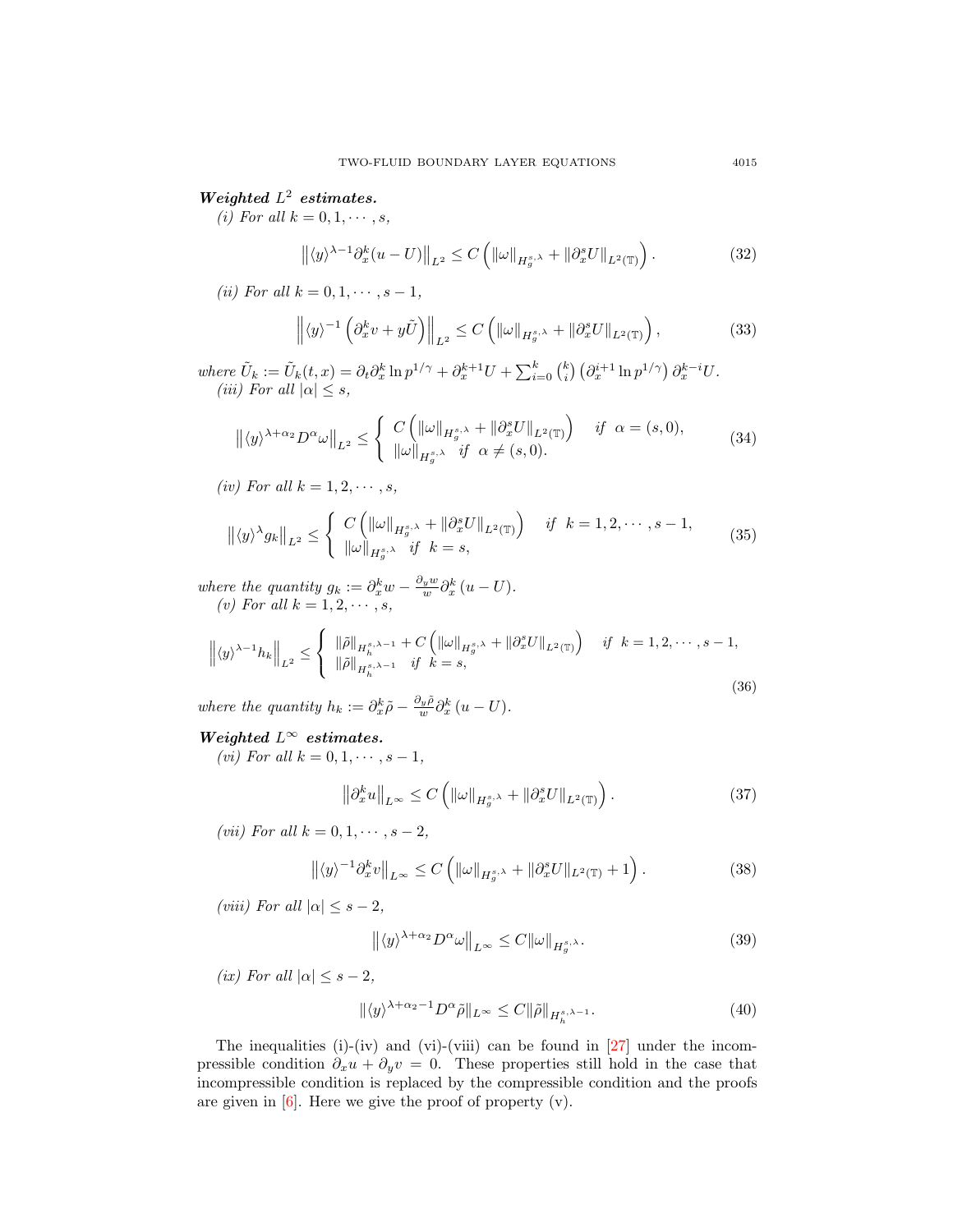***Weighted $L^2$ estimates.***

*(i) For all $k = 0, 1, \cdots, s$,*

$$\left\| \langle y \rangle^{\lambda-1} \partial_x^k (u - U) \right\|_{L^2} \leq C \left( \|\omega\|_{H_g^{s,\lambda}} + \|\partial_x^s U\|_{L^2(\mathbb{T})} \right). \tag{32}$$

*(ii) For all $k = 0, 1, \cdots, s-1$,*

$$\left\| \langle y \rangle^{-1} \left( \partial_x^k v + y \tilde{U} \right) \right\|_{L^2} \leq C \left( \|\omega\|_{H_g^{s,\lambda}} + \|\partial_x^s U\|_{L^2(\mathbb{T})} \right), \tag{33}$$

*where* $\tilde{U}_k := \tilde{U}_k(t,x) = \partial_t \partial_x^k \ln p^{1/\gamma} + \partial_x^{k+1} U + \sum_{i=0}^{k} \binom{k}{i} \left( \partial_x^{i+1} \ln p^{1/\gamma} \right) \partial_x^{k-i} U$.

*(iii) For all $|\alpha| \leq s$,*

$$\left\| \langle y \rangle^{\lambda+\alpha_2} D^\alpha \omega \right\|_{L^2} \leq \begin{cases} C \left( \|\omega\|_{H_g^{s,\lambda}} + \|\partial_x^s U\|_{L^2(\mathbb{T})} \right) & \textit{if } \alpha = (s,0), \\ \|\omega\|_{H_g^{s,\lambda}} & \textit{if } \alpha \neq (s,0). \end{cases} \tag{34}$$

*(iv) For all $k = 1, 2, \cdots, s$,*

$$\left\| \langle y \rangle^{\lambda} g_k \right\|_{L^2} \leq \begin{cases} C \left( \|\omega\|_{H_g^{s,\lambda}} + \|\partial_x^s U\|_{L^2(\mathbb{T})} \right) & \textit{if } k = 1, 2, \cdots, s-1, \\ \|\omega\|_{H_g^{s,\lambda}} & \textit{if } k = s, \end{cases} \tag{35}$$

*where the quantity* $g_k := \partial_x^k w - \frac{\partial_y w}{w} \partial_x^k (u - U)$.

*(v) For all $k = 1, 2, \cdots, s$,*

$$\left\| \langle y \rangle^{\lambda-1} h_k \right\|_{L^2} \leq \begin{cases} \|\tilde{\rho}\|_{H_h^{s,\lambda-1}} + C \left( \|\omega\|_{H_g^{s,\lambda}} + \|\partial_x^s U\|_{L^2(\mathbb{T})} \right) & \textit{if } k = 1, 2, \cdots, s-1, \\ \|\tilde{\rho}\|_{H_h^{s,\lambda-1}} & \textit{if } k = s, \end{cases} \tag{36}$$

*where the quantity* $h_k := \partial_x^k \tilde{\rho} - \frac{\partial_y \tilde{\rho}}{w} \partial_x^k (u - U)$.

***Weighted $L^\infty$ estimates.***

*(vi) For all $k = 0, 1, \cdots, s-1$,*

$$\left\| \partial_x^k u \right\|_{L^\infty} \leq C \left( \|\omega\|_{H_g^{s,\lambda}} + \|\partial_x^s U\|_{L^2(\mathbb{T})} \right). \tag{37}$$

*(vii) For all $k = 0, 1, \cdots, s-2$,*

$$\left\| \langle y \rangle^{-1} \partial_x^k v \right\|_{L^\infty} \leq C \left( \|\omega\|_{H_g^{s,\lambda}} + \|\partial_x^s U\|_{L^2(\mathbb{T})} + 1 \right). \tag{38}$$

*(viii) For all $|\alpha| \leq s-2$,*

$$\left\| \langle y \rangle^{\lambda+\alpha_2} D^\alpha \omega \right\|_{L^\infty} \leq C \|\omega\|_{H_g^{s,\lambda}}. \tag{39}$$

*(ix) For all $|\alpha| \leq s-2$,*

$$\|\langle y \rangle^{\lambda+\alpha_2-1} D^\alpha \tilde{\rho}\|_{L^\infty} \leq C \|\tilde{\rho}\|_{H_h^{s,\lambda-1}}. \tag{40}$$

The inequalities (i)-(iv) and (vi)-(viii) can be found in [27] under the incompressible condition $\partial_x u + \partial_y v = 0$. These properties still hold in the case that incompressible condition is replaced by the compressible condition and the proofs are given in [6]. Here we give the proof of property (v).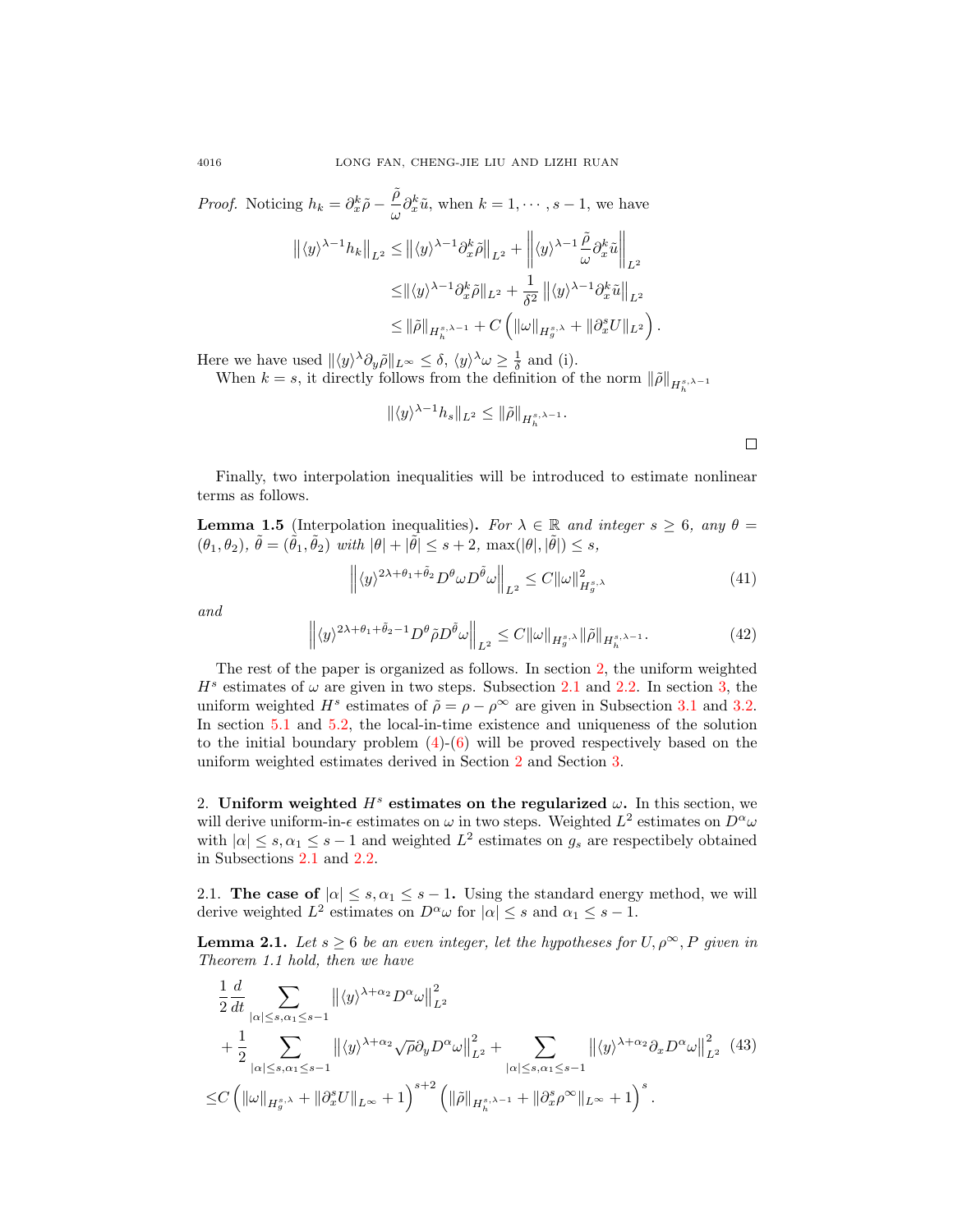*Proof.* Noticing $h_k = \partial_x^k \tilde{\rho} - \frac{\tilde{\rho}}{\omega}\partial_x^k \tilde{u}$, when $k = 1, \cdots, s-1$, we have

$$
\begin{aligned}
\left\|\langle y\rangle^{\lambda-1} h_k\right\|_{L^2} \leq & \left\|\langle y\rangle^{\lambda-1}\partial_x^k \tilde{\rho}\right\|_{L^2} + \left\|\langle y\rangle^{\lambda-1}\frac{\tilde{\rho}}{\omega}\partial_x^k \tilde{u}\right\|_{L^2} \\
\leq & \|\langle y\rangle^{\lambda-1}\partial_x^k \tilde{\rho}\|_{L^2} + \frac{1}{\delta^2}\left\|\langle y\rangle^{\lambda-1}\partial_x^k \tilde{u}\right\|_{L^2} \\
\leq & \|\tilde{\rho}\|_{H_h^{s,\lambda-1}} + C\left(\|\omega\|_{H_g^{s,\lambda}} + \|\partial_x^s U\|_{L^2}\right).
\end{aligned}
$$

Here we have used $\|\langle y\rangle^\lambda \partial_y \tilde{\rho}\|_{L^\infty} \leq \delta$, $\langle y\rangle^\lambda \omega \geq \frac{1}{\delta}$ and (i).

When $k = s$, it directly follows from the definition of the norm $\|\tilde{\rho}\|_{H_h^{s,\lambda-1}}$

$$
\|\langle y\rangle^{\lambda-1} h_s\|_{L^2} \leq \|\tilde{\rho}\|_{H_h^{s,\lambda-1}}.
$$

□

Finally, two interpolation inequalities will be introduced to estimate nonlinear terms as follows.

**Lemma 1.5** (Interpolation inequalities). *For $\lambda \in \mathbb{R}$ and integer $s \geq 6$, any $\theta = (\theta_1, \theta_2)$, $\tilde{\theta} = (\tilde{\theta}_1, \tilde{\theta}_2)$ with $|\theta| + |\tilde{\theta}| \leq s+2$, $\max(|\theta|, |\tilde{\theta}|) \leq s$,*

$$
\left\|\langle y\rangle^{2\lambda+\theta_1+\tilde{\theta}_2} D^\theta \omega D^{\tilde{\theta}} \omega\right\|_{L^2} \leq C\|\omega\|_{H_g^{s,\lambda}}^2 \tag{41}
$$

*and*

$$
\left\|\langle y\rangle^{2\lambda+\theta_1+\tilde{\theta}_2-1} D^\theta \tilde{\rho} D^{\tilde{\theta}} \omega\right\|_{L^2} \leq C\|\omega\|_{H_g^{s,\lambda}}\|\tilde{\rho}\|_{H_h^{s,\lambda-1}}. \tag{42}
$$

The rest of the paper is organized as follows. In section 2, the uniform weighted $H^s$ estimates of $\omega$ are given in two steps. Subsection 2.1 and 2.2. In section 3, the uniform weighted $H^s$ estimates of $\tilde{\rho} = \rho - \rho^\infty$ are given in Subsection 3.1 and 3.2. In section 5.1 and 5.2, the local-in-time existence and uniqueness of the solution to the initial boundary problem (4)-(6) will be proved respectively based on the uniform weighted estimates derived in Section 2 and Section 3.

## 2. Uniform weighted $H^s$ estimates on the regularized $\omega$.

In this section, we will derive uniform-in-$\epsilon$ estimates on $\omega$ in two steps. Weighted $L^2$ estimates on $D^\alpha \omega$ with $|\alpha| \leq s, \alpha_1 \leq s-1$ and weighted $L^2$ estimates on $g_s$ are respectibely obtained in Subsections 2.1 and 2.2.

### 2.1. The case of $|\alpha| \leq s, \alpha_1 \leq s-1$.

Using the standard energy method, we will derive weighted $L^2$ estimates on $D^\alpha \omega$ for $|\alpha| \leq s$ and $\alpha_1 \leq s-1$.

**Lemma 2.1.** *Let $s \geq 6$ be an even integer, let the hypotheses for $U, \rho^\infty, P$ given in Theorem 1.1 hold, then we have*

$$
\begin{aligned}
& \frac{1}{2}\frac{d}{dt}\sum_{|\alpha|\leq s, \alpha_1 \leq s-1}\left\|\langle y\rangle^{\lambda+\alpha_2} D^\alpha \omega\right\|_{L^2}^2 \\
& + \frac{1}{2}\sum_{|\alpha|\leq s, \alpha_1 \leq s-1}\left\|\langle y\rangle^{\lambda+\alpha_2}\sqrt{\rho}\partial_y D^\alpha \omega\right\|_{L^2}^2 + \sum_{|\alpha|\leq s, \alpha_1 \leq s-1}\left\|\langle y\rangle^{\lambda+\alpha_2}\partial_x D^\alpha \omega\right\|_{L^2}^2 \\
\leq & C\left(\|\omega\|_{H_g^{s,\lambda}} + \|\partial_x^s U\|_{L^\infty} + 1\right)^{s+2}\left(\|\tilde{\rho}\|_{H_h^{s,\lambda-1}} + \|\partial_x^s \rho^\infty\|_{L^\infty} + 1\right)^s.
\end{aligned} \tag{43}
$$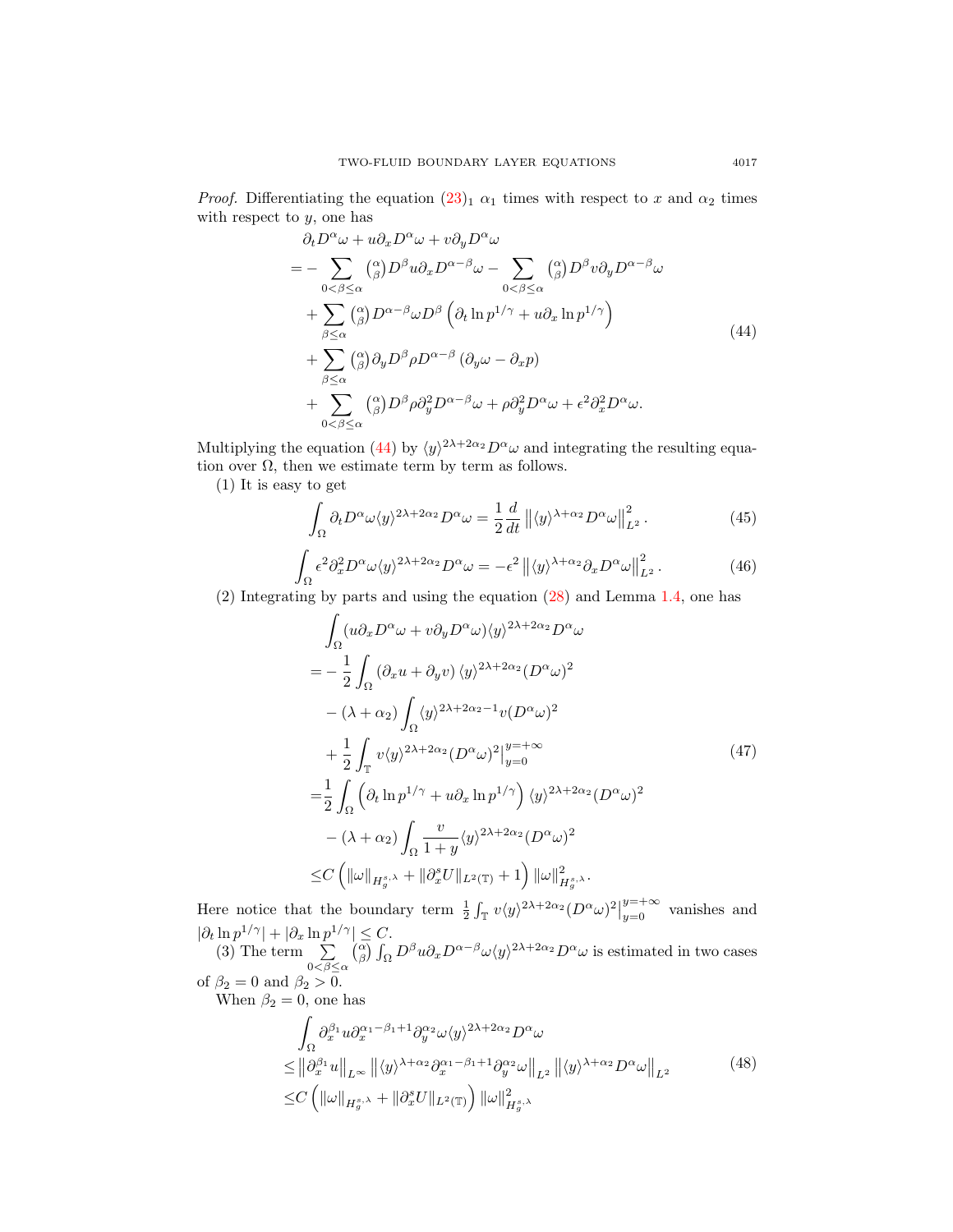*Proof.* Differentiating the equation (23)$_1$ $\alpha_1$ times with respect to $x$ and $\alpha_2$ times with respect to $y$, one has

$$
\begin{aligned}
&\partial_t D^\alpha \omega + u\partial_x D^\alpha \omega + v\partial_y D^\alpha \omega \\
=&-\sum_{0<\beta\le\alpha} \tbinom{\alpha}{\beta} D^\beta u \partial_x D^{\alpha-\beta}\omega - \sum_{0<\beta\le\alpha} \tbinom{\alpha}{\beta} D^\beta v \partial_y D^{\alpha-\beta}\omega \\
&+ \sum_{\beta\le\alpha} \tbinom{\alpha}{\beta} D^{\alpha-\beta}\omega D^\beta \left(\partial_t \ln p^{1/\gamma} + u\partial_x \ln p^{1/\gamma}\right) \\
&+ \sum_{\beta\le\alpha} \tbinom{\alpha}{\beta} \partial_y D^\beta \rho D^{\alpha-\beta}\left(\partial_y\omega - \partial_x p\right) \\
&+ \sum_{0<\beta\le\alpha} \tbinom{\alpha}{\beta} D^\beta \rho \partial_y^2 D^{\alpha-\beta}\omega + \rho\partial_y^2 D^\alpha\omega + \epsilon^2\partial_x^2 D^\alpha\omega.
\end{aligned}
\tag{44}
$$

Multiplying the equation (44) by $\langle y\rangle^{2\lambda+2\alpha_2} D^\alpha\omega$ and integrating the resulting equation over $\Omega$, then we estimate term by term as follows.

(1) It is easy to get

$$
\int_\Omega \partial_t D^\alpha\omega \langle y\rangle^{2\lambda+2\alpha_2} D^\alpha\omega = \frac{1}{2}\frac{d}{dt}\left\|\langle y\rangle^{\lambda+\alpha_2} D^\alpha\omega\right\|_{L^2}^2. \tag{45}
$$

$$
\int_\Omega \epsilon^2\partial_x^2 D^\alpha\omega \langle y\rangle^{2\lambda+2\alpha_2} D^\alpha\omega = -\epsilon^2\left\|\langle y\rangle^{\lambda+\alpha_2}\partial_x D^\alpha\omega\right\|_{L^2}^2. \tag{46}
$$

(2) Integrating by parts and using the equation (28) and Lemma 1.4, one has

$$
\begin{aligned}
&\int_\Omega (u\partial_x D^\alpha\omega + v\partial_y D^\alpha\omega)\langle y\rangle^{2\lambda+2\alpha_2} D^\alpha\omega \\
=&-\frac{1}{2}\int_\Omega \left(\partial_x u + \partial_y v\right)\langle y\rangle^{2\lambda+2\alpha_2}(D^\alpha\omega)^2 \\
&-(\lambda+\alpha_2)\int_\Omega \langle y\rangle^{2\lambda+2\alpha_2-1} v (D^\alpha\omega)^2 \\
&+\frac{1}{2}\int_{\mathbb{T}} v\langle y\rangle^{2\lambda+2\alpha_2}(D^\alpha\omega)^2\Big|_{y=0}^{y=+\infty} \\
=&\frac{1}{2}\int_\Omega \left(\partial_t \ln p^{1/\gamma} + u\partial_x \ln p^{1/\gamma}\right)\langle y\rangle^{2\lambda+2\alpha_2}(D^\alpha\omega)^2 \\
&-(\lambda+\alpha_2)\int_\Omega \frac{v}{1+y}\langle y\rangle^{2\lambda+2\alpha_2}(D^\alpha\omega)^2 \\
\le& C\left(\|\omega\|_{H_g^{s,\lambda}} + \|\partial_x^s U\|_{L^2(\mathbb{T})} + 1\right)\|\omega\|_{H_g^{s,\lambda}}^2.
\end{aligned}
\tag{47}
$$

Here notice that the boundary term $\frac{1}{2}\int_{\mathbb{T}} v\langle y\rangle^{2\lambda+2\alpha_2}(D^\alpha\omega)^2\Big|_{y=0}^{y=+\infty}$ vanishes and $|\partial_t \ln p^{1/\gamma}| + |\partial_x \ln p^{1/\gamma}| \le C$.

(3) The term $\sum\limits_{0<\beta\le\alpha} \tbinom{\alpha}{\beta}\int_\Omega D^\beta u\partial_x D^{\alpha-\beta}\omega\langle y\rangle^{2\lambda+2\alpha_2} D^\alpha\omega$ is estimated in two cases of $\beta_2 = 0$ and $\beta_2 > 0$.

When $\beta_2 = 0$, one has

$$
\begin{aligned}
&\int_\Omega \partial_x^{\beta_1} u \partial_x^{\alpha_1-\beta_1+1}\partial_y^{\alpha_2}\omega\langle y\rangle^{2\lambda+2\alpha_2} D^\alpha\omega \\
\le& \left\|\partial_x^{\beta_1} u\right\|_{L^\infty}\left\|\langle y\rangle^{\lambda+\alpha_2}\partial_x^{\alpha_1-\beta_1+1}\partial_y^{\alpha_2}\omega\right\|_{L^2}\left\|\langle y\rangle^{\lambda+\alpha_2} D^\alpha\omega\right\|_{L^2} \\
\le& C\left(\|\omega\|_{H_g^{s,\lambda}} + \|\partial_x^s U\|_{L^2(\mathbb{T})}\right)\|\omega\|_{H_g^{s,\lambda}}^2
\end{aligned}
\tag{48}
$$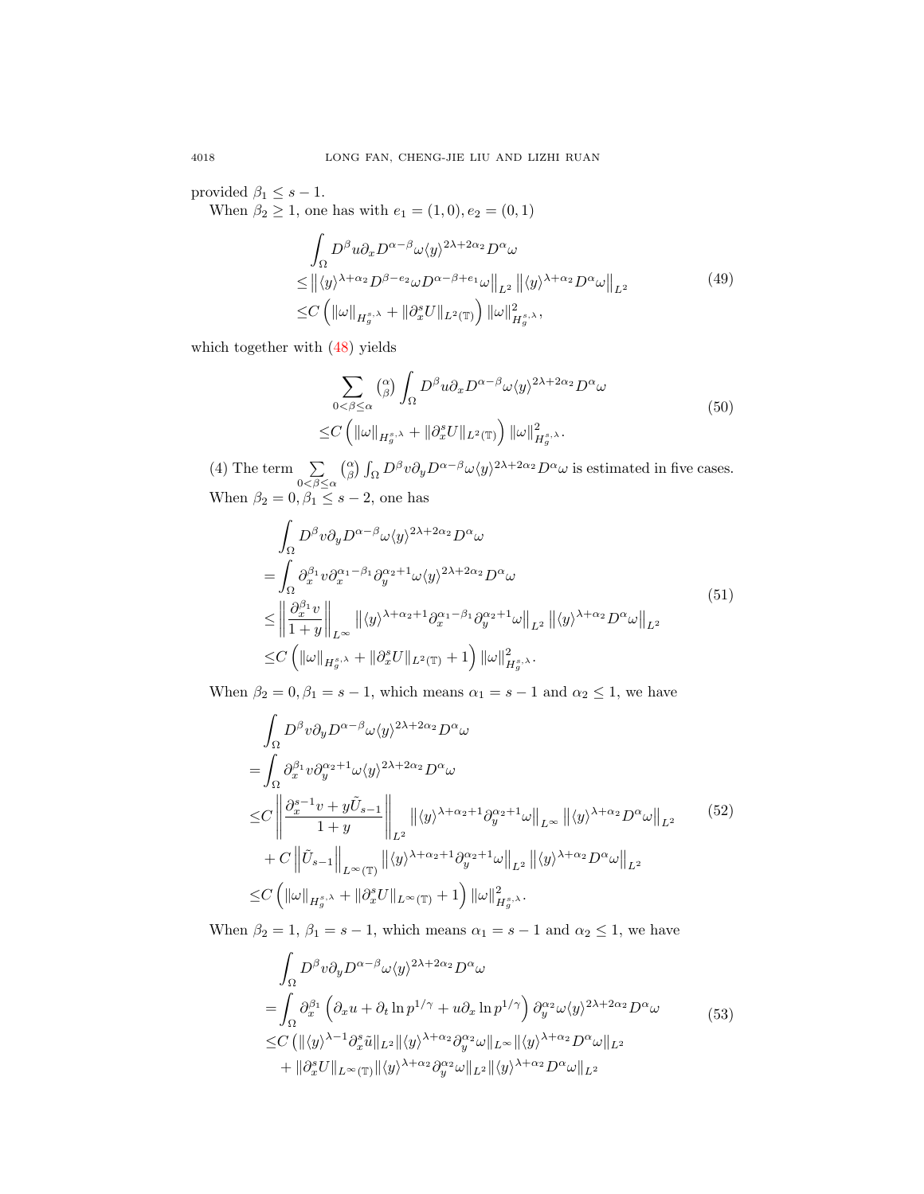provided $\beta_1 \leq s-1$.

When $\beta_2 \geq 1$, one has with $e_1=(1,0), e_2=(0,1)$

$$
\begin{aligned}
&\int_\Omega D^\beta u \partial_x D^{\alpha-\beta}\omega \langle y\rangle^{2\lambda+2\alpha_2} D^\alpha \omega \\
\leq & \left\| \langle y\rangle^{\lambda+\alpha_2} D^{\beta-e_2}\omega D^{\alpha-\beta+e_1}\omega \right\|_{L^2} \left\| \langle y\rangle^{\lambda+\alpha_2} D^\alpha \omega \right\|_{L^2} \\
\leq & C\left( \|\omega\|_{H_g^{s,\lambda}} + \|\partial_x^s U\|_{L^2(\mathbb{T})} \right) \|\omega\|^2_{H_g^{s,\lambda}},
\end{aligned}
\tag{49}
$$

which together with (48) yields

$$
\begin{aligned}
&\sum_{0<\beta\leq\alpha} \binom{\alpha}{\beta} \int_\Omega D^\beta u \partial_x D^{\alpha-\beta}\omega \langle y\rangle^{2\lambda+2\alpha_2} D^\alpha \omega \\
\leq & C\left( \|\omega\|_{H_g^{s,\lambda}} + \|\partial_x^s U\|_{L^2(\mathbb{T})} \right) \|\omega\|^2_{H_g^{s,\lambda}}.
\end{aligned}
\tag{50}
$$

(4) The term $\sum_{0<\beta\leq\alpha} \binom{\alpha}{\beta} \int_\Omega D^\beta v \partial_y D^{\alpha-\beta}\omega \langle y\rangle^{2\lambda+2\alpha_2} D^\alpha \omega$ is estimated in five cases.

When $\beta_2 = 0, \beta_1 \leq s-2$, one has

$$
\begin{aligned}
&\int_\Omega D^\beta v \partial_y D^{\alpha-\beta}\omega \langle y\rangle^{2\lambda+2\alpha_2} D^\alpha \omega \\
=& \int_\Omega \partial_x^{\beta_1} v \partial_x^{\alpha_1-\beta_1}\partial_y^{\alpha_2+1}\omega \langle y\rangle^{2\lambda+2\alpha_2} D^\alpha \omega \\
\leq & \left\| \frac{\partial_x^{\beta_1} v}{1+y} \right\|_{L^\infty} \left\| \langle y\rangle^{\lambda+\alpha_2+1} \partial_x^{\alpha_1-\beta_1}\partial_y^{\alpha_2+1}\omega \right\|_{L^2} \left\| \langle y\rangle^{\lambda+\alpha_2} D^\alpha \omega \right\|_{L^2} \\
\leq & C\left( \|\omega\|_{H_g^{s,\lambda}} + \|\partial_x^s U\|_{L^2(\mathbb{T})} + 1 \right) \|\omega\|^2_{H_g^{s,\lambda}}.
\end{aligned}
\tag{51}
$$

When $\beta_2 = 0, \beta_1 = s-1$, which means $\alpha_1 = s-1$ and $\alpha_2 \leq 1$, we have

$$
\begin{aligned}
&\int_\Omega D^\beta v \partial_y D^{\alpha-\beta}\omega \langle y\rangle^{2\lambda+2\alpha_2} D^\alpha \omega \\
=& \int_\Omega \partial_x^{\beta_1} v \partial_y^{\alpha_2+1}\omega \langle y\rangle^{2\lambda+2\alpha_2} D^\alpha \omega \\
\leq & C\left\| \frac{\partial_x^{s-1} v + y\tilde{U}_{s-1}}{1+y} \right\|_{L^2} \left\| \langle y\rangle^{\lambda+\alpha_2+1} \partial_y^{\alpha_2+1}\omega \right\|_{L^\infty} \left\| \langle y\rangle^{\lambda+\alpha_2} D^\alpha \omega \right\|_{L^2} \\
&+ C\left\| \tilde{U}_{s-1} \right\|_{L^\infty(\mathbb{T})} \left\| \langle y\rangle^{\lambda+\alpha_2+1} \partial_y^{\alpha_2+1}\omega \right\|_{L^2} \left\| \langle y\rangle^{\lambda+\alpha_2} D^\alpha \omega \right\|_{L^2} \\
\leq & C\left( \|\omega\|_{H_g^{s,\lambda}} + \|\partial_x^s U\|_{L^\infty(\mathbb{T})} + 1 \right) \|\omega\|^2_{H_g^{s,\lambda}}.
\end{aligned}
\tag{52}
$$

When $\beta_2 = 1$, $\beta_1 = s-1$, which means $\alpha_1 = s-1$ and $\alpha_2 \leq 1$, we have

$$
\begin{aligned}
&\int_\Omega D^\beta v \partial_y D^{\alpha-\beta}\omega \langle y\rangle^{2\lambda+2\alpha_2} D^\alpha \omega \\
=& \int_\Omega \partial_x^{\beta_1} \left( \partial_x u + \partial_t \ln p^{1/\gamma} + u\partial_x \ln p^{1/\gamma} \right) \partial_y^{\alpha_2}\omega \langle y\rangle^{2\lambda+2\alpha_2} D^\alpha \omega \\
\leq & C\big( \|\langle y\rangle^{\lambda-1} \partial_x^s \tilde{u}\|_{L^2} \|\langle y\rangle^{\lambda+\alpha_2} \partial_y^{\alpha_2}\omega\|_{L^\infty} \|\langle y\rangle^{\lambda+\alpha_2} D^\alpha \omega\|_{L^2} \\
&+ \|\partial_x^s U\|_{L^\infty(\mathbb{T})} \|\langle y\rangle^{\lambda+\alpha_2} \partial_y^{\alpha_2}\omega\|_{L^2} \|\langle y\rangle^{\lambda+\alpha_2} D^\alpha \omega\|_{L^2}
\end{aligned}
\tag{53}
$$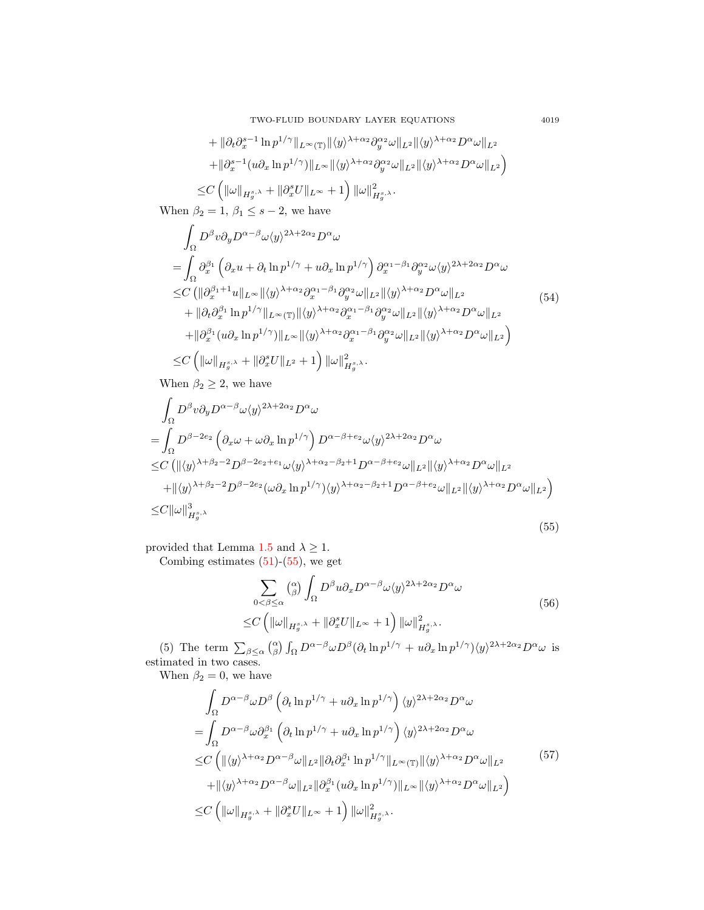$$
\begin{aligned}
&+\|\partial_t\partial_x^{s-1}\ln p^{1/\gamma}\|_{L^\infty(\mathbb{T})}\|\langle y\rangle^{\lambda+\alpha_2}\partial_y^{\alpha_2}\omega\|_{L^2}\|\langle y\rangle^{\lambda+\alpha_2}D^\alpha\omega\|_{L^2}\\
&+\|\partial_x^{s-1}(u\partial_x\ln p^{1/\gamma})\|_{L^\infty}\|\langle y\rangle^{\lambda+\alpha_2}\partial_y^{\alpha_2}\omega\|_{L^2}\|\langle y\rangle^{\lambda+\alpha_2}D^\alpha\omega\|_{L^2}\Big)\\
\leq& C\left(\|\omega\|_{H_g^{s,\lambda}}+\|\partial_x^s U\|_{L^\infty}+1\right)\|\omega\|^2_{H_g^{s,\lambda}}.
\end{aligned}
$$

When $\beta_2=1$, $\beta_1\leq s-2$, we have

$$
\begin{aligned}
&\int_\Omega D^\beta v\partial_y D^{\alpha-\beta}\omega\langle y\rangle^{2\lambda+2\alpha_2}D^\alpha\omega\\
=&\int_\Omega \partial_x^{\beta_1}\left(\partial_x u+\partial_t\ln p^{1/\gamma}+u\partial_x\ln p^{1/\gamma}\right)\partial_x^{\alpha_1-\beta_1}\partial_y^{\alpha_2}\omega\langle y\rangle^{2\lambda+2\alpha_2}D^\alpha\omega\\
\leq& C\big(\|\partial_x^{\beta_1+1}u\|_{L^\infty}\|\langle y\rangle^{\lambda+\alpha_2}\partial_x^{\alpha_1-\beta_1}\partial_y^{\alpha_2}\omega\|_{L^2}\|\langle y\rangle^{\lambda+\alpha_2}D^\alpha\omega\|_{L^2}\\
&+\|\partial_t\partial_x^{\beta_1}\ln p^{1/\gamma}\|_{L^\infty(\mathbb{T})}\|\langle y\rangle^{\lambda+\alpha_2}\partial_x^{\alpha_1-\beta_1}\partial_y^{\alpha_2}\omega\|_{L^2}\|\langle y\rangle^{\lambda+\alpha_2}D^\alpha\omega\|_{L^2}\\
&+\|\partial_x^{\beta_1}(u\partial_x\ln p^{1/\gamma})\|_{L^\infty}\|\langle y\rangle^{\lambda+\alpha_2}\partial_x^{\alpha_1-\beta_1}\partial_y^{\alpha_2}\omega\|_{L^2}\|\langle y\rangle^{\lambda+\alpha_2}D^\alpha\omega\|_{L^2}\Big)\\
\leq& C\left(\|\omega\|_{H_g^{s,\lambda}}+\|\partial_x^s U\|_{L^2}+1\right)\|\omega\|^2_{H_g^{s,\lambda}}.
\end{aligned}
\tag{54}
$$

When $\beta_2\geq 2$, we have

$$
\begin{aligned}
&\int_\Omega D^\beta v\partial_y D^{\alpha-\beta}\omega\langle y\rangle^{2\lambda+2\alpha_2}D^\alpha\omega\\
=&\int_\Omega D^{\beta-2e_2}\left(\partial_x\omega+\omega\partial_x\ln p^{1/\gamma}\right)D^{\alpha-\beta+e_2}\omega\langle y\rangle^{2\lambda+2\alpha_2}D^\alpha\omega\\
\leq& C\big(\|\langle y\rangle^{\lambda+\beta_2-2}D^{\beta-2e_2+e_1}\omega\langle y\rangle^{\lambda+\alpha_2-\beta_2+1}D^{\alpha-\beta+e_2}\omega\|_{L^2}\|\langle y\rangle^{\lambda+\alpha_2}D^\alpha\omega\|_{L^2}\\
&+\|\langle y\rangle^{\lambda+\beta_2-2}D^{\beta-2e_2}(\omega\partial_x\ln p^{1/\gamma})\langle y\rangle^{\lambda+\alpha_2-\beta_2+1}D^{\alpha-\beta+e_2}\omega\|_{L^2}\|\langle y\rangle^{\lambda+\alpha_2}D^\alpha\omega\|_{L^2}\Big)\\
\leq& C\|\omega\|^3_{H_g^{s,\lambda}}
\end{aligned}
\tag{55}
$$

provided that Lemma 1.5 and $\lambda\geq 1$.

Combing estimates (51)-(55), we get

$$
\begin{aligned}
&\sum_{0<\beta\leq\alpha}\binom{\alpha}{\beta}\int_\Omega D^\beta u\partial_x D^{\alpha-\beta}\omega\langle y\rangle^{2\lambda+2\alpha_2}D^\alpha\omega\\
\leq& C\left(\|\omega\|_{H_g^{s,\lambda}}+\|\partial_x^s U\|_{L^\infty}+1\right)\|\omega\|^2_{H_g^{s,\lambda}}.
\end{aligned}
\tag{56}
$$

(5) The term $\sum_{\beta\leq\alpha}\binom{\alpha}{\beta}\int_\Omega D^{\alpha-\beta}\omega D^\beta(\partial_t\ln p^{1/\gamma}+u\partial_x\ln p^{1/\gamma})\langle y\rangle^{2\lambda+2\alpha_2}D^\alpha\omega$ is estimated in two cases.

When $\beta_2=0$, we have

$$
\begin{aligned}
&\int_\Omega D^{\alpha-\beta}\omega D^\beta\left(\partial_t\ln p^{1/\gamma}+u\partial_x\ln p^{1/\gamma}\right)\langle y\rangle^{2\lambda+2\alpha_2}D^\alpha\omega\\
=&\int_\Omega D^{\alpha-\beta}\omega\partial_x^{\beta_1}\left(\partial_t\ln p^{1/\gamma}+u\partial_x\ln p^{1/\gamma}\right)\langle y\rangle^{2\lambda+2\alpha_2}D^\alpha\omega\\
\leq& C\Big(\|\langle y\rangle^{\lambda+\alpha_2}D^{\alpha-\beta}\omega\|_{L^2}\|\partial_t\partial_x^{\beta_1}\ln p^{1/\gamma}\|_{L^\infty(\mathbb{T})}\|\langle y\rangle^{\lambda+\alpha_2}D^\alpha\omega\|_{L^2}\\
&+\|\langle y\rangle^{\lambda+\alpha_2}D^{\alpha-\beta}\omega\|_{L^2}\|\partial_x^{\beta_1}(u\partial_x\ln p^{1/\gamma})\|_{L^\infty}\|\langle y\rangle^{\lambda+\alpha_2}D^\alpha\omega\|_{L^2}\Big)\\
\leq& C\left(\|\omega\|_{H_g^{s,\lambda}}+\|\partial_x^s U\|_{L^\infty}+1\right)\|\omega\|^2_{H_g^{s,\lambda}}.
\end{aligned}
\tag{57}
$$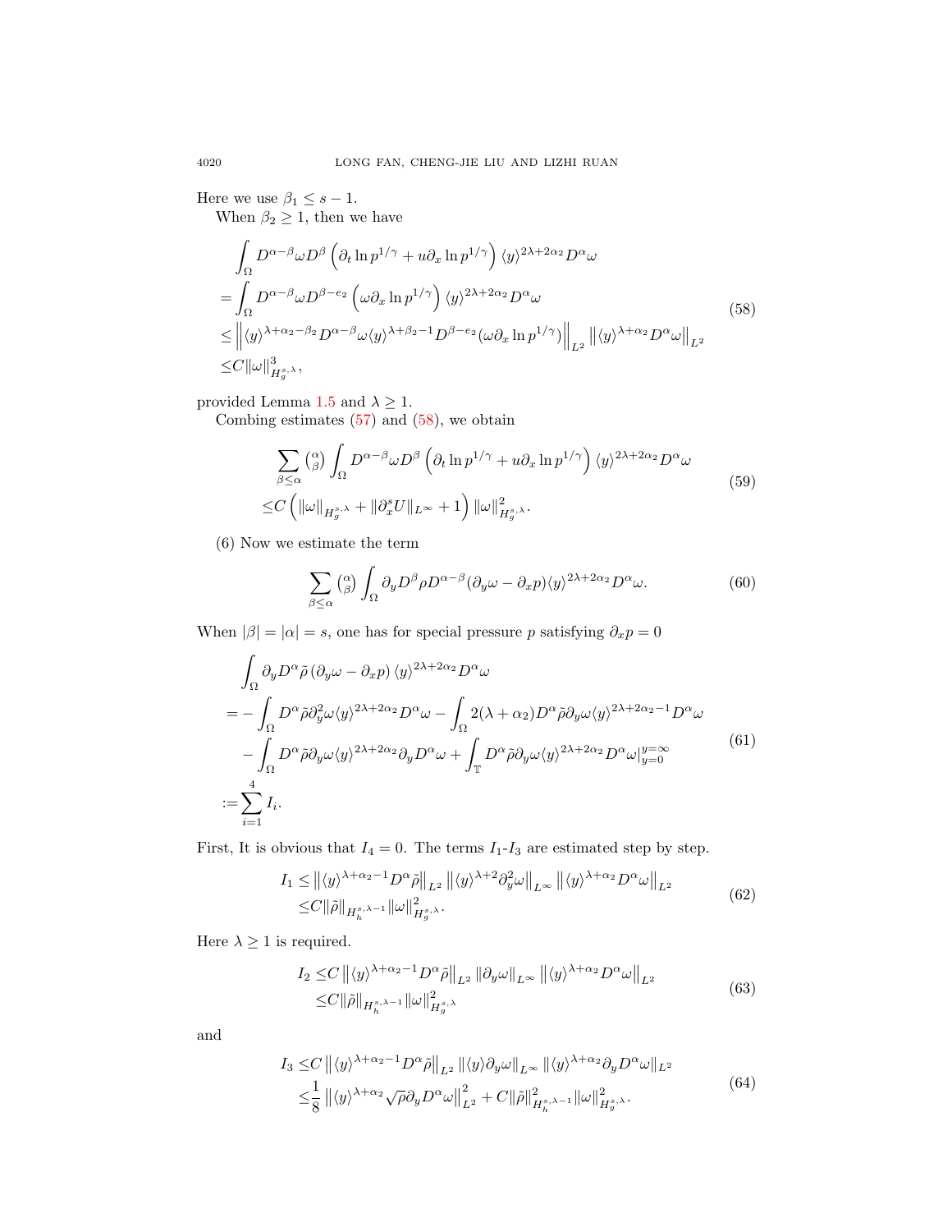Here we use $\beta_1 \le s-1$.

When $\beta_2 \ge 1$, then we have

$$
\begin{aligned}
&\int_\Omega D^{\alpha-\beta}\omega D^\beta \left(\partial_t \ln p^{1/\gamma} + u\partial_x \ln p^{1/\gamma}\right)\langle y\rangle^{2\lambda+2\alpha_2} D^\alpha \omega \\
=&\int_\Omega D^{\alpha-\beta}\omega D^{\beta-e_2}\left(\omega\partial_x \ln p^{1/\gamma}\right)\langle y\rangle^{2\lambda+2\alpha_2}D^\alpha\omega \\
\le&\left\|\langle y\rangle^{\lambda+\alpha_2-\beta_2}D^{\alpha-\beta}\omega\langle y\rangle^{\lambda+\beta_2-1}D^{\beta-e_2}(\omega\partial_x\ln p^{1/\gamma})\right\|_{L^2}\left\|\langle y\rangle^{\lambda+\alpha_2}D^\alpha\omega\right\|_{L^2} \\
\le& C\|\omega\|^3_{H_g^{s,\lambda}},
\end{aligned}
\tag{58}
$$

provided Lemma 1.5 and $\lambda \ge 1$.

Combing estimates (57) and (58), we obtain

$$
\begin{aligned}
&\sum_{\beta\le\alpha}\binom{\alpha}{\beta}\int_\Omega D^{\alpha-\beta}\omega D^\beta\left(\partial_t\ln p^{1/\gamma}+u\partial_x\ln p^{1/\gamma}\right)\langle y\rangle^{2\lambda+2\alpha_2}D^\alpha\omega \\
\le& C\left(\|\omega\|_{H_g^{s,\lambda}}+\|\partial_x^s U\|_{L^\infty}+1\right)\|\omega\|^2_{H_g^{s,\lambda}}.
\end{aligned}
\tag{59}
$$

(6) Now we estimate the term

$$
\sum_{\beta\le\alpha}\binom{\alpha}{\beta}\int_\Omega \partial_y D^\beta\rho D^{\alpha-\beta}(\partial_y\omega-\partial_x p)\langle y\rangle^{2\lambda+2\alpha_2}D^\alpha\omega. \tag{60}
$$

When $|\beta|=|\alpha|=s$, one has for special pressure $p$ satisfying $\partial_x p=0$

$$
\begin{aligned}
&\int_\Omega \partial_y D^\alpha\tilde\rho\left(\partial_y\omega-\partial_x p\right)\langle y\rangle^{2\lambda+2\alpha_2}D^\alpha\omega \\
=&-\int_\Omega D^\alpha\tilde\rho\partial_y^2\omega\langle y\rangle^{2\lambda+2\alpha_2}D^\alpha\omega-\int_\Omega 2(\lambda+\alpha_2)D^\alpha\tilde\rho\partial_y\omega\langle y\rangle^{2\lambda+2\alpha_2-1}D^\alpha\omega \\
&-\int_\Omega D^\alpha\tilde\rho\partial_y\omega\langle y\rangle^{2\lambda+2\alpha_2}\partial_y D^\alpha\omega+\int_{\mathbb{T}} D^\alpha\tilde\rho\partial_y\omega\langle y\rangle^{2\lambda+2\alpha_2}D^\alpha\omega|_{y=0}^{y=\infty} \\
:=&\sum_{i=1}^4 I_i.
\end{aligned}
\tag{61}
$$

First, It is obvious that $I_4=0$. The terms $I_1$-$I_3$ are estimated step by step.

$$
\begin{aligned}
I_1 \le& \left\|\langle y\rangle^{\lambda+\alpha_2-1}D^\alpha\tilde\rho\right\|_{L^2}\left\|\langle y\rangle^{\lambda+2}\partial_y^2\omega\right\|_{L^\infty}\left\|\langle y\rangle^{\lambda+\alpha_2}D^\alpha\omega\right\|_{L^2} \\
\le& C\|\tilde\rho\|_{H_h^{s,\lambda-1}}\|\omega\|^2_{H_g^{s,\lambda}}.
\end{aligned}
\tag{62}
$$

Here $\lambda \ge 1$ is required.

$$
\begin{aligned}
I_2 \le& C\left\|\langle y\rangle^{\lambda+\alpha_2-1}D^\alpha\tilde\rho\right\|_{L^2}\|\partial_y\omega\|_{L^\infty}\left\|\langle y\rangle^{\lambda+\alpha_2}D^\alpha\omega\right\|_{L^2} \\
\le& C\|\tilde\rho\|_{H_h^{s,\lambda-1}}\|\omega\|^2_{H_g^{s,\lambda}}
\end{aligned}
\tag{63}
$$

and

$$
\begin{aligned}
I_3 \le& C\left\|\langle y\rangle^{\lambda+\alpha_2-1}D^\alpha\tilde\rho\right\|_{L^2}\|\langle y\rangle\partial_y\omega\|_{L^\infty}\|\langle y\rangle^{\lambda+\alpha_2}\partial_y D^\alpha\omega\|_{L^2} \\
\le& \frac{1}{8}\left\|\langle y\rangle^{\lambda+\alpha_2}\sqrt{\rho}\partial_y D^\alpha\omega\right\|^2_{L^2}+C\|\tilde\rho\|^2_{H_h^{s,\lambda-1}}\|\omega\|^2_{H_g^{s,\lambda}}.
\end{aligned}
\tag{64}
$$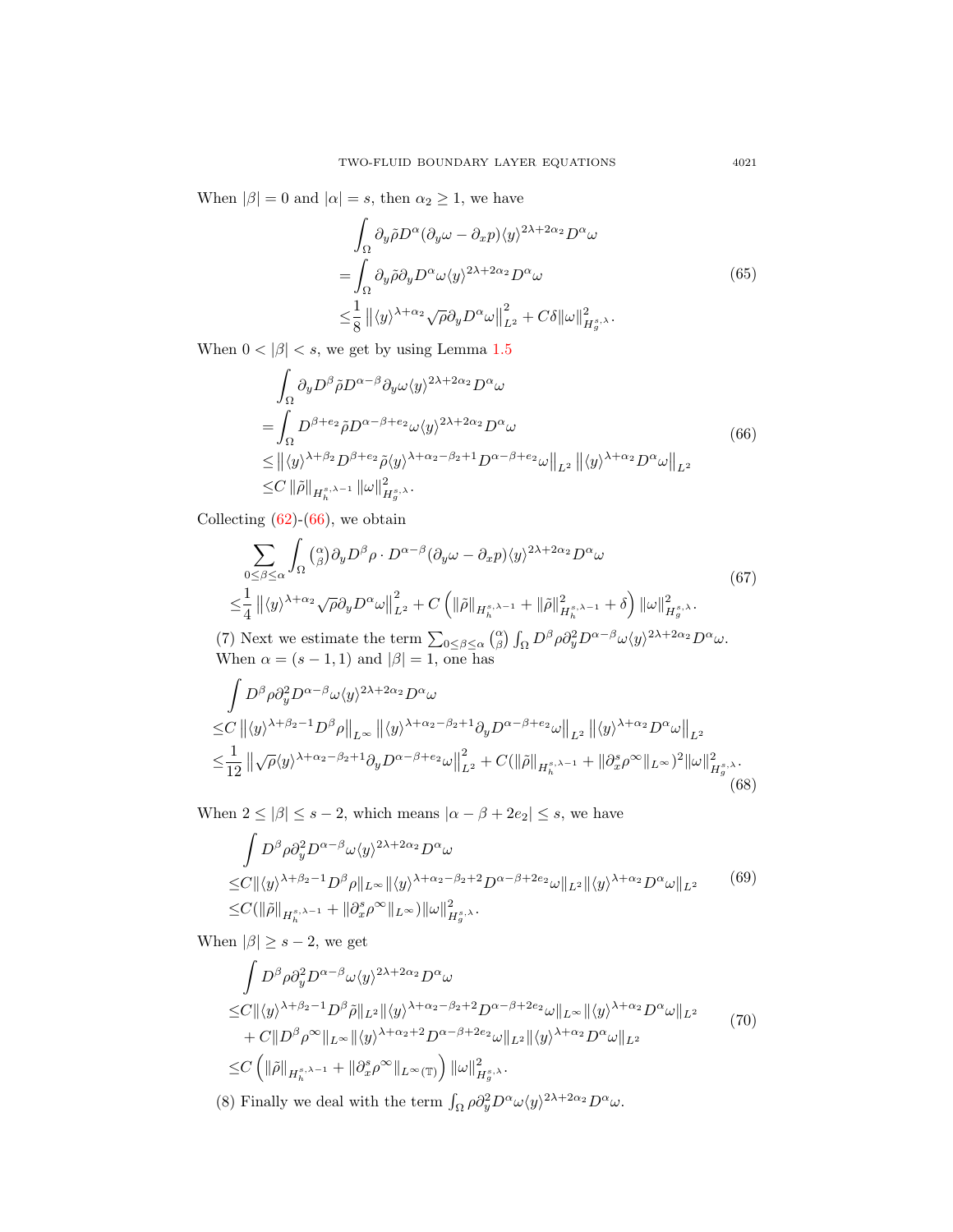When $|\beta| = 0$ and $|\alpha| = s$, then $\alpha_2 \geq 1$, we have

$$
\begin{aligned}
&\int_\Omega \partial_y \tilde{\rho} D^\alpha (\partial_y \omega - \partial_x p) \langle y \rangle^{2\lambda + 2\alpha_2} D^\alpha \omega \\
=&\int_\Omega \partial_y \tilde{\rho} \partial_y D^\alpha \omega \langle y \rangle^{2\lambda + 2\alpha_2} D^\alpha \omega \\
\leq& \frac{1}{8} \left\| \langle y \rangle^{\lambda + \alpha_2} \sqrt{\rho} \partial_y D^\alpha \omega \right\|_{L^2}^2 + C\delta \|\omega\|_{H_g^{s,\lambda}}^2.
\end{aligned}
\tag{65}
$$

When $0 < |\beta| < s$, we get by using Lemma 1.5

$$
\begin{aligned}
&\int_\Omega \partial_y D^\beta \tilde{\rho} D^{\alpha-\beta} \partial_y \omega \langle y \rangle^{2\lambda + 2\alpha_2} D^\alpha \omega \\
=&\int_\Omega D^{\beta + e_2} \tilde{\rho} D^{\alpha - \beta + e_2} \omega \langle y \rangle^{2\lambda + 2\alpha_2} D^\alpha \omega \\
\leq& \left\| \langle y \rangle^{\lambda + \beta_2} D^{\beta + e_2} \tilde{\rho} \langle y \rangle^{\lambda + \alpha_2 - \beta_2 + 1} D^{\alpha - \beta + e_2} \omega \right\|_{L^2} \left\| \langle y \rangle^{\lambda + \alpha_2} D^\alpha \omega \right\|_{L^2} \\
\leq& C \left\| \tilde{\rho} \right\|_{H_h^{s,\lambda-1}} \|\omega\|_{H_g^{s,\lambda}}^2.
\end{aligned}
\tag{66}
$$

Collecting (62)-(66), we obtain

$$
\begin{aligned}
&\sum_{0 \leq \beta \leq \alpha} \int_\Omega \binom{\alpha}{\beta} \partial_y D^\beta \rho \cdot D^{\alpha - \beta} (\partial_y \omega - \partial_x p) \langle y \rangle^{2\lambda + 2\alpha_2} D^\alpha \omega \\
\leq& \frac{1}{4} \left\| \langle y \rangle^{\lambda + \alpha_2} \sqrt{\rho} \partial_y D^\alpha \omega \right\|_{L^2}^2 + C \left( \|\tilde{\rho}\|_{H_h^{s,\lambda-1}} + \|\tilde{\rho}\|_{H_h^{s,\lambda-1}}^2 + \delta \right) \|\omega\|_{H_g^{s,\lambda}}^2.
\end{aligned}
\tag{67}
$$

(7) Next we estimate the term $\sum_{0 \leq \beta \leq \alpha} \binom{\alpha}{\beta} \int_\Omega D^\beta \rho \partial_y^2 D^{\alpha-\beta} \omega \langle y \rangle^{2\lambda + 2\alpha_2} D^\alpha \omega$. When $\alpha = (s-1, 1)$ and $|\beta| = 1$, one has

$$
\begin{aligned}
&\int D^\beta \rho \partial_y^2 D^{\alpha - \beta} \omega \langle y \rangle^{2\lambda + 2\alpha_2} D^\alpha \omega \\
\leq& C \left\| \langle y \rangle^{\lambda + \beta_2 - 1} D^\beta \rho \right\|_{L^\infty} \left\| \langle y \rangle^{\lambda + \alpha_2 - \beta_2 + 1} \partial_y D^{\alpha - \beta + e_2} \omega \right\|_{L^2} \left\| \langle y \rangle^{\lambda + \alpha_2} D^\alpha \omega \right\|_{L^2} \\
\leq& \frac{1}{12} \left\| \sqrt{\rho} \langle y \rangle^{\lambda + \alpha_2 - \beta_2 + 1} \partial_y D^{\alpha - \beta + e_2} \omega \right\|_{L^2}^2 + C (\|\tilde{\rho}\|_{H_h^{s,\lambda-1}} + \|\partial_x^s \rho^\infty\|_{L^\infty})^2 \|\omega\|_{H_g^{s,\lambda}}^2.
\end{aligned}
\tag{68}
$$

When $2 \leq |\beta| \leq s-2$, which means $|\alpha - \beta + 2e_2| \leq s$, we have

$$
\begin{aligned}
&\int D^\beta \rho \partial_y^2 D^{\alpha-\beta} \omega \langle y \rangle^{2\lambda + 2\alpha_2} D^\alpha \omega \\
\leq& C \|\langle y \rangle^{\lambda + \beta_2 - 1} D^\beta \rho\|_{L^\infty} \|\langle y \rangle^{\lambda + \alpha_2 - \beta_2 + 2} D^{\alpha - \beta + 2e_2} \omega\|_{L^2} \|\langle y \rangle^{\lambda + \alpha_2} D^\alpha \omega\|_{L^2} \\
\leq& C (\|\tilde{\rho}\|_{H_h^{s,\lambda-1}} + \|\partial_x^s \rho^\infty\|_{L^\infty}) \|\omega\|_{H_g^{s,\lambda}}^2.
\end{aligned}
\tag{69}
$$

When $|\beta| \geq s-2$, we get

$$
\begin{aligned}
&\int D^\beta \rho \partial_y^2 D^{\alpha-\beta} \omega \langle y \rangle^{2\lambda + 2\alpha_2} D^\alpha \omega \\
\leq& C \|\langle y \rangle^{\lambda + \beta_2 - 1} D^\beta \tilde{\rho}\|_{L^2} \|\langle y \rangle^{\lambda + \alpha_2 - \beta_2 + 2} D^{\alpha - \beta + 2e_2} \omega\|_{L^\infty} \|\langle y \rangle^{\lambda + \alpha_2} D^\alpha \omega\|_{L^2} \\
&+ C \|D^\beta \rho^\infty\|_{L^\infty} \|\langle y \rangle^{\lambda + \alpha_2 + 2} D^{\alpha - \beta + 2e_2} \omega\|_{L^2} \|\langle y \rangle^{\lambda + \alpha_2} D^\alpha \omega\|_{L^2} \\
\leq& C \left( \|\tilde{\rho}\|_{H_h^{s,\lambda-1}} + \|\partial_x^s \rho^\infty\|_{L^\infty(\mathbb{T})} \right) \|\omega\|_{H_g^{s,\lambda}}^2.
\end{aligned}
\tag{70}
$$

(8) Finally we deal with the term $\int_\Omega \rho \partial_y^2 D^\alpha \omega \langle y \rangle^{2\lambda + 2\alpha_2} D^\alpha \omega$.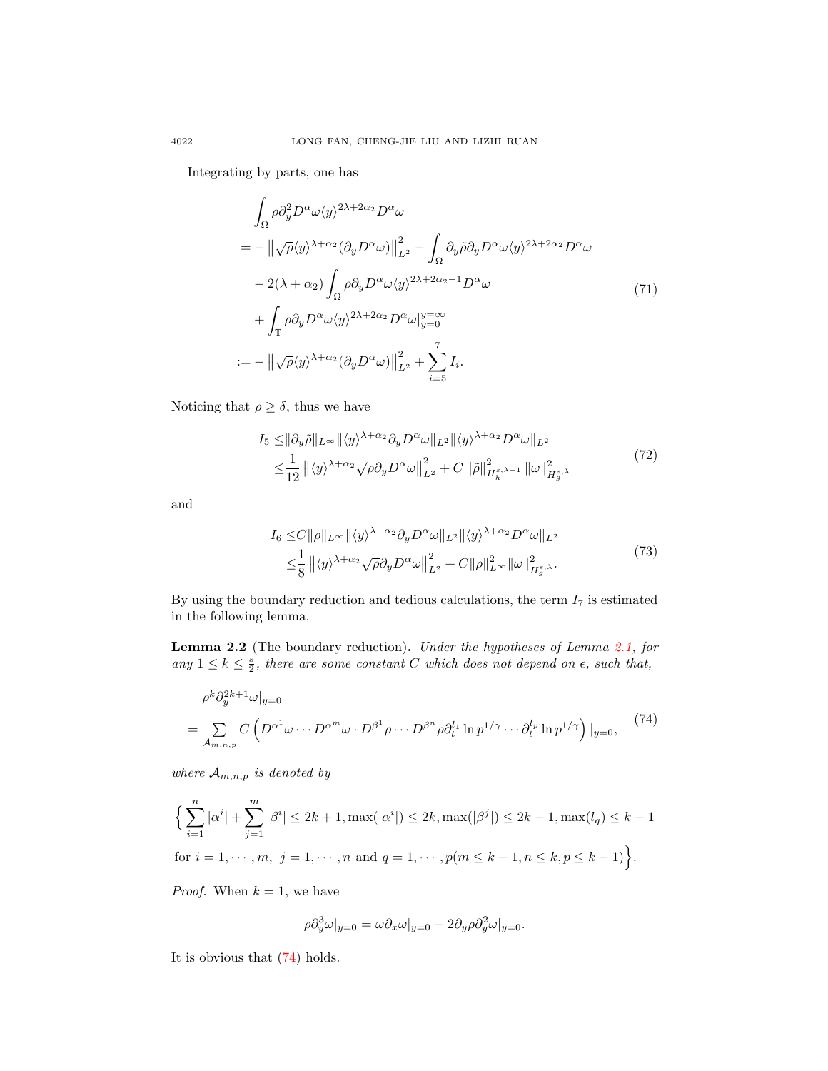Integrating by parts, one has

$$
\begin{aligned}
&\int_\Omega \rho \partial_y^2 D^\alpha \omega \langle y\rangle^{2\lambda+2\alpha_2} D^\alpha \omega \\
=& -\left\|\sqrt{\rho}\langle y\rangle^{\lambda+\alpha_2}(\partial_y D^\alpha \omega)\right\|_{L^2}^2 - \int_\Omega \partial_y \tilde{\rho} \partial_y D^\alpha \omega \langle y\rangle^{2\lambda+2\alpha_2} D^\alpha \omega \\
& - 2(\lambda+\alpha_2)\int_\Omega \rho \partial_y D^\alpha \omega \langle y\rangle^{2\lambda+2\alpha_2-1} D^\alpha \omega \\
& + \int_{\mathbb{T}} \rho \partial_y D^\alpha \omega \langle y\rangle^{2\lambda+2\alpha_2} D^\alpha \omega|_{y=0}^{y=\infty} \\
:=& -\left\|\sqrt{\rho}\langle y\rangle^{\lambda+\alpha_2}(\partial_y D^\alpha \omega)\right\|_{L^2}^2 + \sum_{i=5}^{7} I_i.
\end{aligned} \tag{71}
$$

Noticing that $\rho \geq \delta$, thus we have

$$
\begin{aligned}
I_5 \leq& \|\partial_y \tilde{\rho}\|_{L^\infty} \|\langle y\rangle^{\lambda+\alpha_2} \partial_y D^\alpha \omega\|_{L^2} \|\langle y\rangle^{\lambda+\alpha_2} D^\alpha \omega\|_{L^2} \\
\leq& \frac{1}{12}\left\|\langle y\rangle^{\lambda+\alpha_2}\sqrt{\rho}\partial_y D^\alpha \omega\right\|_{L^2}^2 + C\left\|\tilde{\rho}\right\|_{H_h^{s,\lambda-1}}^2 \left\|\omega\right\|_{H_g^{s,\lambda}}^2
\end{aligned} \tag{72}
$$

and

$$
\begin{aligned}
I_6 \leq& C\|\rho\|_{L^\infty} \|\langle y\rangle^{\lambda+\alpha_2} \partial_y D^\alpha \omega\|_{L^2} \|\langle y\rangle^{\lambda+\alpha_2} D^\alpha \omega\|_{L^2} \\
\leq& \frac{1}{8}\left\|\langle y\rangle^{\lambda+\alpha_2}\sqrt{\rho}\partial_y D^\alpha \omega\right\|_{L^2}^2 + C\|\rho\|_{L^\infty}^2 \left\|\omega\right\|_{H_g^{s,\lambda}}^2.
\end{aligned} \tag{73}
$$

By using the boundary reduction and tedious calculations, the term $I_7$ is estimated in the following lemma.

**Lemma 2.2** (The boundary reduction). *Under the hypotheses of Lemma 2.1, for any $1 \leq k \leq \frac{s}{2}$, there are some constant $C$ which does not depend on $\epsilon$, such that,*

$$
\begin{aligned}
&\rho^k \partial_y^{2k+1} \omega|_{y=0} \\
=& \sum_{\mathcal{A}_{m,n,p}} C\left(D^{\alpha^1}\omega \cdots D^{\alpha^m}\omega \cdot D^{\beta^1}\rho \cdots D^{\beta^n}\rho \partial_t^{l_1} \ln p^{1/\gamma} \cdots \partial_t^{l_p} \ln p^{1/\gamma}\right)|_{y=0},
\end{aligned} \tag{74}
$$

*where $\mathcal{A}_{m,n,p}$ is denoted by*

$$
\Big\{ \sum_{i=1}^{n} |\alpha^i| + \sum_{j=1}^{m} |\beta^i| \leq 2k+1, \max(|\alpha^i|) \leq 2k, \max(|\beta^j|) \leq 2k-1, \max(l_q) \leq k-1
$$
$$
\text{for } i = 1, \cdots, m,\ j = 1, \cdots, n \text{ and } q = 1, \cdots, p (m \leq k+1, n \leq k, p \leq k-1) \Big\}.
$$

*Proof.* When $k = 1$, we have

$$
\rho \partial_y^3 \omega|_{y=0} = \omega \partial_x \omega|_{y=0} - 2\partial_y \rho \partial_y^2 \omega|_{y=0}.
$$

It is obvious that (74) holds.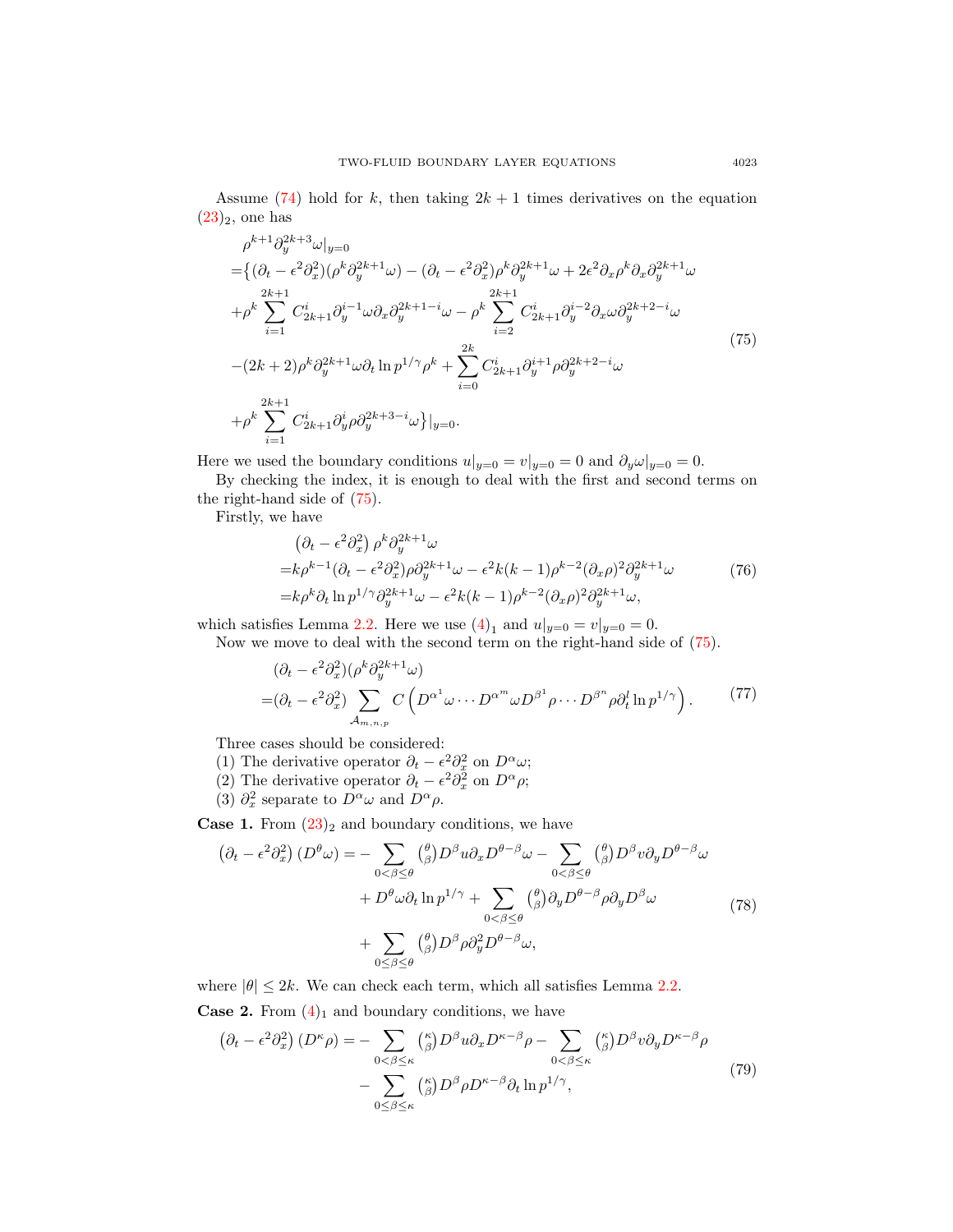Assume (74) hold for $k$, then taking $2k+1$ times derivatives on the equation $(23)_2$, one has

$$
\begin{aligned}
&\rho^{k+1}\partial_y^{2k+3}\omega|_{y=0}\\
=&\big\{(\partial_t-\epsilon^2\partial_x^2)(\rho^k\partial_y^{2k+1}\omega)-(\partial_t-\epsilon^2\partial_x^2)\rho^k\partial_y^{2k+1}\omega+2\epsilon^2\partial_x\rho^k\partial_x\partial_y^{2k+1}\omega\\
&+\rho^k\sum_{i=1}^{2k+1}C_{2k+1}^i\partial_y^{i-1}\omega\partial_x\partial_y^{2k+1-i}\omega-\rho^k\sum_{i=2}^{2k+1}C_{2k+1}^i\partial_y^{i-2}\partial_x\omega\partial_y^{2k+2-i}\omega\\
&-(2k+2)\rho^k\partial_y^{2k+1}\omega\partial_t\ln p^{1/\gamma}\rho^k+\sum_{i=0}^{2k}C_{2k+1}^i\partial_y^{i+1}\rho\partial_y^{2k+2-i}\omega\\
&+\rho^k\sum_{i=1}^{2k+1}C_{2k+1}^i\partial_y^i\rho\partial_y^{2k+3-i}\omega\big\}|_{y=0}.
\end{aligned}
\tag{75}
$$

Here we used the boundary conditions $u|_{y=0}=v|_{y=0}=0$ and $\partial_y\omega|_{y=0}=0$.

By checking the index, it is enough to deal with the first and second terms on the right-hand side of (75).

Firstly, we have

$$
\begin{aligned}
&\left(\partial_t-\epsilon^2\partial_x^2\right)\rho^k\partial_y^{2k+1}\omega\\
=&k\rho^{k-1}(\partial_t-\epsilon^2\partial_x^2)\rho\partial_y^{2k+1}\omega-\epsilon^2k(k-1)\rho^{k-2}(\partial_x\rho)^2\partial_y^{2k+1}\omega\\
=&k\rho^k\partial_t\ln p^{1/\gamma}\partial_y^{2k+1}\omega-\epsilon^2k(k-1)\rho^{k-2}(\partial_x\rho)^2\partial_y^{2k+1}\omega,
\end{aligned}
\tag{76}
$$

which satisfies Lemma 2.2. Here we use $(4)_1$ and $u|_{y=0}=v|_{y=0}=0$.

Now we move to deal with the second term on the right-hand side of (75).

$$
\begin{aligned}
&(\partial_t-\epsilon^2\partial_x^2)(\rho^k\partial_y^{2k+1}\omega)\\
=&(\partial_t-\epsilon^2\partial_x^2)\sum_{\mathcal{A}_{m,n,p}}C\left(D^{\alpha^1}\omega\cdots D^{\alpha^m}\omega D^{\beta^1}\rho\cdots D^{\beta^n}\rho\partial_t^l\ln p^{1/\gamma}\right).
\end{aligned}
\tag{77}
$$

Three cases should be considered:

(1) The derivative operator $\partial_t-\epsilon^2\partial_x^2$ on $D^\alpha\omega$;

(2) The derivative operator $\partial_t-\epsilon^2\partial_x^2$ on $D^\alpha\rho$;

(3) $\partial_x^2$ separate to $D^\alpha\omega$ and $D^\alpha\rho$.

**Case 1.** From $(23)_2$ and boundary conditions, we have

$$
\begin{aligned}
\left(\partial_t-\epsilon^2\partial_x^2\right)(D^\theta\omega)=&-\sum_{0<\beta\le\theta}\tbinom{\theta}{\beta}D^\beta u\partial_xD^{\theta-\beta}\omega-\sum_{0<\beta\le\theta}\tbinom{\theta}{\beta}D^\beta v\partial_yD^{\theta-\beta}\omega\\
&+D^\theta\omega\partial_t\ln p^{1/\gamma}+\sum_{0<\beta\le\theta}\tbinom{\theta}{\beta}\partial_yD^{\theta-\beta}\rho\partial_yD^\beta\omega\\
&+\sum_{0\le\beta\le\theta}\tbinom{\theta}{\beta}D^\beta\rho\partial_y^2D^{\theta-\beta}\omega,
\end{aligned}
\tag{78}
$$

where $|\theta|\le 2k$. We can check each term, which all satisfies Lemma 2.2.

**Case 2.** From $(4)_1$ and boundary conditions, we have

$$
\begin{aligned}
\left(\partial_t-\epsilon^2\partial_x^2\right)(D^\kappa\rho)=&-\sum_{0<\beta\le\kappa}\tbinom{\kappa}{\beta}D^\beta u\partial_xD^{\kappa-\beta}\rho-\sum_{0<\beta\le\kappa}\tbinom{\kappa}{\beta}D^\beta v\partial_yD^{\kappa-\beta}\rho\\
&-\sum_{0\le\beta\le\kappa}\tbinom{\kappa}{\beta}D^\beta\rho D^{\kappa-\beta}\partial_t\ln p^{1/\gamma},
\end{aligned}
\tag{79}
$$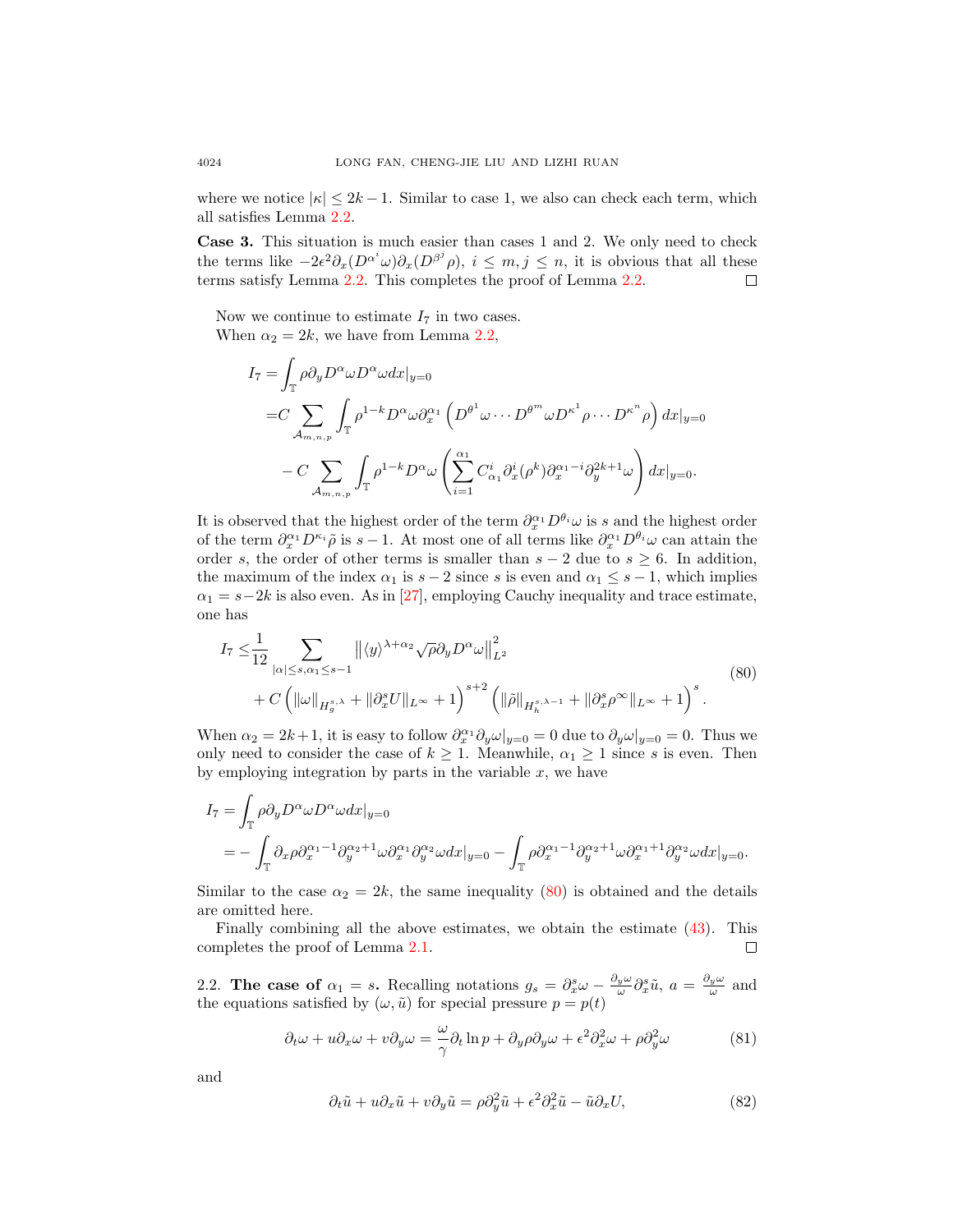where we notice $|\kappa| \leq 2k-1$. Similar to case 1, we also can check each term, which all satisfies Lemma 2.2.

**Case 3.** This situation is much easier than cases 1 and 2. We only need to check the terms like $-2\epsilon^2 \partial_x(D^{\alpha^i}\omega)\partial_x(D^{\beta^j}\rho)$, $i \leq m, j \leq n$, it is obvious that all these terms satisfy Lemma 2.2. This completes the proof of Lemma 2.2. $\square$

Now we continue to estimate $I_7$ in two cases.

When $\alpha_2 = 2k$, we have from Lemma 2.2,

$$
\begin{aligned}
I_7 =& \int_{\mathbb{T}} \rho \partial_y D^\alpha \omega D^\alpha \omega dx|_{y=0} \\
=& C \sum_{\mathcal{A}_{m,n,p}} \int_{\mathbb{T}} \rho^{1-k} D^\alpha \omega \partial_x^{\alpha_1} \left( D^{\theta^1}\omega \cdots D^{\theta^m}\omega D^{\kappa^1}\rho \cdots D^{\kappa^n}\rho \right) dx|_{y=0} \\
& - C \sum_{\mathcal{A}_{m,n,p}} \int_{\mathbb{T}} \rho^{1-k} D^\alpha \omega \left( \sum_{i=1}^{\alpha_1} C_{\alpha_1}^i \partial_x^i(\rho^k) \partial_x^{\alpha_1 - i} \partial_y^{2k+1}\omega \right) dx|_{y=0}.
\end{aligned}
$$

It is observed that the highest order of the term $\partial_x^{\alpha_1} D^{\theta_i}\omega$ is $s$ and the highest order of the term $\partial_x^{\alpha_1} D^{\kappa_i}\tilde{\rho}$ is $s-1$. At most one of all terms like $\partial_x^{\alpha_1} D^{\theta_i}\omega$ can attain the order $s$, the order of other terms is smaller than $s-2$ due to $s \geq 6$. In addition, the maximum of the index $\alpha_1$ is $s-2$ since $s$ is even and $\alpha_1 \leq s-1$, which implies $\alpha_1 = s-2k$ is also even. As in [27], employing Cauchy inequality and trace estimate, one has

$$
\begin{aligned}
I_7 \leq & \frac{1}{12} \sum_{|\alpha| \leq s, \alpha_1 \leq s-1} \left\| \langle y \rangle^{\lambda + \alpha_2} \sqrt{\rho} \partial_y D^\alpha \omega \right\|_{L^2}^2 \\
& + C \left( \|\omega\|_{H_g^{s,\lambda}} + \|\partial_x^s U\|_{L^\infty} + 1 \right)^{s+2} \left( \|\tilde{\rho}\|_{H_h^{s,\lambda-1}} + \|\partial_x^s \rho^\infty\|_{L^\infty} + 1 \right)^s.
\end{aligned} \tag{80}
$$

When $\alpha_2 = 2k+1$, it is easy to follow $\partial_x^{\alpha_1}\partial_y \omega|_{y=0} = 0$ due to $\partial_y \omega|_{y=0} = 0$. Thus we only need to consider the case of $k \geq 1$. Meanwhile, $\alpha_1 \geq 1$ since $s$ is even. Then by employing integration by parts in the variable $x$, we have

$$
\begin{aligned}
I_7 =& \int_{\mathbb{T}} \rho \partial_y D^\alpha \omega D^\alpha \omega dx|_{y=0} \\
=& - \int_{\mathbb{T}} \partial_x \rho \partial_x^{\alpha_1 - 1} \partial_y^{\alpha_2+1} \omega \partial_x^{\alpha_1} \partial_y^{\alpha_2} \omega dx|_{y=0} - \int_{\mathbb{T}} \rho \partial_x^{\alpha_1-1} \partial_y^{\alpha_2+1} \omega \partial_x^{\alpha_1+1} \partial_y^{\alpha_2} \omega dx|_{y=0}.
\end{aligned}
$$

Similar to the case $\alpha_2 = 2k$, the same inequality (80) is obtained and the details are omitted here.

Finally combining all the above estimates, we obtain the estimate (43). This completes the proof of Lemma 2.1. $\square$

2.2. **The case of** $\alpha_1 = s$. Recalling notations $g_s = \partial_x^s \omega - \frac{\partial_y \omega}{\omega} \partial_x^s \tilde{u}$, $a = \frac{\partial_y \omega}{\omega}$ and the equations satisfied by $(\omega, \tilde{u})$ for special pressure $p = p(t)$

$$
\partial_t \omega + u \partial_x \omega + v \partial_y \omega = \frac{\omega}{\gamma} \partial_t \ln p + \partial_y \rho \partial_y \omega + \epsilon^2 \partial_x^2 \omega + \rho \partial_y^2 \omega \tag{81}
$$

and

$$
\partial_t \tilde{u} + u \partial_x \tilde{u} + v \partial_y \tilde{u} = \rho \partial_y^2 \tilde{u} + \epsilon^2 \partial_x^2 \tilde{u} - \tilde{u} \partial_x U, \tag{82}
$$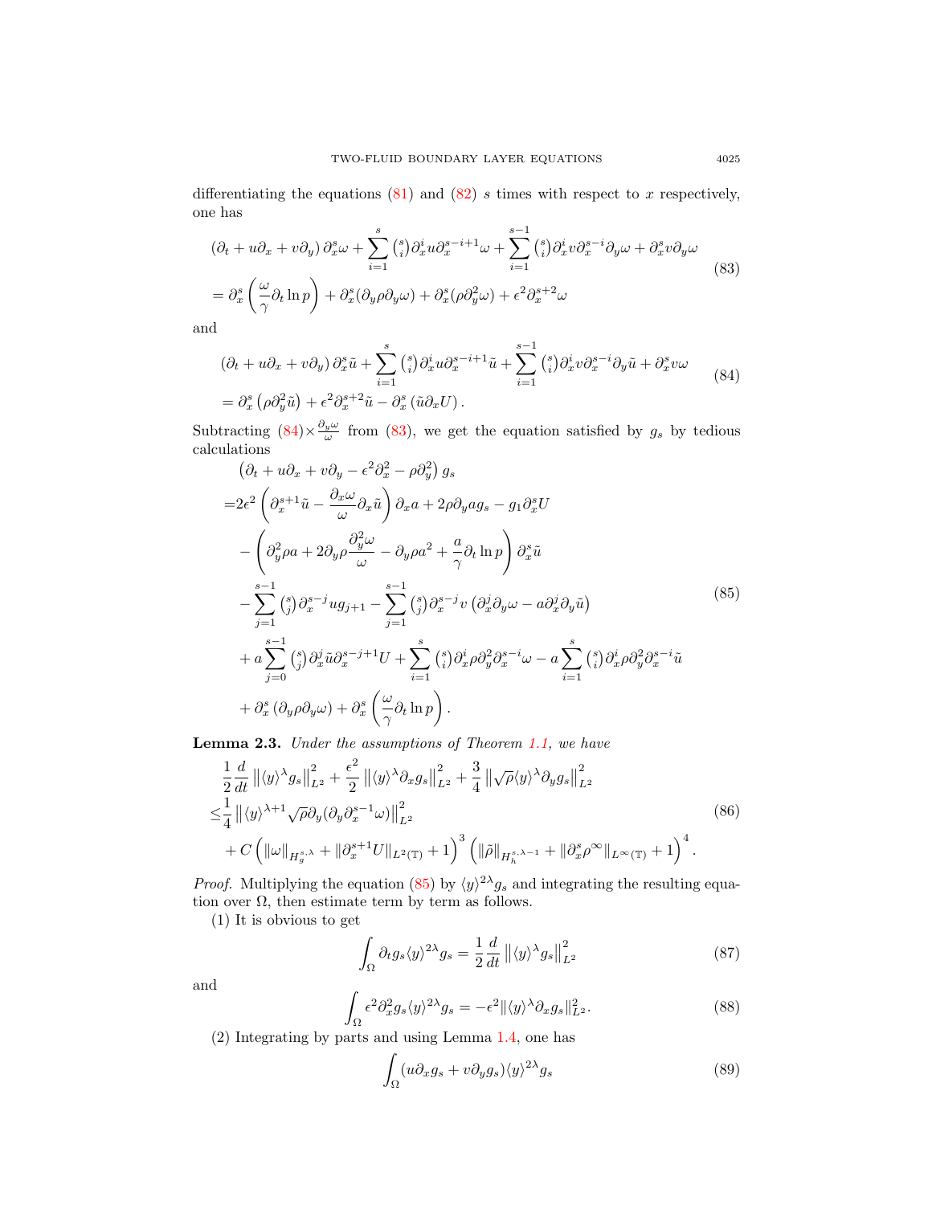differentiating the equations (81) and (82) $s$ times with respect to $x$ respectively, one has

$$
\begin{aligned}
&\left(\partial_t + u\partial_x + v\partial_y\right)\partial_x^s\omega + \sum_{i=1}^{s}\tbinom{s}{i}\partial_x^i u\partial_x^{s-i+1}\omega + \sum_{i=1}^{s-1}\tbinom{s}{i}\partial_x^i v\partial_x^{s-i}\partial_y\omega + \partial_x^s v\partial_y\omega \\
&= \partial_x^s\left(\frac{\omega}{\gamma}\partial_t \ln p\right) + \partial_x^s(\partial_y\rho\partial_y\omega) + \partial_x^s(\rho\partial_y^2\omega) + \epsilon^2\partial_x^{s+2}\omega
\end{aligned}
\tag{83}
$$

and

$$
\begin{aligned}
&\left(\partial_t + u\partial_x + v\partial_y\right)\partial_x^s\tilde{u} + \sum_{i=1}^{s}\tbinom{s}{i}\partial_x^i u\partial_x^{s-i+1}\tilde{u} + \sum_{i=1}^{s-1}\tbinom{s}{i}\partial_x^i v\partial_x^{s-i}\partial_y\tilde{u} + \partial_x^s v\omega \\
&= \partial_x^s\left(\rho\partial_y^2\tilde{u}\right) + \epsilon^2\partial_x^{s+2}\tilde{u} - \partial_x^s\left(\tilde{u}\partial_x U\right).
\end{aligned}
\tag{84}
$$

Subtracting (84)$\times\frac{\partial_y\omega}{\omega}$ from (83), we get the equation satisfied by $g_s$ by tedious calculations

$$
\begin{aligned}
&\left(\partial_t + u\partial_x + v\partial_y - \epsilon^2\partial_x^2 - \rho\partial_y^2\right)g_s \\
=&2\epsilon^2\left(\partial_x^{s+1}\tilde{u} - \frac{\partial_x\omega}{\omega}\partial_x\tilde{u}\right)\partial_x a + 2\rho\partial_y a g_s - g_1\partial_x^s U \\
&- \left(\partial_y^2\rho a + 2\partial_y\rho\frac{\partial_y^2\omega}{\omega} - \partial_y\rho a^2 + \frac{a}{\gamma}\partial_t\ln p\right)\partial_x^s\tilde{u} \\
&- \sum_{j=1}^{s-1}\tbinom{s}{j}\partial_x^{s-j}u g_{j+1} - \sum_{j=1}^{s-1}\tbinom{s}{j}\partial_x^{s-j}v\left(\partial_x^j\partial_y\omega - a\partial_x^j\partial_y\tilde{u}\right) \\
&+ a\sum_{j=0}^{s-1}\tbinom{s}{j}\partial_x^j\tilde{u}\partial_x^{s-j+1}U + \sum_{i=1}^{s}\tbinom{s}{i}\partial_x^i\rho\partial_y^2\partial_x^{s-i}\omega - a\sum_{i=1}^{s}\tbinom{s}{i}\partial_x^i\rho\partial_y^2\partial_x^{s-i}\tilde{u} \\
&+ \partial_x^s\left(\partial_y\rho\partial_y\omega\right) + \partial_x^s\left(\frac{\omega}{\gamma}\partial_t\ln p\right).
\end{aligned}
\tag{85}
$$

**Lemma 2.3.** *Under the assumptions of Theorem 1.1, we have*

$$
\begin{aligned}
&\frac{1}{2}\frac{d}{dt}\left\|\langle y\rangle^\lambda g_s\right\|_{L^2}^2 + \frac{\epsilon^2}{2}\left\|\langle y\rangle^\lambda\partial_x g_s\right\|_{L^2}^2 + \frac{3}{4}\left\|\sqrt{\rho}\langle y\rangle^\lambda\partial_y g_s\right\|_{L^2}^2 \\
\leq&\frac{1}{4}\left\|\langle y\rangle^{\lambda+1}\sqrt{\rho}\partial_y(\partial_y\partial_x^{s-1}\omega)\right\|_{L^2}^2 \\
&+ C\left(\|\omega\|_{H_g^{s,\lambda}} + \|\partial_x^{s+1}U\|_{L^2(\mathbb{T})} + 1\right)^3\left(\|\tilde{\rho}\|_{H_h^{s,\lambda-1}} + \|\partial_x^s\rho^\infty\|_{L^\infty(\mathbb{T})} + 1\right)^4.
\end{aligned}
\tag{86}
$$

*Proof.* Multiplying the equation (85) by $\langle y\rangle^{2\lambda}g_s$ and integrating the resulting equation over $\Omega$, then estimate term by term as follows.

(1) It is obvious to get

$$
\int_\Omega \partial_t g_s\langle y\rangle^{2\lambda}g_s = \frac{1}{2}\frac{d}{dt}\left\|\langle y\rangle^\lambda g_s\right\|_{L^2}^2 \tag{87}
$$

and

$$
\int_\Omega \epsilon^2\partial_x^2 g_s\langle y\rangle^{2\lambda}g_s = -\epsilon^2\|\langle y\rangle^\lambda\partial_x g_s\|_{L^2}^2. \tag{88}
$$

(2) Integrating by parts and using Lemma 1.4, one has

$$
\int_\Omega (u\partial_x g_s + v\partial_y g_s)\langle y\rangle^{2\lambda}g_s \tag{89}
$$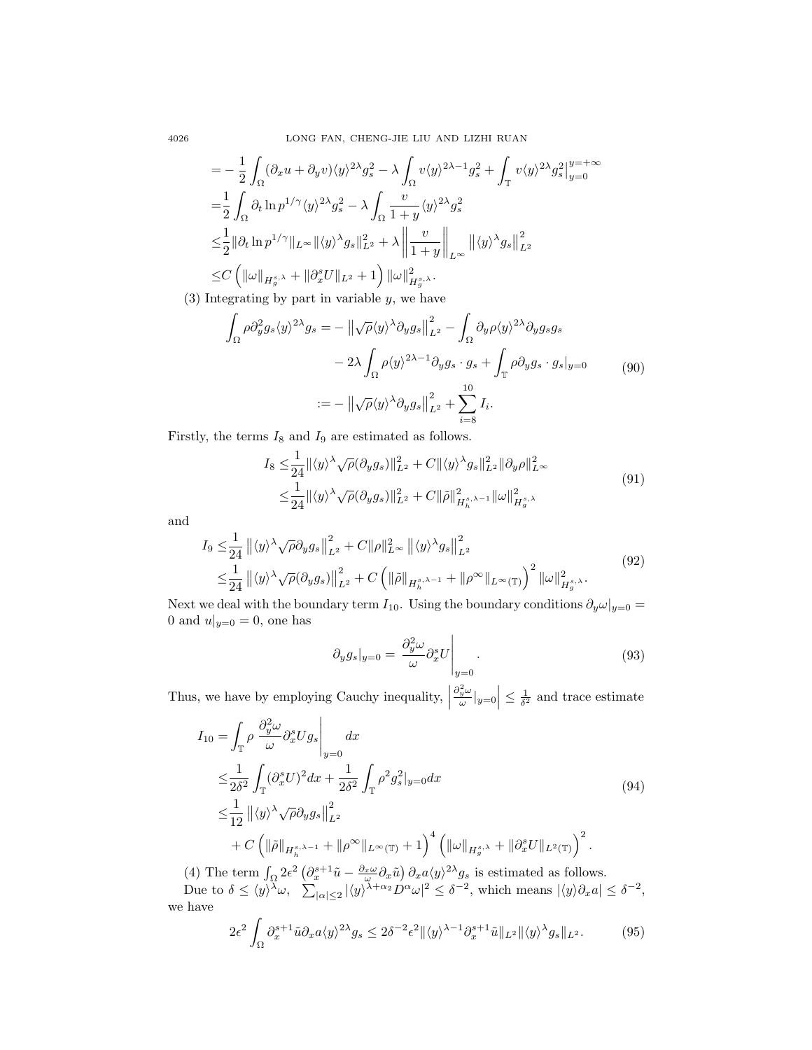$$
\begin{aligned}
&= -\frac{1}{2}\int_\Omega (\partial_x u + \partial_y v)\langle y\rangle^{2\lambda} g_s^2 - \lambda\int_\Omega v\langle y\rangle^{2\lambda-1} g_s^2 + \int_{\mathbb{T}} v\langle y\rangle^{2\lambda} g_s^2\big|_{y=0}^{y=+\infty}\\
&= \frac{1}{2}\int_\Omega \partial_t \ln p^{1/\gamma}\langle y\rangle^{2\lambda} g_s^2 - \lambda\int_\Omega \frac{v}{1+y}\langle y\rangle^{2\lambda} g_s^2\\
&\le \frac{1}{2}\|\partial_t \ln p^{1/\gamma}\|_{L^\infty}\|\langle y\rangle^\lambda g_s\|_{L^2}^2 + \lambda\left\|\frac{v}{1+y}\right\|_{L^\infty}\left\|\langle y\rangle^\lambda g_s\right\|_{L^2}^2\\
&\le C\left(\|\omega\|_{H_g^{s,\lambda}} + \|\partial_x^s U\|_{L^2} + 1\right)\|\omega\|_{H_g^{s,\lambda}}^2.
\end{aligned}
$$

(3) Integrating by part in variable $y$, we have

$$
\begin{aligned}
\int_\Omega \rho\partial_y^2 g_s\langle y\rangle^{2\lambda} g_s =& -\left\|\sqrt{\rho}\langle y\rangle^\lambda \partial_y g_s\right\|_{L^2}^2 - \int_\Omega \partial_y\rho\langle y\rangle^{2\lambda}\partial_y g_s g_s\\
&- 2\lambda\int_\Omega \rho\langle y\rangle^{2\lambda-1}\partial_y g_s\cdot g_s + \int_{\mathbb{T}} \rho\partial_y g_s\cdot g_s|_{y=0}\\
:=& -\left\|\sqrt{\rho}\langle y\rangle^\lambda \partial_y g_s\right\|_{L^2}^2 + \sum_{i=8}^{10} I_i.
\end{aligned}
\tag{90}
$$

Firstly, the terms $I_8$ and $I_9$ are estimated as follows.

$$
\begin{aligned}
I_8 \le& \frac{1}{24}\|\langle y\rangle^\lambda\sqrt{\rho}(\partial_y g_s)\|_{L^2}^2 + C\|\langle y\rangle^\lambda g_s\|_{L^2}^2\|\partial_y\rho\|_{L^\infty}^2\\
\le& \frac{1}{24}\|\langle y\rangle^\lambda\sqrt{\rho}(\partial_y g_s)\|_{L^2}^2 + C\|\tilde{\rho}\|_{H_h^{s,\lambda-1}}^2\|\omega\|_{H_g^{s,\lambda}}^2
\end{aligned}
\tag{91}
$$

and

$$
\begin{aligned}
I_9 \le& \frac{1}{24}\left\|\langle y\rangle^\lambda\sqrt{\rho}\partial_y g_s\right\|_{L^2}^2 + C\|\rho\|_{L^\infty}^2\left\|\langle y\rangle^\lambda g_s\right\|_{L^2}^2\\
\le& \frac{1}{24}\left\|\langle y\rangle^\lambda\sqrt{\rho}(\partial_y g_s)\right\|_{L^2}^2 + C\left(\|\tilde{\rho}\|_{H_h^{s,\lambda-1}} + \|\rho^\infty\|_{L^\infty(\mathbb{T})}\right)^2\|\omega\|_{H_g^{s,\lambda}}^2.
\end{aligned}
\tag{92}
$$

Next we deal with the boundary term $I_{10}$. Using the boundary conditions $\partial_y\omega|_{y=0} = 0$ and $u|_{y=0} = 0$, one has

$$
\partial_y g_s|_{y=0} = \left.\frac{\partial_y^2\omega}{\omega}\partial_x^s U\right|_{y=0}. \tag{93}
$$

Thus, we have by employing Cauchy inequality, $\left|\frac{\partial_y^2\omega}{\omega}|_{y=0}\right| \le \frac{1}{\delta^2}$ and trace estimate

$$
\begin{aligned}
I_{10} =& \int_{\mathbb{T}} \rho\left.\frac{\partial_y^2\omega}{\omega}\partial_x^s U g_s\right|_{y=0} dx\\
\le& \frac{1}{2\delta^2}\int_{\mathbb{T}} (\partial_x^s U)^2 dx + \frac{1}{2\delta^2}\int_{\mathbb{T}} \rho^2 g_s^2|_{y=0} dx\\
\le& \frac{1}{12}\left\|\langle y\rangle^\lambda\sqrt{\rho}\partial_y g_s\right\|_{L^2}^2\\
&+ C\left(\|\tilde{\rho}\|_{H_h^{s,\lambda-1}} + \|\rho^\infty\|_{L^\infty(\mathbb{T})} + 1\right)^4\left(\|\omega\|_{H_g^{s,\lambda}} + \|\partial_x^s U\|_{L^2(\mathbb{T})}\right)^2.
\end{aligned}
\tag{94}
$$

(4) The term $\int_\Omega 2\epsilon^2\left(\partial_x^{s+1}\tilde{u} - \frac{\partial_x\omega}{\omega}\partial_x\tilde{u}\right)\partial_x a\langle y\rangle^{2\lambda} g_s$ is estimated as follows.

Due to $\delta \le \langle y\rangle^\lambda\omega$, $\sum_{|\alpha|\le 2}|\langle y\rangle^{\lambda+\alpha_2}D^\alpha\omega|^2 \le \delta^{-2}$, which means $|\langle y\rangle\partial_x a| \le \delta^{-2}$, we have

$$
2\epsilon^2\int_\Omega \partial_x^{s+1}\tilde{u}\partial_x a\langle y\rangle^{2\lambda} g_s \le 2\delta^{-2}\epsilon^2\|\langle y\rangle^{\lambda-1}\partial_x^{s+1}\tilde{u}\|_{L^2}\|\langle y\rangle^\lambda g_s\|_{L^2}. \tag{95}
$$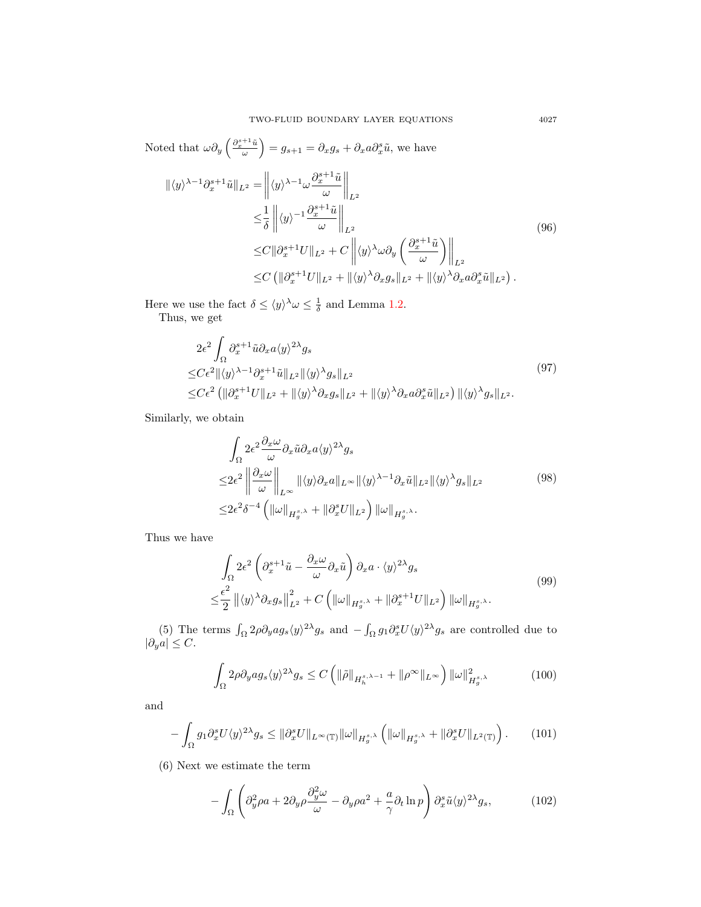Noted that $\omega\partial_y\left(\frac{\partial_x^{s+1}\tilde{u}}{\omega}\right) = g_{s+1} = \partial_x g_s + \partial_x a \partial_x^s \tilde{u}$, we have

$$
\begin{aligned}
\|\langle y\rangle^{\lambda-1}\partial_x^{s+1}\tilde{u}\|_{L^2} =& \left\|\langle y\rangle^{\lambda-1}\omega\frac{\partial_x^{s+1}\tilde{u}}{\omega}\right\|_{L^2}\\
\le& \frac{1}{\delta}\left\|\langle y\rangle^{-1}\frac{\partial_x^{s+1}\tilde{u}}{\omega}\right\|_{L^2}\\
\le& C\|\partial_x^{s+1}U\|_{L^2} + C\left\|\langle y\rangle^{\lambda}\omega\partial_y\left(\frac{\partial_x^{s+1}\tilde{u}}{\omega}\right)\right\|_{L^2}\\
\le& C\left(\|\partial_x^{s+1}U\|_{L^2} + \|\langle y\rangle^{\lambda}\partial_x g_s\|_{L^2} + \|\langle y\rangle^{\lambda}\partial_x a\partial_x^s\tilde{u}\|_{L^2}\right).
\end{aligned}
\tag{96}
$$

Here we use the fact $\delta \le \langle y\rangle^{\lambda}\omega \le \frac{1}{\delta}$ and Lemma 1.2.

Thus, we get

$$
\begin{aligned}
&2\epsilon^2\int_{\Omega}\partial_x^{s+1}\tilde{u}\partial_x a\langle y\rangle^{2\lambda}g_s\\
\le& C\epsilon^2\|\langle y\rangle^{\lambda-1}\partial_x^{s+1}\tilde{u}\|_{L^2}\|\langle y\rangle^{\lambda}g_s\|_{L^2}\\
\le& C\epsilon^2\left(\|\partial_x^{s+1}U\|_{L^2} + \|\langle y\rangle^{\lambda}\partial_x g_s\|_{L^2} + \|\langle y\rangle^{\lambda}\partial_x a\partial_x^s\tilde{u}\|_{L^2}\right)\|\langle y\rangle^{\lambda}g_s\|_{L^2}.
\end{aligned}
\tag{97}
$$

Similarly, we obtain

$$
\begin{aligned}
&\int_{\Omega}2\epsilon^2\frac{\partial_x\omega}{\omega}\partial_x\tilde{u}\partial_x a\langle y\rangle^{2\lambda}g_s\\
\le& 2\epsilon^2\left\|\frac{\partial_x\omega}{\omega}\right\|_{L^\infty}\|\langle y\rangle\partial_x a\|_{L^\infty}\|\langle y\rangle^{\lambda-1}\partial_x\tilde{u}\|_{L^2}\|\langle y\rangle^{\lambda}g_s\|_{L^2}\\
\le& 2\epsilon^2\delta^{-4}\left(\|\omega\|_{H_g^{s,\lambda}} + \|\partial_x^s U\|_{L^2}\right)\|\omega\|_{H_g^{s,\lambda}}.
\end{aligned}
\tag{98}
$$

Thus we have

$$
\begin{aligned}
&\int_{\Omega}2\epsilon^2\left(\partial_x^{s+1}\tilde{u} - \frac{\partial_x\omega}{\omega}\partial_x\tilde{u}\right)\partial_x a\cdot\langle y\rangle^{2\lambda}g_s\\
\le& \frac{\epsilon^2}{2}\left\|\langle y\rangle^{\lambda}\partial_x g_s\right\|_{L^2}^2 + C\left(\|\omega\|_{H_g^{s,\lambda}} + \|\partial_x^{s+1}U\|_{L^2}\right)\|\omega\|_{H_g^{s,\lambda}}.
\end{aligned}
\tag{99}
$$

(5) The terms $\int_{\Omega}2\rho\partial_y a g_s\langle y\rangle^{2\lambda}g_s$ and $-\int_{\Omega}g_1\partial_x^s U\langle y\rangle^{2\lambda}g_s$ are controlled due to $|\partial_y a| \le C$.

$$
\int_{\Omega}2\rho\partial_y a g_s\langle y\rangle^{2\lambda}g_s \le C\left(\|\tilde{\rho}\|_{H_h^{s,\lambda-1}} + \|\rho^\infty\|_{L^\infty}\right)\|\omega\|_{H_g^{s,\lambda}}^2
\tag{100}
$$

and

$$
-\int_{\Omega}g_1\partial_x^s U\langle y\rangle^{2\lambda}g_s \le \|\partial_x^s U\|_{L^\infty(\mathbb{T})}\|\omega\|_{H_g^{s,\lambda}}\left(\|\omega\|_{H_g^{s,\lambda}} + \|\partial_x^s U\|_{L^2(\mathbb{T})}\right).
\tag{101}
$$

(6) Next we estimate the term

$$
-\int_{\Omega}\left(\partial_y^2\rho a + 2\partial_y\rho\frac{\partial_y^2\omega}{\omega} - \partial_y\rho a^2 + \frac{a}{\gamma}\partial_t\ln p\right)\partial_x^s\tilde{u}\langle y\rangle^{2\lambda}g_s,
\tag{102}
$$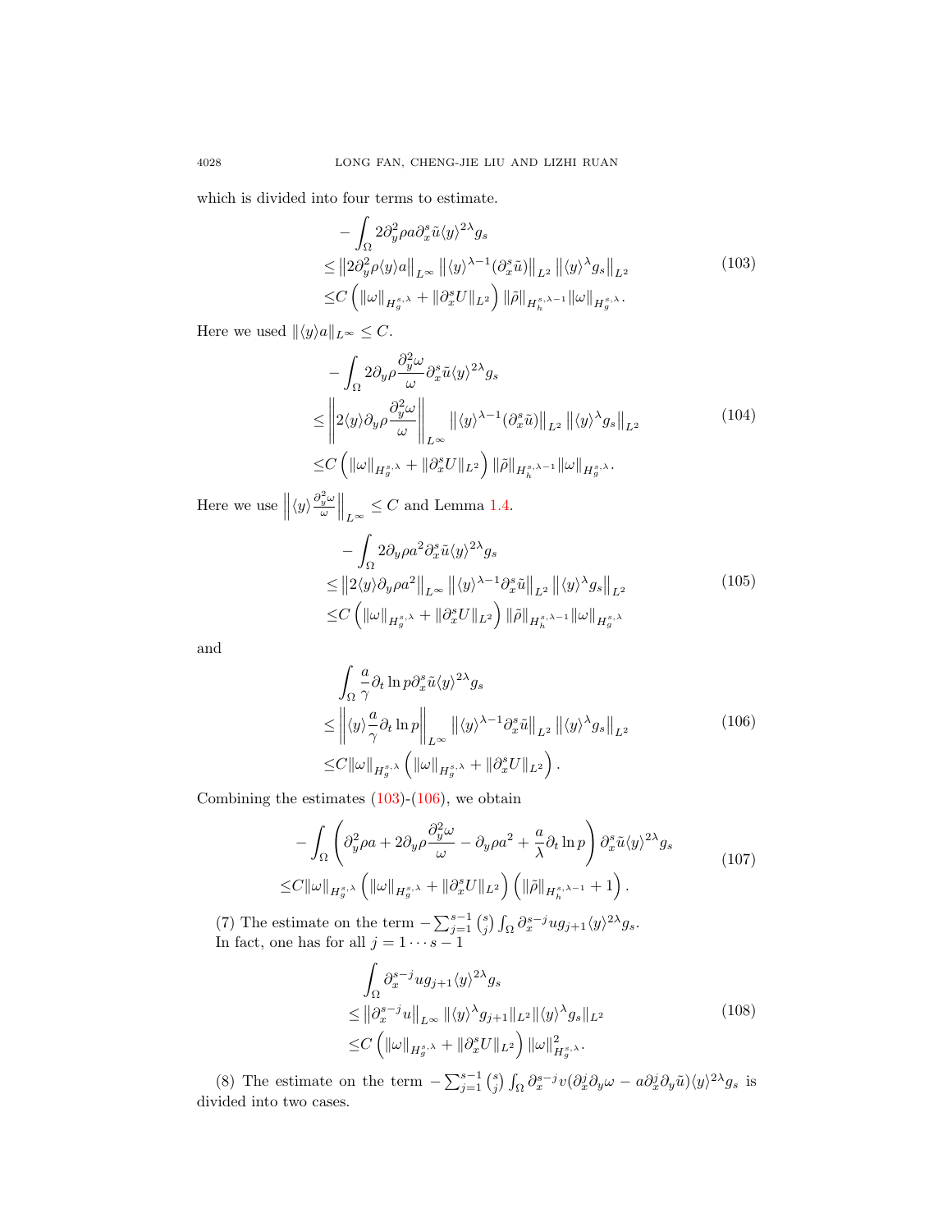which is divided into four terms to estimate.

$$
\begin{aligned}
&-\int_\Omega 2\partial_y^2\rho a\partial_x^s\tilde{u}\langle y\rangle^{2\lambda}g_s\\
\le&\left\|2\partial_y^2\rho\langle y\rangle a\right\|_{L^\infty}\left\|\langle y\rangle^{\lambda-1}(\partial_x^s\tilde{u})\right\|_{L^2}\left\|\langle y\rangle^\lambda g_s\right\|_{L^2}\\
\le&C\left(\|\omega\|_{H_g^{s,\lambda}}+\|\partial_x^sU\|_{L^2}\right)\|\tilde{\rho}\|_{H_h^{s,\lambda-1}}\|\omega\|_{H_g^{s,\lambda}}.
\end{aligned}
\tag{103}
$$

Here we used $\|\langle y\rangle a\|_{L^\infty}\le C$.

$$
\begin{aligned}
&-\int_\Omega 2\partial_y\rho\frac{\partial_y^2\omega}{\omega}\partial_x^s\tilde{u}\langle y\rangle^{2\lambda}g_s\\
\le&\left\|2\langle y\rangle\partial_y\rho\frac{\partial_y^2\omega}{\omega}\right\|_{L^\infty}\left\|\langle y\rangle^{\lambda-1}(\partial_x^s\tilde{u})\right\|_{L^2}\left\|\langle y\rangle^\lambda g_s\right\|_{L^2}\\
\le&C\left(\|\omega\|_{H_g^{s,\lambda}}+\|\partial_x^sU\|_{L^2}\right)\|\tilde{\rho}\|_{H_h^{s,\lambda-1}}\|\omega\|_{H_g^{s,\lambda}}.
\end{aligned}
\tag{104}
$$

Here we use $\left\|\langle y\rangle\frac{\partial_y^2\omega}{\omega}\right\|_{L^\infty}\le C$ and Lemma 1.4.

$$
\begin{aligned}
&-\int_\Omega 2\partial_y\rho a^2\partial_x^s\tilde{u}\langle y\rangle^{2\lambda}g_s\\
\le&\left\|2\langle y\rangle\partial_y\rho a^2\right\|_{L^\infty}\left\|\langle y\rangle^{\lambda-1}\partial_x^s\tilde{u}\right\|_{L^2}\left\|\langle y\rangle^\lambda g_s\right\|_{L^2}\\
\le&C\left(\|\omega\|_{H_g^{s,\lambda}}+\|\partial_x^sU\|_{L^2}\right)\|\tilde{\rho}\|_{H_h^{s,\lambda-1}}\|\omega\|_{H_g^{s,\lambda}}
\end{aligned}
\tag{105}
$$

and

$$
\begin{aligned}
&\int_\Omega \frac{a}{\gamma}\partial_t\ln p\partial_x^s\tilde{u}\langle y\rangle^{2\lambda}g_s\\
\le&\left\|\langle y\rangle\frac{a}{\gamma}\partial_t\ln p\right\|_{L^\infty}\left\|\langle y\rangle^{\lambda-1}\partial_x^s\tilde{u}\right\|_{L^2}\left\|\langle y\rangle^\lambda g_s\right\|_{L^2}\\
\le&C\|\omega\|_{H_g^{s,\lambda}}\left(\|\omega\|_{H_g^{s,\lambda}}+\|\partial_x^sU\|_{L^2}\right).
\end{aligned}
\tag{106}
$$

Combining the estimates (103)-(106), we obtain

$$
\begin{aligned}
&-\int_\Omega\left(\partial_y^2\rho a+2\partial_y\rho\frac{\partial_y^2\omega}{\omega}-\partial_y\rho a^2+\frac{a}{\lambda}\partial_t\ln p\right)\partial_x^s\tilde{u}\langle y\rangle^{2\lambda}g_s\\
\le&C\|\omega\|_{H_g^{s,\lambda}}\left(\|\omega\|_{H_g^{s,\lambda}}+\|\partial_x^sU\|_{L^2}\right)\left(\|\tilde{\rho}\|_{H_h^{s,\lambda-1}}+1\right).
\end{aligned}
\tag{107}
$$

(7) The estimate on the term $-\sum_{j=1}^{s-1}\binom{s}{j}\int_\Omega\partial_x^{s-j}ug_{j+1}\langle y\rangle^{2\lambda}g_s$.
In fact, one has for all $j=1\cdots s-1$

$$
\begin{aligned}
&\int_\Omega\partial_x^{s-j}ug_{j+1}\langle y\rangle^{2\lambda}g_s\\
\le&\left\|\partial_x^{s-j}u\right\|_{L^\infty}\|\langle y\rangle^\lambda g_{j+1}\|_{L^2}\|\langle y\rangle^\lambda g_s\|_{L^2}\\
\le&C\left(\|\omega\|_{H_g^{s,\lambda}}+\|\partial_x^sU\|_{L^2}\right)\|\omega\|^2_{H_g^{s,\lambda}}.
\end{aligned}
\tag{108}
$$

(8) The estimate on the term $-\sum_{j=1}^{s-1}\binom{s}{j}\int_\Omega\partial_x^{s-j}v(\partial_x^j\partial_y\omega-a\partial_x^j\partial_y\tilde{u})\langle y\rangle^{2\lambda}g_s$ is divided into two cases.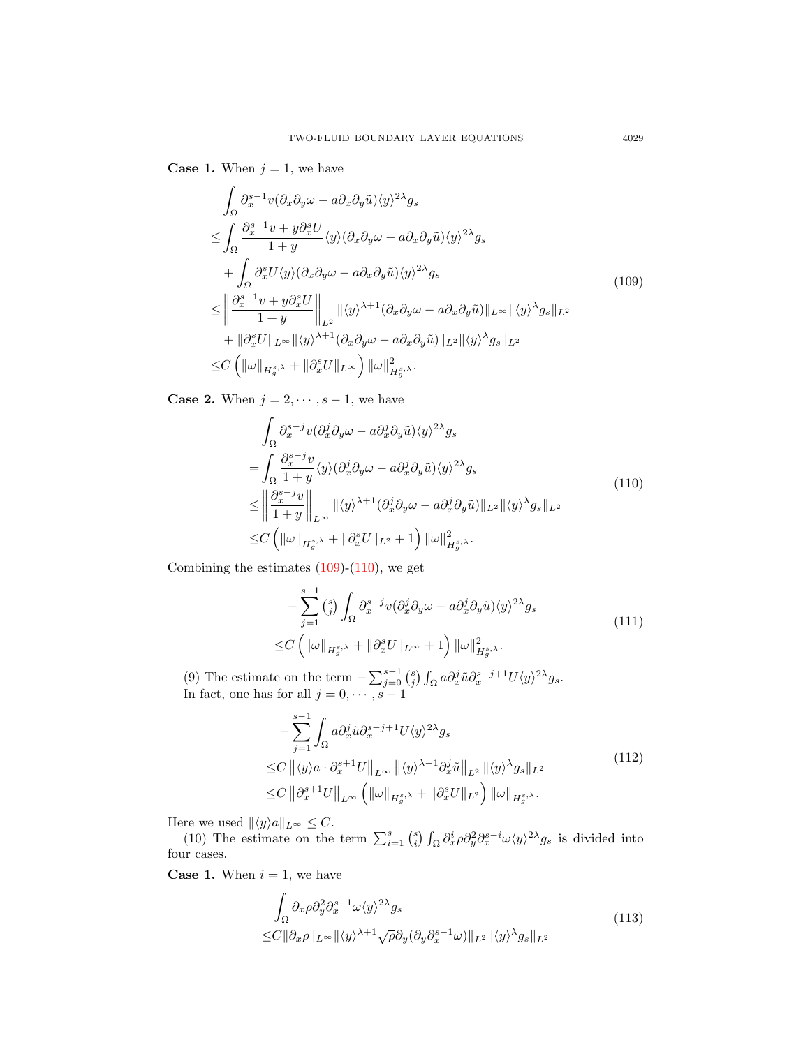**Case 1.** When $j=1$, we have

$$
\begin{aligned}
&\int_\Omega \partial_x^{s-1} v(\partial_x\partial_y\omega - a\partial_x\partial_y\tilde{u})\langle y\rangle^{2\lambda} g_s \\
\leq &\int_\Omega \frac{\partial_x^{s-1}v + y\partial_x^s U}{1+y}\langle y\rangle(\partial_x\partial_y\omega - a\partial_x\partial_y\tilde{u})\langle y\rangle^{2\lambda} g_s \\
&+ \int_\Omega \partial_x^s U\langle y\rangle(\partial_x\partial_y\omega - a\partial_x\partial_y\tilde{u})\langle y\rangle^{2\lambda} g_s \\
\leq &\left\|\frac{\partial_x^{s-1}v + y\partial_x^s U}{1+y}\right\|_{L^2} \|\langle y\rangle^{\lambda+1}(\partial_x\partial_y\omega - a\partial_x\partial_y\tilde{u})\|_{L^\infty}\|\langle y\rangle^\lambda g_s\|_{L^2} \\
&+ \|\partial_x^s U\|_{L^\infty}\|\langle y\rangle^{\lambda+1}(\partial_x\partial_y\omega - a\partial_x\partial_y\tilde{u})\|_{L^2}\|\langle y\rangle^\lambda g_s\|_{L^2} \\
\leq &C\left(\|\omega\|_{H_g^{s,\lambda}} + \|\partial_x^s U\|_{L^\infty}\right)\|\omega\|^2_{H_g^{s,\lambda}}.
\end{aligned}
\tag{109}
$$

**Case 2.** When $j=2,\cdots,s-1$, we have

$$
\begin{aligned}
&\int_\Omega \partial_x^{s-j} v(\partial_x^j\partial_y\omega - a\partial_x^j\partial_y\tilde{u})\langle y\rangle^{2\lambda} g_s \\
= &\int_\Omega \frac{\partial_x^{s-j}v}{1+y}\langle y\rangle(\partial_x^j\partial_y\omega - a\partial_x^j\partial_y\tilde{u})\langle y\rangle^{2\lambda} g_s \\
\leq &\left\|\frac{\partial_x^{s-j}v}{1+y}\right\|_{L^\infty}\|\langle y\rangle^{\lambda+1}(\partial_x^j\partial_y\omega - a\partial_x^j\partial_y\tilde{u})\|_{L^2}\|\langle y\rangle^\lambda g_s\|_{L^2} \\
\leq &C\left(\|\omega\|_{H_g^{s,\lambda}} + \|\partial_x^s U\|_{L^2} + 1\right)\|\omega\|^2_{H_g^{s,\lambda}}.
\end{aligned}
\tag{110}
$$

Combining the estimates (109)-(110), we get

$$
\begin{aligned}
&-\sum_{j=1}^{s-1}\binom{s}{j}\int_\Omega \partial_x^{s-j} v(\partial_x^j\partial_y\omega - a\partial_x^j\partial_y\tilde{u})\langle y\rangle^{2\lambda} g_s \\
\leq &C\left(\|\omega\|_{H_g^{s,\lambda}} + \|\partial_x^s U\|_{L^\infty} + 1\right)\|\omega\|^2_{H_g^{s,\lambda}}.
\end{aligned}
\tag{111}
$$

(9) The estimate on the term $-\sum_{j=0}^{s-1}\binom{s}{j}\int_\Omega a\partial_x^j\tilde{u}\partial_x^{s-j+1}U\langle y\rangle^{2\lambda}g_s$.
In fact, one has for all $j=0,\cdots,s-1$

$$
\begin{aligned}
&-\sum_{j=1}^{s-1}\int_\Omega a\partial_x^j\tilde{u}\partial_x^{s-j+1}U\langle y\rangle^{2\lambda}g_s \\
\leq &C\left\|\langle y\rangle a\cdot\partial_x^{s+1}U\right\|_{L^\infty}\left\|\langle y\rangle^{\lambda-1}\partial_x^j\tilde{u}\right\|_{L^2}\left\|\langle y\rangle^\lambda g_s\right\|_{L^2} \\
\leq &C\left\|\partial_x^{s+1}U\right\|_{L^\infty}\left(\|\omega\|_{H_g^{s,\lambda}} + \|\partial_x^s U\|_{L^2}\right)\|\omega\|_{H_g^{s,\lambda}}.
\end{aligned}
\tag{112}
$$

Here we used $\|\langle y\rangle a\|_{L^\infty}\leq C$.

(10) The estimate on the term $\sum_{i=1}^s\binom{s}{i}\int_\Omega\partial_x^i\rho\partial_y^2\partial_x^{s-i}\omega\langle y\rangle^{2\lambda}g_s$ is divided into four cases.

**Case 1.** When $i=1$, we have

$$
\begin{aligned}
&\int_\Omega \partial_x\rho\partial_y^2\partial_x^{s-1}\omega\langle y\rangle^{2\lambda}g_s \\
\leq &C\|\partial_x\rho\|_{L^\infty}\|\langle y\rangle^{\lambda+1}\sqrt{\rho}\partial_y(\partial_y\partial_x^{s-1}\omega)\|_{L^2}\|\langle y\rangle^\lambda g_s\|_{L^2}
\end{aligned}
\tag{113}
$$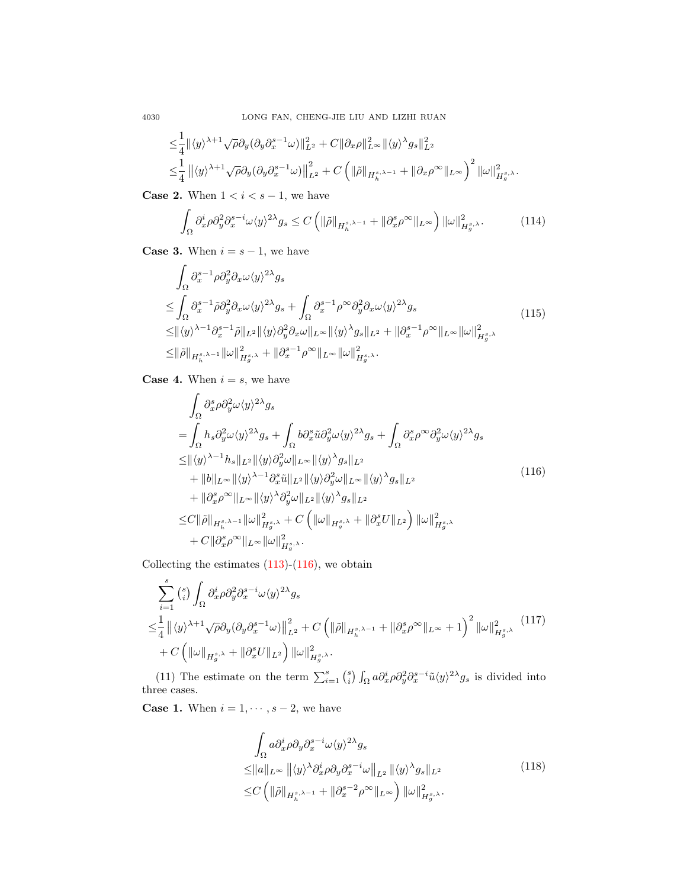$$
\begin{aligned}
\leq &\frac{1}{4}\|\langle y\rangle^{\lambda+1}\sqrt{\rho}\partial_y(\partial_y\partial_x^{s-1}\omega)\|_{L^2}^2 + C\|\partial_x\rho\|_{L^\infty}^2\|\langle y\rangle^{\lambda} g_s\|_{L^2}^2 \\
\leq &\frac{1}{4}\left\|\langle y\rangle^{\lambda+1}\sqrt{\rho}\partial_y(\partial_y\partial_x^{s-1}\omega)\right\|_{L^2}^2 + C\left(\|\tilde{\rho}\|_{H_h^{s,\lambda-1}} + \|\partial_x\rho^\infty\|_{L^\infty}\right)^2\|\omega\|_{H_g^{s,\lambda}}^2.
\end{aligned}
$$

**Case 2.** When $1 < i < s-1$, we have

$$
\int_\Omega \partial_x^i\rho\partial_y^2\partial_x^{s-i}\omega\langle y\rangle^{2\lambda}g_s \leq C\left(\|\tilde{\rho}\|_{H_h^{s,\lambda-1}} + \|\partial_x^s\rho^\infty\|_{L^\infty}\right)\|\omega\|_{H_g^{s,\lambda}}^2. \tag{114}
$$

**Case 3.** When $i = s-1$, we have

$$
\begin{aligned}
&\int_\Omega \partial_x^{s-1}\rho\partial_y^2\partial_x\omega\langle y\rangle^{2\lambda}g_s \\
\leq &\int_\Omega \partial_x^{s-1}\tilde{\rho}\partial_y^2\partial_x\omega\langle y\rangle^{2\lambda}g_s + \int_\Omega \partial_x^{s-1}\rho^\infty\partial_y^2\partial_x\omega\langle y\rangle^{2\lambda}g_s \\
\leq &\|\langle y\rangle^{\lambda-1}\partial_x^{s-1}\tilde{\rho}\|_{L^2}\|\langle y\rangle\partial_y^2\partial_x\omega\|_{L^\infty}\|\langle y\rangle^\lambda g_s\|_{L^2} + \|\partial_x^{s-1}\rho^\infty\|_{L^\infty}\|\omega\|_{H_g^{s,\lambda}}^2 \\
\leq &\|\tilde{\rho}\|_{H_h^{s,\lambda-1}}\|\omega\|_{H_g^{s,\lambda}}^2 + \|\partial_x^{s-1}\rho^\infty\|_{L^\infty}\|\omega\|_{H_g^{s,\lambda}}^2.
\end{aligned} \tag{115}
$$

**Case 4.** When $i = s$, we have

$$
\begin{aligned}
&\int_\Omega \partial_x^s\rho\partial_y^2\omega\langle y\rangle^{2\lambda}g_s \\
= &\int_\Omega h_s\partial_y^2\omega\langle y\rangle^{2\lambda}g_s + \int_\Omega b\partial_x^s\tilde{u}\partial_y^2\omega\langle y\rangle^{2\lambda}g_s + \int_\Omega \partial_x^s\rho^\infty\partial_y^2\omega\langle y\rangle^{2\lambda}g_s \\
\leq &\|\langle y\rangle^{\lambda-1}h_s\|_{L^2}\|\langle y\rangle\partial_y^2\omega\|_{L^\infty}\|\langle y\rangle^\lambda g_s\|_{L^2} \\
&+ \|b\|_{L^\infty}\|\langle y\rangle^{\lambda-1}\partial_x^s\tilde{u}\|_{L^2}\|\langle y\rangle\partial_y^2\omega\|_{L^\infty}\|\langle y\rangle^\lambda g_s\|_{L^2} \\
&+ \|\partial_x^s\rho^\infty\|_{L^\infty}\|\langle y\rangle^\lambda\partial_y^2\omega\|_{L^2}\|\langle y\rangle^\lambda g_s\|_{L^2} \\
\leq &C\|\tilde{\rho}\|_{H_h^{s,\lambda-1}}\|\omega\|_{H_g^{s,\lambda}}^2 + C\left(\|\omega\|_{H_g^{s,\lambda}} + \|\partial_x^s U\|_{L^2}\right)\|\omega\|_{H_g^{s,\lambda}}^2 \\
&+ C\|\partial_x^s\rho^\infty\|_{L^\infty}\|\omega\|_{H_g^{s,\lambda}}^2.
\end{aligned} \tag{116}
$$

Collecting the estimates (113)-(116), we obtain

$$
\begin{aligned}
&\sum_{i=1}^s \binom{s}{i}\int_\Omega \partial_x^i\rho\partial_y^2\partial_x^{s-i}\omega\langle y\rangle^{2\lambda}g_s \\
\leq &\frac{1}{4}\left\|\langle y\rangle^{\lambda+1}\sqrt{\rho}\partial_y(\partial_y\partial_x^{s-1}\omega)\right\|_{L^2}^2 + C\left(\|\tilde{\rho}\|_{H_h^{s,\lambda-1}} + \|\partial_x^s\rho^\infty\|_{L^\infty} + 1\right)^2\|\omega\|_{H_g^{s,\lambda}}^2 \\
&+ C\left(\|\omega\|_{H_g^{s,\lambda}} + \|\partial_x^s U\|_{L^2}\right)\|\omega\|_{H_g^{s,\lambda}}^2.
\end{aligned} \tag{117}
$$

(11) The estimate on the term $\sum_{i=1}^s \binom{s}{i}\int_\Omega a\partial_x^i\rho\partial_y^2\partial_x^{s-i}\tilde{u}\langle y\rangle^{2\lambda}g_s$ is divided into three cases.

**Case 1.** When $i = 1, \cdots, s-2$, we have

$$
\begin{aligned}
&\int_\Omega a\partial_x^i\rho\partial_y\partial_x^{s-i}\omega\langle y\rangle^{2\lambda}g_s \\
\leq &\|a\|_{L^\infty}\left\|\langle y\rangle^\lambda\partial_x^i\rho\partial_y\partial_x^{s-i}\omega\right\|_{L^2}\|\langle y\rangle^\lambda g_s\|_{L^2} \\
\leq &C\left(\|\tilde{\rho}\|_{H_h^{s,\lambda-1}} + \|\partial_x^{s-2}\rho^\infty\|_{L^\infty}\right)\|\omega\|_{H_g^{s,\lambda}}^2.
\end{aligned} \tag{118}
$$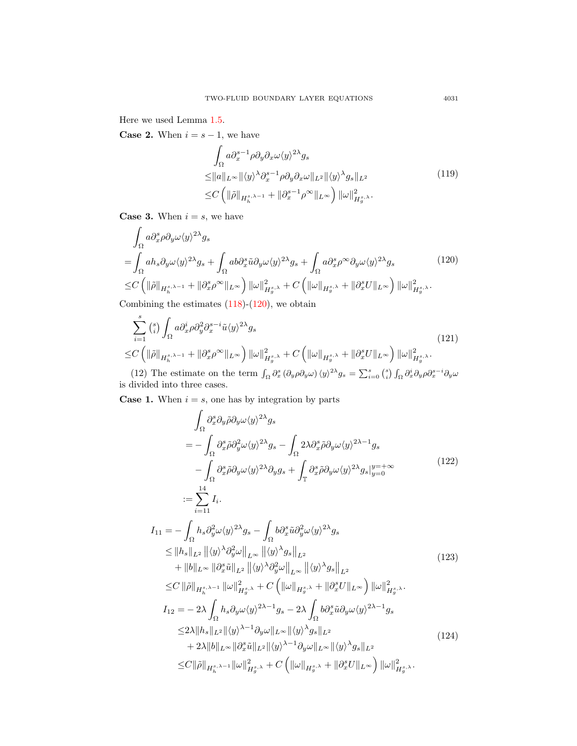Here we used Lemma 1.5.

**Case 2.** When $i = s-1$, we have

$$
\begin{aligned}
&\int_\Omega a\partial_x^{s-1}\rho\partial_y\partial_x\omega\langle y\rangle^{2\lambda}g_s\\
\leq&\|a\|_{L^\infty}\|\langle y\rangle^\lambda\partial_x^{s-1}\rho\partial_y\partial_x\omega\|_{L^2}\|\langle y\rangle^\lambda g_s\|_{L^2}\\
\leq&C\left(\|\tilde\rho\|_{H_h^{s,\lambda-1}}+\|\partial_x^{s-1}\rho^\infty\|_{L^\infty}\right)\|\omega\|^2_{H_g^{s,\lambda}}.
\end{aligned}
\tag{119}
$$

**Case 3.** When $i = s$, we have

$$
\begin{aligned}
&\int_\Omega a\partial_x^{s}\rho\partial_y\omega\langle y\rangle^{2\lambda}g_s\\
=&\int_\Omega ah_s\partial_y\omega\langle y\rangle^{2\lambda}g_s+\int_\Omega ab\partial_x^s\tilde u\partial_y\omega\langle y\rangle^{2\lambda}g_s+\int_\Omega a\partial_x^s\rho^\infty\partial_y\omega\langle y\rangle^{2\lambda}g_s\\
\leq&C\left(\|\tilde\rho\|_{H_h^{s,\lambda-1}}+\|\partial_x^{s}\rho^\infty\|_{L^\infty}\right)\|\omega\|^2_{H_g^{s,\lambda}}+C\left(\|\omega\|_{H_g^{s,\lambda}}+\|\partial_x^sU\|_{L^\infty}\right)\|\omega\|^2_{H_g^{s,\lambda}}.
\end{aligned}
\tag{120}
$$

Combining the estimates (118)-(120), we obtain

$$
\begin{aligned}
&\sum_{i=1}^s\binom{s}{i}\int_\Omega a\partial_x^i\rho\partial_y^2\partial_x^{s-i}\tilde u\langle y\rangle^{2\lambda}g_s\\
\leq&C\left(\|\tilde\rho\|_{H_h^{s,\lambda-1}}+\|\partial_x^{s}\rho^\infty\|_{L^\infty}\right)\|\omega\|^2_{H_g^{s,\lambda}}+C\left(\|\omega\|_{H_g^{s,\lambda}}+\|\partial_x^sU\|_{L^\infty}\right)\|\omega\|^2_{H_g^{s,\lambda}}.
\end{aligned}
\tag{121}
$$

(12) The estimate on the term $\int_\Omega\partial_x^s\left(\partial_y\rho\partial_y\omega\right)\langle y\rangle^{2\lambda}g_s=\sum_{i=0}^s\binom{s}{i}\int_\Omega\partial_x^i\partial_y\rho\partial_x^{s-i}\partial_y\omega$ is divided into three cases.

**Case 1.** When $i = s$, one has by integration by parts

$$
\begin{aligned}
&\int_\Omega\partial_x^s\partial_y\tilde\rho\partial_y\omega\langle y\rangle^{2\lambda}g_s\\
=&-\int_\Omega\partial_x^s\tilde\rho\partial_y^2\omega\langle y\rangle^{2\lambda}g_s-\int_\Omega2\lambda\partial_x^s\tilde\rho\partial_y\omega\langle y\rangle^{2\lambda-1}g_s\\
&-\int_\Omega\partial_x^s\tilde\rho\partial_y\omega\langle y\rangle^{2\lambda}\partial_yg_s+\int_{\mathbb T}\partial_x^s\tilde\rho\partial_y\omega\langle y\rangle^{2\lambda}g_s|_{y=0}^{y=+\infty}\\
:=&\sum_{i=11}^{14}I_i.
\end{aligned}
\tag{122}
$$

$$
\begin{aligned}
I_{11}=&-\int_\Omega h_s\partial_y^2\omega\langle y\rangle^{2\lambda}g_s-\int_\Omega b\partial_x^s\tilde u\partial_y^2\omega\langle y\rangle^{2\lambda}g_s\\
\leq&\|h_s\|_{L^2}\left\|\langle y\rangle^\lambda\partial_y^2\omega\right\|_{L^\infty}\left\|\langle y\rangle^\lambda g_s\right\|_{L^2}\\
&+\|b\|_{L^\infty}\|\partial_x^s\tilde u\|_{L^2}\left\|\langle y\rangle^\lambda\partial_y^2\omega\right\|_{L^\infty}\left\|\langle y\rangle^\lambda g_s\right\|_{L^2}\\
\leq&C\|\tilde\rho\|_{H_h^{s,\lambda-1}}\|\omega\|^2_{H_g^{s,\lambda}}+C\left(\|\omega\|_{H_g^{s,\lambda}}+\|\partial_x^sU\|_{L^\infty}\right)\|\omega\|^2_{H_g^{s,\lambda}}.
\end{aligned}
\tag{123}
$$

$$
\begin{aligned}
I_{12}=&-2\lambda\int_\Omega h_s\partial_y\omega\langle y\rangle^{2\lambda-1}g_s-2\lambda\int_\Omega b\partial_x^s\tilde u\partial_y\omega\langle y\rangle^{2\lambda-1}g_s\\
\leq&2\lambda\|h_s\|_{L^2}\|\langle y\rangle^{\lambda-1}\partial_y\omega\|_{L^\infty}\|\langle y\rangle^\lambda g_s\|_{L^2}\\
&+2\lambda\|b\|_{L^\infty}\|\partial_x^s\tilde u\|_{L^2}\|\langle y\rangle^{\lambda-1}\partial_y\omega\|_{L^\infty}\|\langle y\rangle^\lambda g_s\|_{L^2}\\
\leq&C\|\tilde\rho\|_{H_h^{s,\lambda-1}}\|\omega\|^2_{H_g^{s,\lambda}}+C\left(\|\omega\|_{H_g^{s,\lambda}}+\|\partial_x^sU\|_{L^\infty}\right)\|\omega\|^2_{H_g^{s,\lambda}}.
\end{aligned}
\tag{124}
$$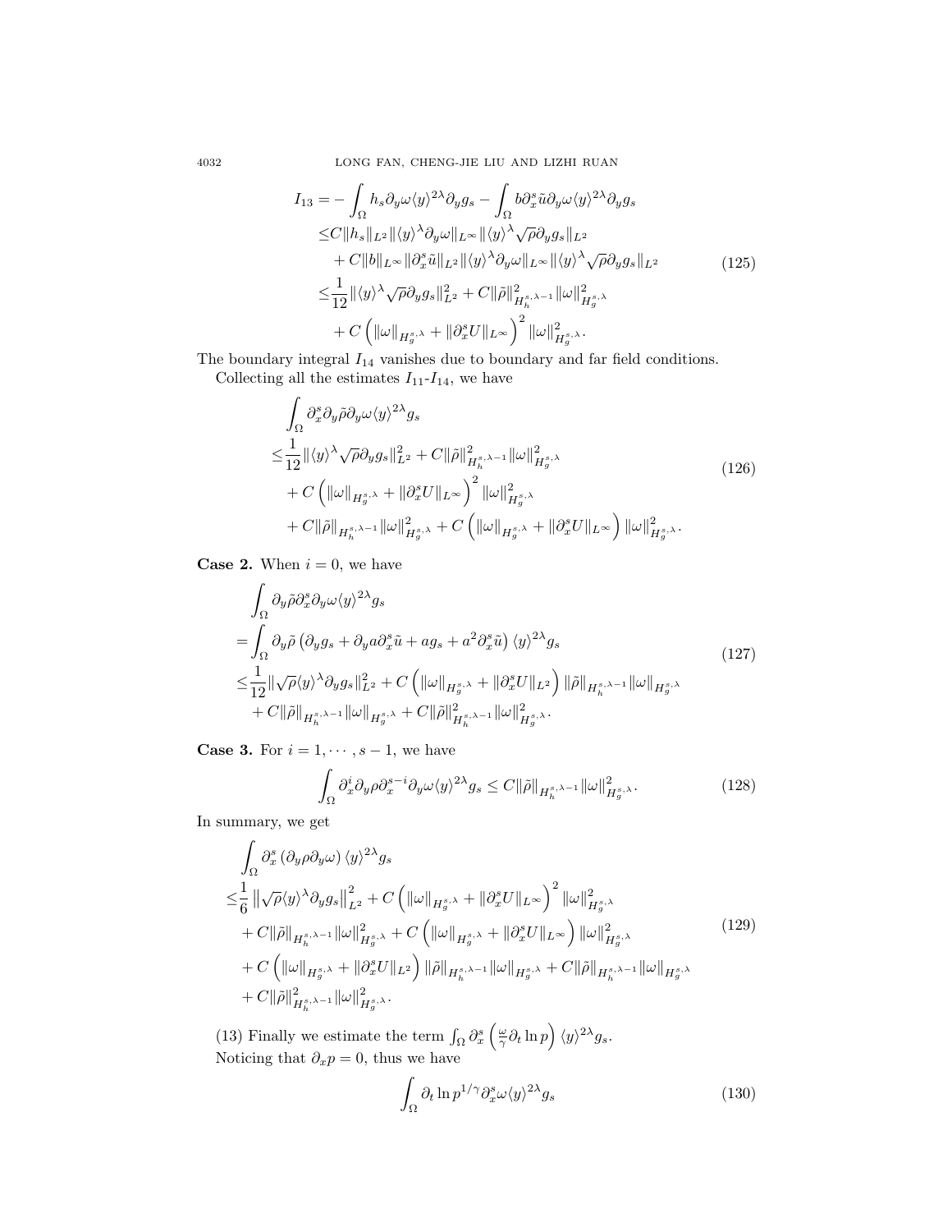$$
\begin{aligned}
I_{13} =& -\int_\Omega h_s \partial_y \omega \langle y\rangle^{2\lambda} \partial_y g_s - \int_\Omega b \partial_x^s \tilde{u} \partial_y \omega \langle y\rangle^{2\lambda} \partial_y g_s \\
\leq& C\|h_s\|_{L^2} \|\langle y\rangle^\lambda \partial_y \omega\|_{L^\infty} \|\langle y\rangle^\lambda \sqrt{\rho} \partial_y g_s\|_{L^2} \\
&+ C\|b\|_{L^\infty} \|\partial_x^s \tilde{u}\|_{L^2} \|\langle y\rangle^\lambda \partial_y \omega\|_{L^\infty} \|\langle y\rangle^\lambda \sqrt{\rho} \partial_y g_s\|_{L^2} \\
\leq& \frac{1}{12} \|\langle y\rangle^\lambda \sqrt{\rho} \partial_y g_s\|_{L^2}^2 + C\|\tilde{\rho}\|_{H_h^{s,\lambda-1}}^2 \|\omega\|_{H_g^{s,\lambda}}^2 \\
&+ C\left(\|\omega\|_{H_g^{s,\lambda}} + \|\partial_x^s U\|_{L^\infty}\right)^2 \|\omega\|_{H_g^{s,\lambda}}^2.
\end{aligned}
\tag{125}
$$

The boundary integral $I_{14}$ vanishes due to boundary and far field conditions.

Collecting all the estimates $I_{11}$-$I_{14}$, we have

$$
\begin{aligned}
&\int_\Omega \partial_x^s \partial_y \tilde{\rho} \partial_y \omega \langle y\rangle^{2\lambda} g_s \\
\leq& \frac{1}{12} \|\langle y\rangle^\lambda \sqrt{\rho} \partial_y g_s\|_{L^2}^2 + C\|\tilde{\rho}\|_{H_h^{s,\lambda-1}}^2 \|\omega\|_{H_g^{s,\lambda}}^2 \\
&+ C\left(\|\omega\|_{H_g^{s,\lambda}} + \|\partial_x^s U\|_{L^\infty}\right)^2 \|\omega\|_{H_g^{s,\lambda}}^2 \\
&+ C\|\tilde{\rho}\|_{H_h^{s,\lambda-1}} \|\omega\|_{H_g^{s,\lambda}}^2 + C\left(\|\omega\|_{H_g^{s,\lambda}} + \|\partial_x^s U\|_{L^\infty}\right) \|\omega\|_{H_g^{s,\lambda}}^2.
\end{aligned}
\tag{126}
$$

**Case 2.** When $i = 0$, we have

$$
\begin{aligned}
&\int_\Omega \partial_y \tilde{\rho} \partial_x^s \partial_y \omega \langle y\rangle^{2\lambda} g_s \\
=& \int_\Omega \partial_y \tilde{\rho} \left(\partial_y g_s + \partial_y a \partial_x^s \tilde{u} + a g_s + a^2 \partial_x^s \tilde{u}\right) \langle y\rangle^{2\lambda} g_s \\
\leq& \frac{1}{12} \|\sqrt{\rho} \langle y\rangle^\lambda \partial_y g_s\|_{L^2}^2 + C\left(\|\omega\|_{H_g^{s,\lambda}} + \|\partial_x^s U\|_{L^2}\right) \|\tilde{\rho}\|_{H_h^{s,\lambda-1}} \|\omega\|_{H_g^{s,\lambda}} \\
&+ C\|\tilde{\rho}\|_{H_h^{s,\lambda-1}} \|\omega\|_{H_g^{s,\lambda}} + C\|\tilde{\rho}\|_{H_h^{s,\lambda-1}}^2 \|\omega\|_{H_g^{s,\lambda}}^2.
\end{aligned}
\tag{127}
$$

**Case 3.** For $i = 1, \cdots, s-1$, we have

$$
\int_\Omega \partial_x^i \partial_y \rho \partial_x^{s-i} \partial_y \omega \langle y\rangle^{2\lambda} g_s \leq C\|\tilde{\rho}\|_{H_h^{s,\lambda-1}} \|\omega\|_{H_g^{s,\lambda}}^2.
\tag{128}
$$

In summary, we get

$$
\begin{aligned}
&\int_\Omega \partial_x^s \left(\partial_y \rho \partial_y \omega\right) \langle y\rangle^{2\lambda} g_s \\
\leq& \frac{1}{6} \left\|\sqrt{\rho} \langle y\rangle^\lambda \partial_y g_s\right\|_{L^2}^2 + C\left(\|\omega\|_{H_g^{s,\lambda}} + \|\partial_x^s U\|_{L^\infty}\right)^2 \|\omega\|_{H_g^{s,\lambda}}^2 \\
&+ C\|\tilde{\rho}\|_{H_h^{s,\lambda-1}} \|\omega\|_{H_g^{s,\lambda}}^2 + C\left(\|\omega\|_{H_g^{s,\lambda}} + \|\partial_x^s U\|_{L^\infty}\right) \|\omega\|_{H_g^{s,\lambda}}^2 \\
&+ C\left(\|\omega\|_{H_g^{s,\lambda}} + \|\partial_x^s U\|_{L^2}\right) \|\tilde{\rho}\|_{H_h^{s,\lambda-1}} \|\omega\|_{H_g^{s,\lambda}} + C\|\tilde{\rho}\|_{H_h^{s,\lambda-1}} \|\omega\|_{H_g^{s,\lambda}} \\
&+ C\|\tilde{\rho}\|_{H_h^{s,\lambda-1}}^2 \|\omega\|_{H_g^{s,\lambda}}^2.
\end{aligned}
\tag{129}
$$

(13) Finally we estimate the term $\int_\Omega \partial_x^s \left(\frac{\omega}{\gamma} \partial_t \ln p\right) \langle y\rangle^{2\lambda} g_s$.

Noticing that $\partial_x p = 0$, thus we have

$$
\int_\Omega \partial_t \ln p^{1/\gamma} \partial_x^s \omega \langle y\rangle^{2\lambda} g_s
\tag{130}
$$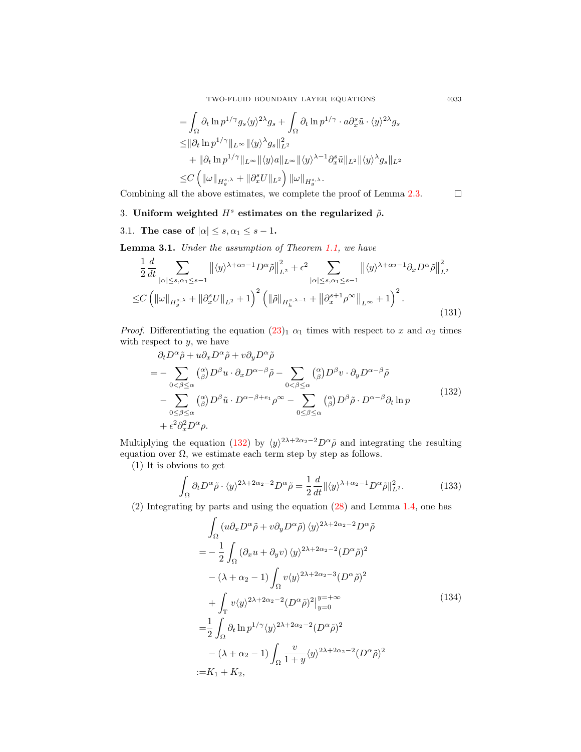$$
\begin{aligned}
&= \int_\Omega \partial_t \ln p^{1/\gamma} g_s \langle y\rangle^{2\lambda} g_s + \int_\Omega \partial_t \ln p^{1/\gamma} \cdot a \partial_x^s \tilde{u} \cdot \langle y\rangle^{2\lambda} g_s \\
&\le \|\partial_t \ln p^{1/\gamma}\|_{L^\infty} \|\langle y\rangle^\lambda g_s\|_{L^2}^2 \\
&\quad + \|\partial_t \ln p^{1/\gamma}\|_{L^\infty} \|\langle y\rangle a\|_{L^\infty} \|\langle y\rangle^{\lambda-1} \partial_x^s \tilde{u}\|_{L^2} \|\langle y\rangle^\lambda g_s\|_{L^2} \\
&\le C\left( \|\omega\|_{H_g^{s,\lambda}} + \|\partial_x^s U\|_{L^2} \right) \|\omega\|_{H_g^{s,\lambda}}.
\end{aligned}
$$

Combining all the above estimates, we complete the proof of Lemma 2.3. □

## 3. Uniform weighted $H^s$ estimates on the regularized $\tilde{\rho}$.

### 3.1. The case of $|\alpha| \le s, \alpha_1 \le s-1$.

**Lemma 3.1.** *Under the assumption of Theorem 1.1, we have*

$$
\begin{aligned}
&\frac{1}{2}\frac{d}{dt} \sum_{|\alpha|\le s, \alpha_1 \le s-1} \left\| \langle y\rangle^{\lambda+\alpha_2-1} D^\alpha \tilde{\rho} \right\|_{L^2}^2 + \epsilon^2 \sum_{|\alpha|\le s, \alpha_1\le s-1} \left\| \langle y\rangle^{\lambda+\alpha_2-1} \partial_x D^\alpha \tilde{\rho} \right\|_{L^2}^2 \\
\le & C\left( \|\omega\|_{H_g^{s,\lambda}} + \|\partial_x^s U\|_{L^2} + 1 \right)^2 \left( \|\tilde{\rho}\|_{H_h^{s,\lambda-1}} + \left\|\partial_x^{s+1}\rho^\infty\right\|_{L^\infty} + 1 \right)^2.
\end{aligned}
\tag{131}
$$

*Proof.* Differentiating the equation $(23)_1$ $\alpha_1$ times with respect to $x$ and $\alpha_2$ times with respect to $y$, we have

$$
\begin{aligned}
&\partial_t D^\alpha \tilde{\rho} + u\partial_x D^\alpha \tilde{\rho} + v\partial_y D^\alpha \tilde{\rho} \\
=& - \sum_{0<\beta\le\alpha} \binom{\alpha}{\beta} D^\beta u \cdot \partial_x D^{\alpha-\beta} \tilde{\rho} - \sum_{0<\beta\le\alpha} \binom{\alpha}{\beta} D^\beta v \cdot \partial_y D^{\alpha-\beta}\tilde{\rho} \\
&- \sum_{0\le\beta\le\alpha} \binom{\alpha}{\beta} D^\beta \tilde{u} \cdot D^{\alpha-\beta+e_1}\rho^\infty - \sum_{0\le\beta\le\alpha} \binom{\alpha}{\beta} D^\beta\tilde{\rho} \cdot D^{\alpha-\beta}\partial_t \ln p \\
&+ \epsilon^2 \partial_x^2 D^\alpha \rho.
\end{aligned}
\tag{132}
$$

Multiplying the equation (132) by $\langle y\rangle^{2\lambda+2\alpha_2-2} D^\alpha\tilde{\rho}$ and integrating the resulting equation over $\Omega$, we estimate each term step by step as follows.

(1) It is obvious to get

$$
\int_\Omega \partial_t D^\alpha \tilde{\rho} \cdot \langle y\rangle^{2\lambda+2\alpha_2-2} D^\alpha\tilde{\rho} = \frac{1}{2}\frac{d}{dt} \|\langle y\rangle^{\lambda+\alpha_2-1} D^\alpha \tilde{\rho}\|_{L^2}^2.
\tag{133}
$$

(2) Integrating by parts and using the equation (28) and Lemma 1.4, one has

$$
\begin{aligned}
&\int_\Omega \left( u\partial_x D^\alpha\tilde{\rho} + v\partial_y D^\alpha\tilde{\rho} \right) \langle y\rangle^{2\lambda+2\alpha_2-2} D^\alpha\tilde{\rho} \\
=& -\frac{1}{2}\int_\Omega \left(\partial_x u + \partial_y v\right) \langle y\rangle^{2\lambda+2\alpha_2-2} (D^\alpha\tilde{\rho})^2 \\
&- (\lambda+\alpha_2-1) \int_\Omega v \langle y\rangle^{2\lambda+2\alpha_2-3} (D^\alpha\tilde{\rho})^2 \\
&+ \int_{\mathbb{T}} v \langle y\rangle^{2\lambda+2\alpha_2-2} (D^\alpha\tilde{\rho})^2\Big|_{y=0}^{y=+\infty} \\
=& \frac{1}{2}\int_\Omega \partial_t \ln p^{1/\gamma} \langle y\rangle^{2\lambda+2\alpha_2-2} (D^\alpha\tilde{\rho})^2 \\
&- (\lambda+\alpha_2-1)\int_\Omega \frac{v}{1+y} \langle y\rangle^{2\lambda+2\alpha_2-2} (D^\alpha\tilde{\rho})^2 \\
:=& K_1 + K_2,
\end{aligned}
\tag{134}
$$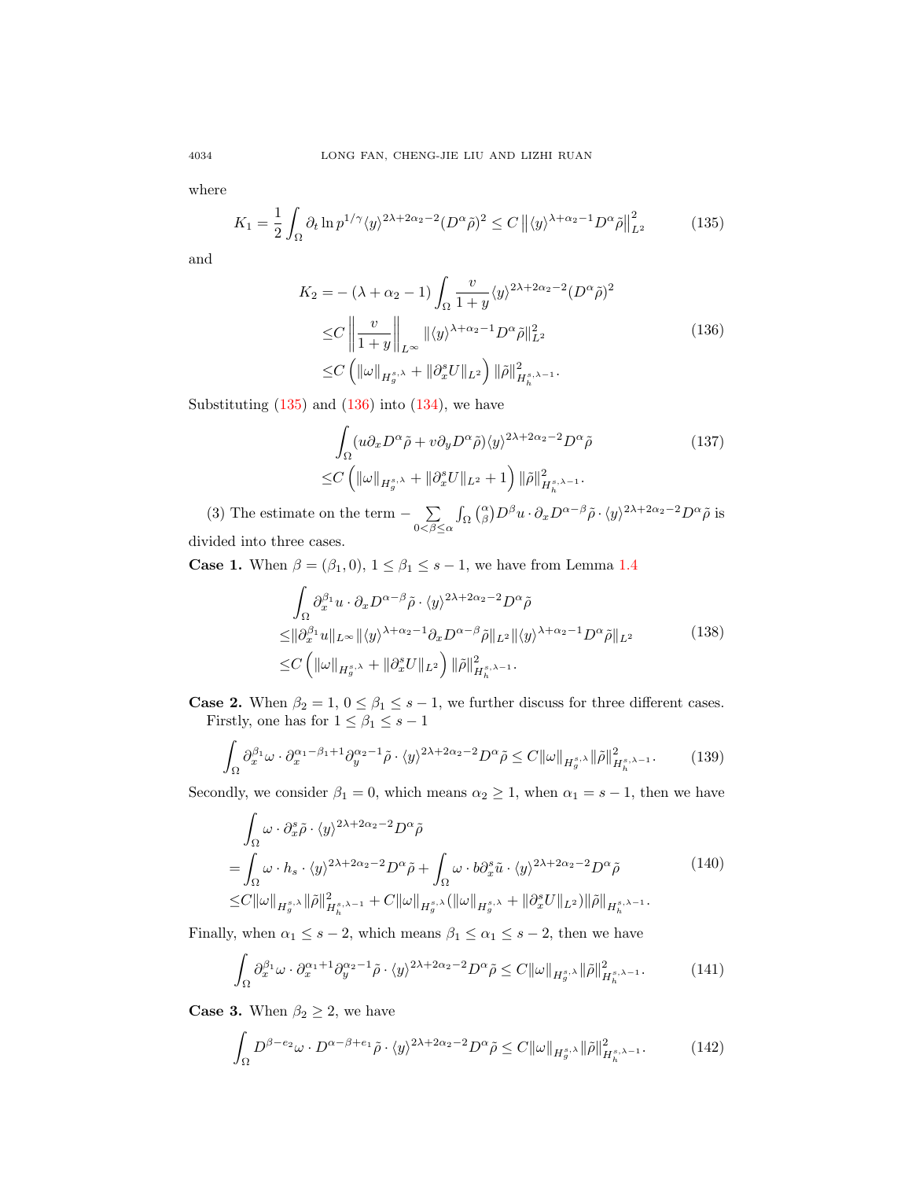where

$$K_1 = \frac{1}{2}\int_\Omega \partial_t \ln p^{1/\gamma} \langle y\rangle^{2\lambda+2\alpha_2-2}(D^\alpha\tilde{\rho})^2 \le C\left\|\langle y\rangle^{\lambda+\alpha_2-1}D^\alpha\tilde{\rho}\right\|_{L^2}^2 \tag{135}$$

and

$$\begin{aligned}
K_2 =& -(\lambda+\alpha_2-1)\int_\Omega \frac{v}{1+y}\langle y\rangle^{2\lambda+2\alpha_2-2}(D^\alpha\tilde{\rho})^2\\
\le& C\left\|\frac{v}{1+y}\right\|_{L^\infty}\|\langle y\rangle^{\lambda+\alpha_2-1}D^\alpha\tilde{\rho}\|_{L^2}^2\\
\le& C\left(\|\omega\|_{H_g^{s,\lambda}}+\|\partial_x^s U\|_{L^2}\right)\|\tilde{\rho}\|_{H_h^{s,\lambda-1}}^2.
\end{aligned}\tag{136}$$

Substituting (135) and (136) into (134), we have

$$\begin{aligned}
&\int_\Omega (u\partial_x D^\alpha\tilde{\rho} + v\partial_y D^\alpha\tilde{\rho})\langle y\rangle^{2\lambda+2\alpha_2-2}D^\alpha\tilde{\rho}\\
\le& C\left(\|\omega\|_{H_g^{s,\lambda}}+\|\partial_x^s U\|_{L^2}+1\right)\|\tilde{\rho}\|_{H_h^{s,\lambda-1}}^2.
\end{aligned}\tag{137}$$

(3) The estimate on the term $-\sum\limits_{0<\beta\le\alpha}\int_\Omega \binom{\alpha}{\beta}D^\beta u\cdot\partial_x D^{\alpha-\beta}\tilde{\rho}\cdot\langle y\rangle^{2\lambda+2\alpha_2-2}D^\alpha\tilde{\rho}$ is divided into three cases.

**Case 1.** When $\beta=(\beta_1,0)$, $1\le\beta_1\le s-1$, we have from Lemma 1.4

$$\begin{aligned}
&\int_\Omega \partial_x^{\beta_1}u\cdot\partial_x D^{\alpha-\beta}\tilde{\rho}\cdot\langle y\rangle^{2\lambda+2\alpha_2-2}D^\alpha\tilde{\rho}\\
\le&\|\partial_x^{\beta_1}u\|_{L^\infty}\|\langle y\rangle^{\lambda+\alpha_2-1}\partial_x D^{\alpha-\beta}\tilde{\rho}\|_{L^2}\|\langle y\rangle^{\lambda+\alpha_2-1}D^\alpha\tilde{\rho}\|_{L^2}\\
\le& C\left(\|\omega\|_{H_g^{s,\lambda}}+\|\partial_x^s U\|_{L^2}\right)\|\tilde{\rho}\|_{H_h^{s,\lambda-1}}^2.
\end{aligned}\tag{138}$$

**Case 2.** When $\beta_2=1$, $0\le\beta_1\le s-1$, we further discuss for three different cases. Firstly, one has for $1\le\beta_1\le s-1$

$$\int_\Omega \partial_x^{\beta_1}\omega\cdot\partial_x^{\alpha_1-\beta_1+1}\partial_y^{\alpha_2-1}\tilde{\rho}\cdot\langle y\rangle^{2\lambda+2\alpha_2-2}D^\alpha\tilde{\rho}\le C\|\omega\|_{H_g^{s,\lambda}}\|\tilde{\rho}\|_{H_h^{s,\lambda-1}}^2. \tag{139}$$

Secondly, we consider $\beta_1=0$, which means $\alpha_2\ge1$, when $\alpha_1=s-1$, then we have

$$\begin{aligned}
&\int_\Omega \omega\cdot\partial_x^s\tilde{\rho}\cdot\langle y\rangle^{2\lambda+2\alpha_2-2}D^\alpha\tilde{\rho}\\
=&\int_\Omega \omega\cdot h_s\cdot\langle y\rangle^{2\lambda+2\alpha_2-2}D^\alpha\tilde{\rho}+\int_\Omega \omega\cdot b\partial_x^s\tilde{u}\cdot\langle y\rangle^{2\lambda+2\alpha_2-2}D^\alpha\tilde{\rho}\\
\le& C\|\omega\|_{H_g^{s,\lambda}}\|\tilde{\rho}\|_{H_h^{s,\lambda-1}}^2+C\|\omega\|_{H_g^{s,\lambda}}(\|\omega\|_{H_g^{s,\lambda}}+\|\partial_x^s U\|_{L^2})\|\tilde{\rho}\|_{H_h^{s,\lambda-1}}.
\end{aligned}\tag{140}$$

Finally, when $\alpha_1\le s-2$, which means $\beta_1\le\alpha_1\le s-2$, then we have

$$\int_\Omega \partial_x^{\beta_1}\omega\cdot\partial_x^{\alpha_1+1}\partial_y^{\alpha_2-1}\tilde{\rho}\cdot\langle y\rangle^{2\lambda+2\alpha_2-2}D^\alpha\tilde{\rho}\le C\|\omega\|_{H_g^{s,\lambda}}\|\tilde{\rho}\|_{H_h^{s,\lambda-1}}^2. \tag{141}$$

**Case 3.** When $\beta_2\ge2$, we have

$$\int_\Omega D^{\beta-e_2}\omega\cdot D^{\alpha-\beta+e_1}\tilde{\rho}\cdot\langle y\rangle^{2\lambda+2\alpha_2-2}D^\alpha\tilde{\rho}\le C\|\omega\|_{H_g^{s,\lambda}}\|\tilde{\rho}\|_{H_h^{s,\lambda-1}}^2. \tag{142}$$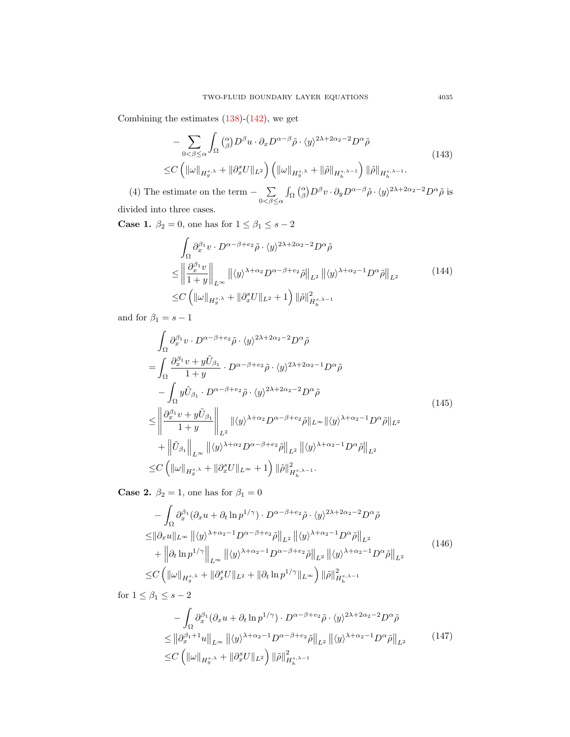Combining the estimates (138)-(142), we get

$$
\begin{aligned}
&-\sum_{0<\beta\leq\alpha}\int_\Omega \binom{\alpha}{\beta} D^\beta u\cdot\partial_x D^{\alpha-\beta}\tilde\rho\cdot\langle y\rangle^{2\lambda+2\alpha_2-2}D^\alpha\tilde\rho \\
\leq& C\left(\|\omega\|_{H_g^{s,\lambda}}+\|\partial_x^s U\|_{L^2}\right)\left(\|\omega\|_{H_g^{s,\lambda}}+\|\tilde\rho\|_{H_h^{s,\lambda-1}}\right)\|\tilde\rho\|_{H_h^{s,\lambda-1}}.
\end{aligned}
\tag{143}
$$

(4) The estimate on the term $-\sum_{0<\beta\leq\alpha}\int_\Omega\binom{\alpha}{\beta}D^\beta v\cdot\partial_y D^{\alpha-\beta}\tilde\rho\cdot\langle y\rangle^{2\lambda+2\alpha_2-2}D^\alpha\tilde\rho$ is divided into three cases.

**Case 1.** $\beta_2=0$, one has for $1\leq\beta_1\leq s-2$

$$
\begin{aligned}
&\int_\Omega \partial_x^{\beta_1}v\cdot D^{\alpha-\beta+e_2}\tilde\rho\cdot\langle y\rangle^{2\lambda+2\alpha_2-2}D^\alpha\tilde\rho \\
\leq&\left\|\frac{\partial_x^{\beta_1}v}{1+y}\right\|_{L^\infty}\left\|\langle y\rangle^{\lambda+\alpha_2}D^{\alpha-\beta+e_2}\tilde\rho\right\|_{L^2}\left\|\langle y\rangle^{\lambda+\alpha_2-1}D^\alpha\tilde\rho\right\|_{L^2} \\
\leq& C\left(\|\omega\|_{H_g^{s,\lambda}}+\|\partial_x^s U\|_{L^2}+1\right)\|\tilde\rho\|^2_{H_h^{s,\lambda-1}}
\end{aligned}
\tag{144}
$$

and for $\beta_1=s-1$

$$
\begin{aligned}
&\int_\Omega \partial_x^{\beta_1}v\cdot D^{\alpha-\beta+e_2}\tilde\rho\cdot\langle y\rangle^{2\lambda+2\alpha_2-2}D^\alpha\tilde\rho \\
=&\int_\Omega \frac{\partial_x^{\beta_1}v+y\tilde U_{\beta_1}}{1+y}\cdot D^{\alpha-\beta+e_2}\tilde\rho\cdot\langle y\rangle^{2\lambda+2\alpha_2-1}D^\alpha\tilde\rho \\
&-\int_\Omega y\tilde U_{\beta_1}\cdot D^{\alpha-\beta+e_2}\tilde\rho\cdot\langle y\rangle^{2\lambda+2\alpha_2-2}D^\alpha\tilde\rho \\
\leq&\left\|\frac{\partial_x^{\beta_1}v+y\tilde U_{\beta_1}}{1+y}\right\|_{L^2}\|\langle y\rangle^{\lambda+\alpha_2}D^{\alpha-\beta+e_2}\tilde\rho\|_{L^\infty}\|\langle y\rangle^{\lambda+\alpha_2-1}D^\alpha\tilde\rho\|_{L^2} \\
&+\left\|\tilde U_{\beta_1}\right\|_{L^\infty}\left\|\langle y\rangle^{\lambda+\alpha_2}D^{\alpha-\beta+e_2}\tilde\rho\right\|_{L^2}\left\|\langle y\rangle^{\lambda+\alpha_2-1}D^\alpha\tilde\rho\right\|_{L^2} \\
\leq& C\left(\|\omega\|_{H_g^{s,\lambda}}+\|\partial_x^s U\|_{L^\infty}+1\right)\|\tilde\rho\|^2_{H_h^{s,\lambda-1}}.
\end{aligned}
\tag{145}
$$

**Case 2.** $\beta_2=1$, one has for $\beta_1=0$

$$
\begin{aligned}
&-\int_\Omega \partial_x^{\beta_1}(\partial_x u+\partial_t\ln p^{1/\gamma})\cdot D^{\alpha-\beta+e_2}\tilde\rho\cdot\langle y\rangle^{2\lambda+2\alpha_2-2}D^\alpha\tilde\rho \\
\leq&\|\partial_x u\|_{L^\infty}\left\|\langle y\rangle^{\lambda+\alpha_2-1}D^{\alpha-\beta+e_2}\tilde\rho\right\|_{L^2}\left\|\langle y\rangle^{\lambda+\alpha_2-1}D^\alpha\tilde\rho\right\|_{L^2} \\
&+\left\|\partial_t\ln p^{1/\gamma}\right\|_{L^\infty}\left\|\langle y\rangle^{\lambda+\alpha_2-1}D^{\alpha-\beta+e_2}\tilde\rho\right\|_{L^2}\left\|\langle y\rangle^{\lambda+\alpha_2-1}D^\alpha\tilde\rho\right\|_{L^2} \\
\leq& C\left(\|\omega\|_{H_g^{s,\lambda}}+\|\partial_x^s U\|_{L^2}+\|\partial_t\ln p^{1/\gamma}\|_{L^\infty}\right)\|\tilde\rho\|^2_{H_h^{s,\lambda-1}}
\end{aligned}
\tag{146}
$$

for $1\leq\beta_1\leq s-2$

$$
\begin{aligned}
&-\int_\Omega \partial_x^{\beta_1}(\partial_x u+\partial_t\ln p^{1/\gamma})\cdot D^{\alpha-\beta+e_2}\tilde\rho\cdot\langle y\rangle^{2\lambda+2\alpha_2-2}D^\alpha\tilde\rho \\
\leq&\left\|\partial_x^{\beta_1+1}u\right\|_{L^\infty}\left\|\langle y\rangle^{\lambda+\alpha_2-1}D^{\alpha-\beta+e_2}\tilde\rho\right\|_{L^2}\left\|\langle y\rangle^{\lambda+\alpha_2-1}D^\alpha\tilde\rho\right\|_{L^2} \\
\leq& C\left(\|\omega\|_{H_g^{s,\lambda}}+\|\partial_x^s U\|_{L^2}\right)\|\tilde\rho\|^2_{H_h^{s,\lambda-1}}
\end{aligned}
\tag{147}
$$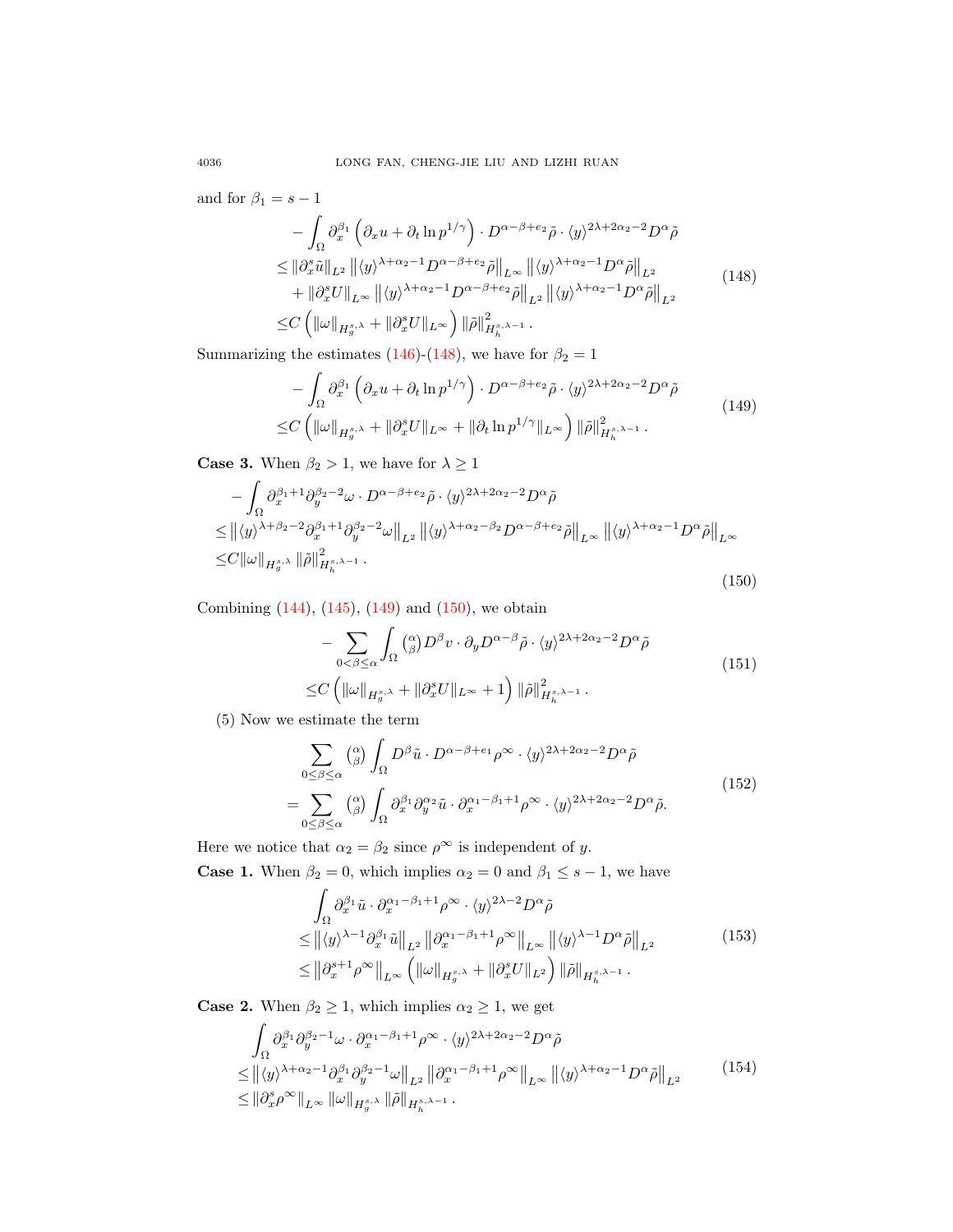and for $\beta_1 = s-1$

$$
\begin{aligned}
&-\int_\Omega \partial_x^{\beta_1}\left(\partial_x u + \partial_t \ln p^{1/\gamma}\right)\cdot D^{\alpha-\beta+e_2}\tilde{\rho}\cdot \langle y\rangle^{2\lambda+2\alpha_2-2}D^\alpha\tilde{\rho} \\
\le& \|\partial_x^s \tilde{u}\|_{L^2}\left\|\langle y\rangle^{\lambda+\alpha_2-1}D^{\alpha-\beta+e_2}\tilde{\rho}\right\|_{L^\infty}\left\|\langle y\rangle^{\lambda+\alpha_2-1}D^\alpha\tilde{\rho}\right\|_{L^2} \\
&+\|\partial_x^s U\|_{L^\infty}\left\|\langle y\rangle^{\lambda+\alpha_2-1}D^{\alpha-\beta+e_2}\tilde{\rho}\right\|_{L^2}\left\|\langle y\rangle^{\lambda+\alpha_2-1}D^\alpha\tilde{\rho}\right\|_{L^2} \\
\le& C\left(\|\omega\|_{H_g^{s,\lambda}}+\|\partial_x^s U\|_{L^\infty}\right)\|\tilde{\rho}\|^2_{H_h^{s,\lambda-1}}.
\end{aligned}
\tag{148}
$$

Summarizing the estimates (146)-(148), we have for $\beta_2 = 1$

$$
\begin{aligned}
&-\int_\Omega \partial_x^{\beta_1}\left(\partial_x u + \partial_t \ln p^{1/\gamma}\right)\cdot D^{\alpha-\beta+e_2}\tilde{\rho}\cdot \langle y\rangle^{2\lambda+2\alpha_2-2}D^\alpha\tilde{\rho} \\
\le& C\left(\|\omega\|_{H_g^{s,\lambda}}+\|\partial_x^s U\|_{L^\infty}+\|\partial_t \ln p^{1/\gamma}\|_{L^\infty}\right)\|\tilde{\rho}\|^2_{H_h^{s,\lambda-1}}.
\end{aligned}
\tag{149}
$$

**Case 3.** When $\beta_2 > 1$, we have for $\lambda \ge 1$

$$
\begin{aligned}
&-\int_\Omega \partial_x^{\beta_1+1}\partial_y^{\beta_2-2}\omega\cdot D^{\alpha-\beta+e_2}\tilde{\rho}\cdot\langle y\rangle^{2\lambda+2\alpha_2-2}D^\alpha\tilde{\rho} \\
\le& \left\|\langle y\rangle^{\lambda+\beta_2-2}\partial_x^{\beta_1+1}\partial_y^{\beta_2-2}\omega\right\|_{L^2}\left\|\langle y\rangle^{\lambda+\alpha_2-\beta_2}D^{\alpha-\beta+e_2}\tilde{\rho}\right\|_{L^\infty}\left\|\langle y\rangle^{\lambda+\alpha_2-1}D^\alpha\tilde{\rho}\right\|_{L^\infty} \\
\le& C\|\omega\|_{H_g^{s,\lambda}}\|\tilde{\rho}\|^2_{H_h^{s,\lambda-1}}.
\end{aligned}
\tag{150}
$$

Combining (144), (145), (149) and (150), we obtain

$$
\begin{aligned}
&-\sum_{0<\beta\le\alpha}\int_\Omega \binom{\alpha}{\beta}D^\beta v\cdot\partial_y D^{\alpha-\beta}\tilde{\rho}\cdot\langle y\rangle^{2\lambda+2\alpha_2-2}D^\alpha\tilde{\rho} \\
\le& C\left(\|\omega\|_{H_g^{s,\lambda}}+\|\partial_x^s U\|_{L^\infty}+1\right)\|\tilde{\rho}\|^2_{H_h^{s,\lambda-1}}.
\end{aligned}
\tag{151}
$$

(5) Now we estimate the term

$$
\begin{aligned}
&\sum_{0\le\beta\le\alpha}\binom{\alpha}{\beta}\int_\Omega D^\beta\tilde{u}\cdot D^{\alpha-\beta+e_1}\rho^\infty\cdot\langle y\rangle^{2\lambda+2\alpha_2-2}D^\alpha\tilde{\rho} \\
=& \sum_{0\le\beta\le\alpha}\binom{\alpha}{\beta}\int_\Omega \partial_x^{\beta_1}\partial_y^{\alpha_2}\tilde{u}\cdot\partial_x^{\alpha_1-\beta_1+1}\rho^\infty\cdot\langle y\rangle^{2\lambda+2\alpha_2-2}D^\alpha\tilde{\rho}.
\end{aligned}
\tag{152}
$$

Here we notice that $\alpha_2 = \beta_2$ since $\rho^\infty$ is independent of $y$.

**Case 1.** When $\beta_2 = 0$, which implies $\alpha_2 = 0$ and $\beta_1 \le s-1$, we have

$$
\begin{aligned}
&\int_\Omega \partial_x^{\beta_1}\tilde{u}\cdot\partial_x^{\alpha_1-\beta_1+1}\rho^\infty\cdot\langle y\rangle^{2\lambda-2}D^\alpha\tilde{\rho} \\
\le& \left\|\langle y\rangle^{\lambda-1}\partial_x^{\beta_1}\tilde{u}\right\|_{L^2}\left\|\partial_x^{\alpha_1-\beta_1+1}\rho^\infty\right\|_{L^\infty}\left\|\langle y\rangle^{\lambda-1}D^\alpha\tilde{\rho}\right\|_{L^2} \\
\le& \left\|\partial_x^{s+1}\rho^\infty\right\|_{L^\infty}\left(\|\omega\|_{H_g^{s,\lambda}}+\|\partial_x^s U\|_{L^2}\right)\|\tilde{\rho}\|_{H_h^{s,\lambda-1}}.
\end{aligned}
\tag{153}
$$

**Case 2.** When $\beta_2 \ge 1$, which implies $\alpha_2 \ge 1$, we get

$$
\begin{aligned}
&\int_\Omega \partial_x^{\beta_1}\partial_y^{\beta_2-1}\omega\cdot\partial_x^{\alpha_1-\beta_1+1}\rho^\infty\cdot\langle y\rangle^{2\lambda+2\alpha_2-2}D^\alpha\tilde{\rho} \\
\le& \left\|\langle y\rangle^{\lambda+\alpha_2-1}\partial_x^{\beta_1}\partial_y^{\beta_2-1}\omega\right\|_{L^2}\left\|\partial_x^{\alpha_1-\beta_1+1}\rho^\infty\right\|_{L^\infty}\left\|\langle y\rangle^{\lambda+\alpha_2-1}D^\alpha\tilde{\rho}\right\|_{L^2} \\
\le& \|\partial_x^s\rho^\infty\|_{L^\infty}\|\omega\|_{H_g^{s,\lambda}}\|\tilde{\rho}\|_{H_h^{s,\lambda-1}}.
\end{aligned}
\tag{154}
$$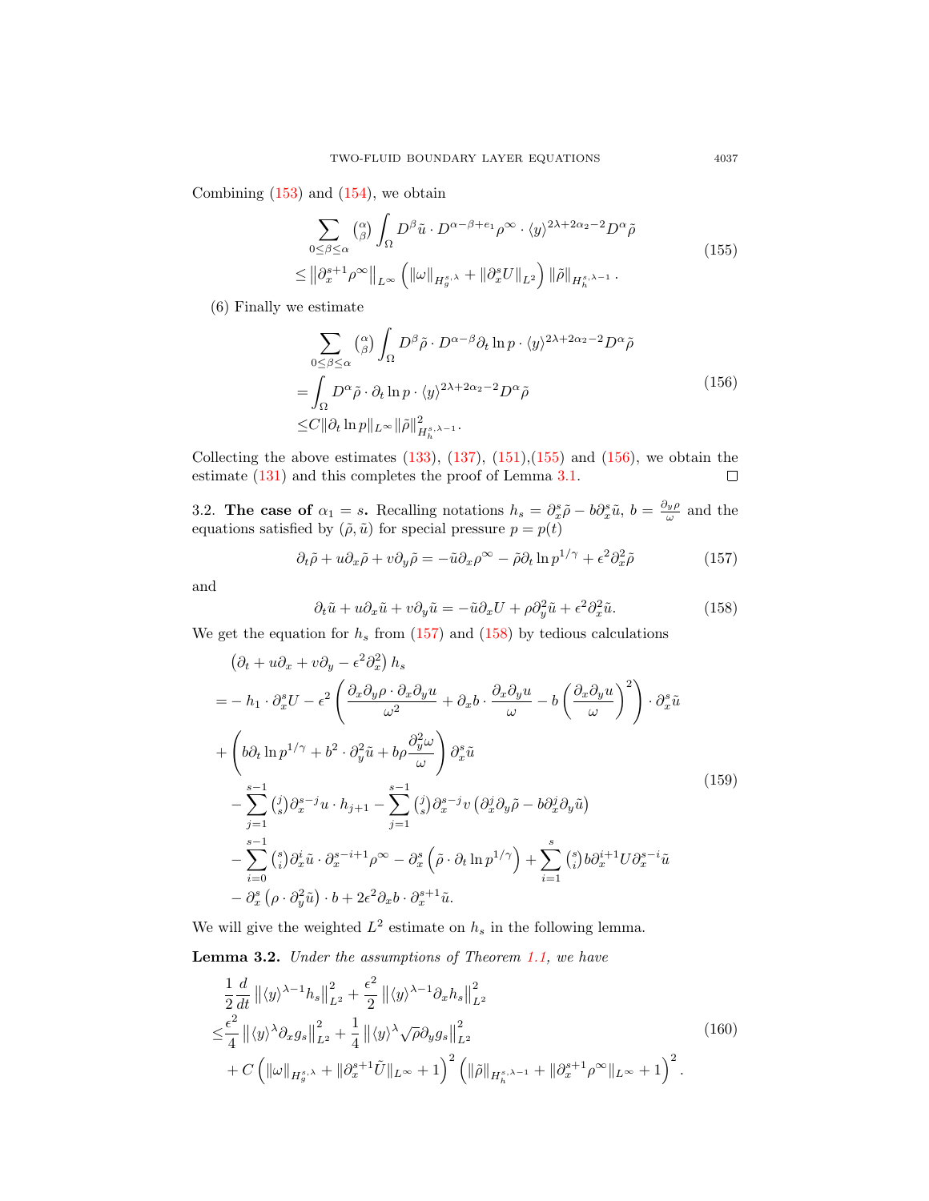Combining (153) and (154), we obtain

$$
\begin{aligned}
&\sum_{0\le\beta\le\alpha} \binom{\alpha}{\beta} \int_\Omega D^\beta \tilde{u}\cdot D^{\alpha-\beta+e_1}\rho^\infty \cdot \langle y\rangle^{2\lambda+2\alpha_2-2} D^\alpha\tilde{\rho} \\
\le& \left\|\partial_x^{s+1}\rho^\infty\right\|_{L^\infty}\left(\|\omega\|_{H_g^{s,\lambda}}+\|\partial_x^s U\|_{L^2}\right)\|\tilde{\rho}\|_{H_h^{s,\lambda-1}}.
\end{aligned}
\tag{155}
$$

(6) Finally we estimate

$$
\begin{aligned}
&\sum_{0\le\beta\le\alpha} \binom{\alpha}{\beta} \int_\Omega D^\beta \tilde{\rho}\cdot D^{\alpha-\beta}\partial_t \ln p \cdot \langle y\rangle^{2\lambda+2\alpha_2-2} D^\alpha\tilde{\rho} \\
=&\int_\Omega D^\alpha\tilde{\rho}\cdot \partial_t\ln p\cdot\langle y\rangle^{2\lambda+2\alpha_2-2}D^\alpha\tilde{\rho} \\
\le& C\|\partial_t \ln p\|_{L^\infty}\|\tilde{\rho}\|^2_{H_h^{s,\lambda-1}}.
\end{aligned}
\tag{156}
$$

Collecting the above estimates (133), (137), (151),(155) and (156), we obtain the estimate (131) and this completes the proof of Lemma 3.1. ◻

3.2. **The case of $\alpha_1 = s$.** Recalling notations $h_s=\partial_x^s\tilde{\rho}-b\partial_x^s\tilde{u}$, $b=\frac{\partial_y\rho}{\omega}$ and the equations satisfied by $(\tilde{\rho},\tilde{u})$ for special pressure $p=p(t)$

$$
\partial_t\tilde{\rho}+u\partial_x\tilde{\rho}+v\partial_y\tilde{\rho}=-\tilde{u}\partial_x\rho^\infty-\tilde{\rho}\partial_t\ln p^{1/\gamma}+\epsilon^2\partial_x^2\tilde{\rho}
\tag{157}
$$

and

$$
\partial_t\tilde{u}+u\partial_x\tilde{u}+v\partial_y\tilde{u}=-\tilde{u}\partial_x U+\rho\partial_y^2\tilde{u}+\epsilon^2\partial_x^2\tilde{u}.
\tag{158}
$$

We get the equation for $h_s$ from (157) and (158) by tedious calculations

$$
\begin{aligned}
&\left(\partial_t+u\partial_x+v\partial_y-\epsilon^2\partial_x^2\right)h_s \\
=&-h_1\cdot\partial_x^s U-\epsilon^2\left(\frac{\partial_x\partial_y\rho\cdot\partial_x\partial_y u}{\omega^2}+\partial_x b\cdot\frac{\partial_x\partial_y u}{\omega}-b\left(\frac{\partial_x\partial_y u}{\omega}\right)^2\right)\cdot\partial_x^s\tilde{u} \\
&+\left(b\partial_t\ln p^{1/\gamma}+b^2\cdot\partial_y^2\tilde{u}+b\rho\frac{\partial_y^2\omega}{\omega}\right)\partial_x^s\tilde{u} \\
&-\sum_{j=1}^{s-1}\binom{j}{s}\partial_x^{s-j}u\cdot h_{j+1}-\sum_{j=1}^{s-1}\binom{j}{s}\partial_x^{s-j}v\left(\partial_x^j\partial_y\tilde{\rho}-b\partial_x^j\partial_y\tilde{u}\right) \\
&-\sum_{i=0}^{s-1}\binom{s}{i}\partial_x^i\tilde{u}\cdot\partial_x^{s-i+1}\rho^\infty-\partial_x^s\left(\tilde{\rho}\cdot\partial_t\ln p^{1/\gamma}\right)+\sum_{i=1}^{s}\binom{s}{i}b\partial_x^{i+1}U\partial_x^{s-i}\tilde{u} \\
&-\partial_x^s\left(\rho\cdot\partial_y^2\tilde{u}\right)\cdot b+2\epsilon^2\partial_x b\cdot\partial_x^{s+1}\tilde{u}.
\end{aligned}
\tag{159}
$$

We will give the weighted $L^2$ estimate on $h_s$ in the following lemma.

**Lemma 3.2.** *Under the assumptions of Theorem 1.1, we have*

$$
\begin{aligned}
&\frac{1}{2}\frac{d}{dt}\left\|\langle y\rangle^{\lambda-1}h_s\right\|^2_{L^2}+\frac{\epsilon^2}{2}\left\|\langle y\rangle^{\lambda-1}\partial_x h_s\right\|^2_{L^2} \\
\le&\frac{\epsilon^2}{4}\left\|\langle y\rangle^{\lambda}\partial_x g_s\right\|^2_{L^2}+\frac{1}{4}\left\|\langle y\rangle^{\lambda}\sqrt{\rho}\partial_y g_s\right\|^2_{L^2} \\
&+C\left(\|\omega\|_{H_g^{s,\lambda}}+\|\partial_x^{s+1}\tilde{U}\|_{L^\infty}+1\right)^2\left(\|\tilde{\rho}\|_{H_h^{s,\lambda-1}}+\|\partial_x^{s+1}\rho^\infty\|_{L^\infty}+1\right)^2.
\end{aligned}
\tag{160}
$$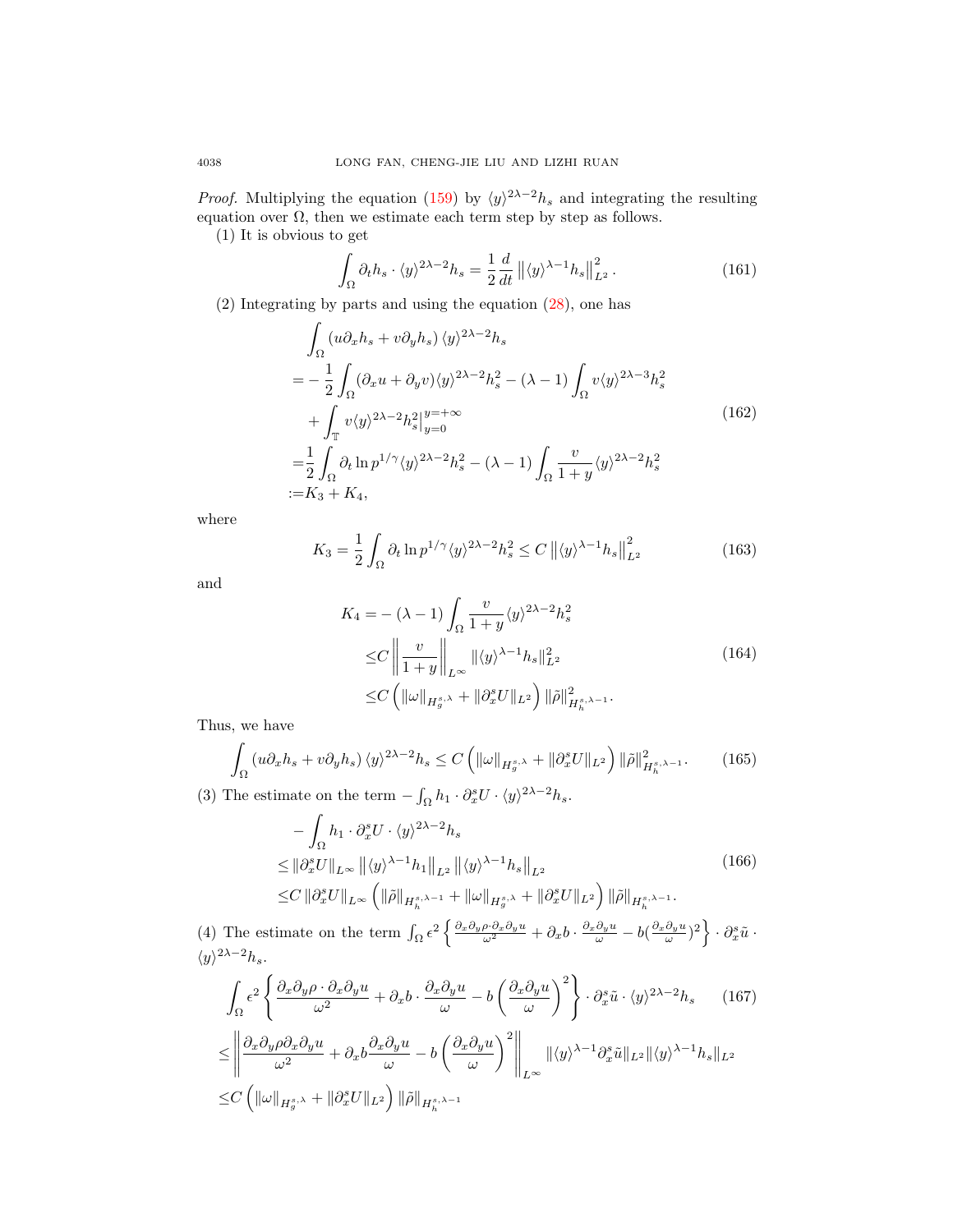*Proof.* Multiplying the equation (159) by $\langle y\rangle^{2\lambda-2}h_s$ and integrating the resulting equation over $\Omega$, then we estimate each term step by step as follows.

(1) It is obvious to get

$$\int_\Omega \partial_t h_s \cdot \langle y\rangle^{2\lambda-2}h_s = \frac{1}{2}\frac{d}{dt}\left\|\langle y\rangle^{\lambda-1}h_s\right\|_{L^2}^2. \tag{161}$$

(2) Integrating by parts and using the equation (28), one has

$$\begin{aligned}
&\int_\Omega \left(u\partial_x h_s + v\partial_y h_s\right)\langle y\rangle^{2\lambda-2}h_s \\
=&-\frac{1}{2}\int_\Omega (\partial_x u + \partial_y v)\langle y\rangle^{2\lambda-2}h_s^2 - (\lambda-1)\int_\Omega v\langle y\rangle^{2\lambda-3}h_s^2 \\
&+\int_{\mathbb{T}} v\langle y\rangle^{2\lambda-2}h_s^2\big|_{y=0}^{y=+\infty} \\
=&\frac{1}{2}\int_\Omega \partial_t \ln p^{1/\gamma}\langle y\rangle^{2\lambda-2}h_s^2 - (\lambda-1)\int_\Omega \frac{v}{1+y}\langle y\rangle^{2\lambda-2}h_s^2 \\
:=&K_3+K_4,
\end{aligned} \tag{162}$$

where

$$K_3 = \frac{1}{2}\int_\Omega \partial_t \ln p^{1/\gamma}\langle y\rangle^{2\lambda-2}h_s^2 \le C\left\|\langle y\rangle^{\lambda-1}h_s\right\|_{L^2}^2 \tag{163}$$

and

$$\begin{aligned}
K_4 =& -(\lambda-1)\int_\Omega \frac{v}{1+y}\langle y\rangle^{2\lambda-2}h_s^2 \\
\le& C\left\|\frac{v}{1+y}\right\|_{L^\infty}\|\langle y\rangle^{\lambda-1}h_s\|_{L^2}^2 \\
\le& C\left(\|\omega\|_{H_g^{s,\lambda}} + \|\partial_x^s U\|_{L^2}\right)\|\tilde\rho\|_{H_h^{s,\lambda-1}}^2.
\end{aligned} \tag{164}$$

Thus, we have

$$\int_\Omega \left(u\partial_x h_s + v\partial_y h_s\right)\langle y\rangle^{2\lambda-2}h_s \le C\left(\|\omega\|_{H_g^{s,\lambda}} + \|\partial_x^s U\|_{L^2}\right)\|\tilde\rho\|_{H_h^{s,\lambda-1}}^2. \tag{165}$$

(3) The estimate on the term $-\int_\Omega h_1\cdot\partial_x^s U\cdot\langle y\rangle^{2\lambda-2}h_s$.

$$\begin{aligned}
&-\int_\Omega h_1\cdot\partial_x^s U\cdot\langle y\rangle^{2\lambda-2}h_s \\
\le&\|\partial_x^s U\|_{L^\infty}\left\|\langle y\rangle^{\lambda-1}h_1\right\|_{L^2}\left\|\langle y\rangle^{\lambda-1}h_s\right\|_{L^2} \\
\le& C\|\partial_x^s U\|_{L^\infty}\left(\|\tilde\rho\|_{H_h^{s,\lambda-1}} + \|\omega\|_{H_g^{s,\lambda}} + \|\partial_x^s U\|_{L^2}\right)\|\tilde\rho\|_{H_h^{s,\lambda-1}}.
\end{aligned} \tag{166}$$

(4) The estimate on the term $\int_\Omega \epsilon^2\left\{\frac{\partial_x\partial_y\rho\cdot\partial_x\partial_y u}{\omega^2} + \partial_x b\cdot\frac{\partial_x\partial_y u}{\omega} - b(\frac{\partial_x\partial_y u}{\omega})^2\right\}\cdot\partial_x^s\tilde u\cdot\langle y\rangle^{2\lambda-2}h_s$.

$$\begin{aligned}
&\int_\Omega \epsilon^2\left\{\frac{\partial_x\partial_y\rho\cdot\partial_x\partial_y u}{\omega^2} + \partial_x b\cdot\frac{\partial_x\partial_y u}{\omega} - b\left(\frac{\partial_x\partial_y u}{\omega}\right)^2\right\}\cdot\partial_x^s\tilde u\cdot\langle y\rangle^{2\lambda-2}h_s \qquad (167)\\
\le&\left\|\frac{\partial_x\partial_y\rho\partial_x\partial_y u}{\omega^2} + \partial_x b\frac{\partial_x\partial_y u}{\omega} - b\left(\frac{\partial_x\partial_y u}{\omega}\right)^2\right\|_{L^\infty}\|\langle y\rangle^{\lambda-1}\partial_x^s\tilde u\|_{L^2}\|\langle y\rangle^{\lambda-1}h_s\|_{L^2} \\
\le& C\left(\|\omega\|_{H_g^{s,\lambda}} + \|\partial_x^s U\|_{L^2}\right)\|\tilde\rho\|_{H_h^{s,\lambda-1}}
\end{aligned}$$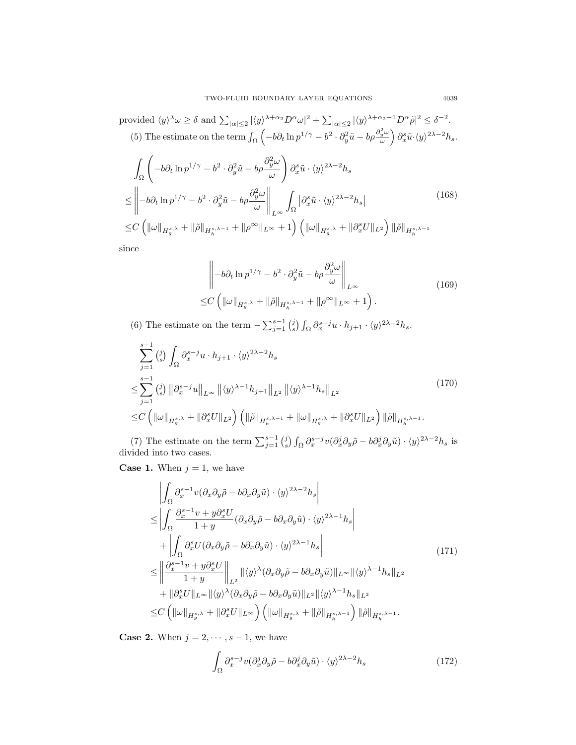provided $\langle y\rangle^\lambda \omega \geq \delta$ and $\sum_{|\alpha|\leq 2} |\langle y\rangle^{\lambda+\alpha_2} D^\alpha \omega|^2 + \sum_{|\alpha|\leq 2} |\langle y\rangle^{\lambda+\alpha_2-1} D^\alpha \tilde{\rho}|^2 \leq \delta^{-2}$.

(5) The estimate on the term $\int_\Omega \left(-b\partial_t \ln p^{1/\gamma} - b^2 \cdot \partial_y^2 \tilde{u} - b\rho \frac{\partial_y^2 \omega}{\omega}\right) \partial_x^s \tilde{u} \cdot \langle y\rangle^{2\lambda-2} h_s$.

$$
\begin{aligned}
&\int_\Omega \left(-b\partial_t \ln p^{1/\gamma} - b^2 \cdot \partial_y^2 \tilde{u} - b\rho \frac{\partial_y^2 \omega}{\omega}\right) \partial_x^s \tilde{u} \cdot \langle y\rangle^{2\lambda-2} h_s \\
\leq &\left\| -b\partial_t \ln p^{1/\gamma} - b^2 \cdot \partial_y^2 \tilde{u} - b\rho \frac{\partial_y^2 \omega}{\omega} \right\|_{L^\infty} \int_\Omega \left| \partial_x^s \tilde{u} \cdot \langle y\rangle^{2\lambda-2} h_s \right| \\
\leq &C \left( \|\omega\|_{H_g^{s,\lambda}} + \|\tilde{\rho}\|_{H_h^{s,\lambda-1}} + \|\rho^\infty\|_{L^\infty} + 1 \right) \left( \|\omega\|_{H_g^{s,\lambda}} + \|\partial_x^s U\|_{L^2} \right) \|\tilde{\rho}\|_{H_h^{s,\lambda-1}}
\end{aligned}
\tag{168}
$$

since

$$
\begin{aligned}
&\left\| -b\partial_t \ln p^{1/\gamma} - b^2 \cdot \partial_y^2 \tilde{u} - b\rho \frac{\partial_y^2 \omega}{\omega} \right\|_{L^\infty} \\
\leq &C \left( \|\omega\|_{H_g^{s,\lambda}} + \|\tilde{\rho}\|_{H_h^{s,\lambda-1}} + \|\rho^\infty\|_{L^\infty} + 1 \right).
\end{aligned}
\tag{169}
$$

(6) The estimate on the term $-\sum_{j=1}^{s-1} \binom{j}{s} \int_\Omega \partial_x^{s-j} u \cdot h_{j+1} \cdot \langle y\rangle^{2\lambda-2} h_s$.

$$
\begin{aligned}
&\sum_{j=1}^{s-1} \tbinom{j}{s} \int_\Omega \partial_x^{s-j} u \cdot h_{j+1} \cdot \langle y\rangle^{2\lambda-2} h_s \\
\leq &\sum_{j=1}^{s-1} \tbinom{j}{s} \left\| \partial_x^{s-j} u \right\|_{L^\infty} \left\| \langle y\rangle^{\lambda-1} h_{j+1} \right\|_{L^2} \left\| \langle y\rangle^{\lambda-1} h_s \right\|_{L^2} \\
\leq &C \left( \|\omega\|_{H_g^{s,\lambda}} + \|\partial_x^s U\|_{L^2} \right) \left( \|\tilde{\rho}\|_{H_h^{s,\lambda-1}} + \|\omega\|_{H_g^{s,\lambda}} + \|\partial_x^s U\|_{L^2} \right) \|\tilde{\rho}\|_{H_h^{s,\lambda-1}}.
\end{aligned}
\tag{170}
$$

(7) The estimate on the term $\sum_{j=1}^{s-1} \binom{j}{s} \int_\Omega \partial_x^{s-j} v (\partial_x^j \partial_y \tilde{\rho} - b\partial_x^j \partial_y \tilde{u}) \cdot \langle y\rangle^{2\lambda-2} h_s$ is divided into two cases.

**Case 1.** When $j = 1$, we have

$$
\begin{aligned}
&\left| \int_\Omega \partial_x^{s-1} v (\partial_x \partial_y \tilde{\rho} - b\partial_x \partial_y \tilde{u}) \cdot \langle y\rangle^{2\lambda-2} h_s \right| \\
\leq &\left| \int_\Omega \frac{\partial_x^{s-1} v + y\partial_x^s U}{1+y} (\partial_x \partial_y \tilde{\rho} - b\partial_x \partial_y \tilde{u}) \cdot \langle y\rangle^{2\lambda-1} h_s \right| \\
&+ \left| \int_\Omega \partial_x^s U (\partial_x \partial_y \tilde{\rho} - b\partial_x \partial_y \tilde{u}) \cdot \langle y\rangle^{2\lambda-1} h_s \right| \\
\leq &\left\| \frac{\partial_x^{s-1} v + y\partial_x^s U}{1+y} \right\|_{L^2} \|\langle y\rangle^\lambda (\partial_x \partial_y \tilde{\rho} - b\partial_x \partial_y \tilde{u})\|_{L^\infty} \|\langle y\rangle^{\lambda-1} h_s\|_{L^2} \\
&+ \|\partial_x^s U\|_{L^\infty} \|\langle y\rangle^\lambda (\partial_x \partial_y \tilde{\rho} - b\partial_x \partial_y \tilde{u})\|_{L^2} \|\langle y\rangle^{\lambda-1} h_s\|_{L^2} \\
\leq &C \left( \|\omega\|_{H_g^{s,\lambda}} + \|\partial_x^s U\|_{L^\infty} \right) \left( \|\omega\|_{H_g^{s,\lambda}} + \|\tilde{\rho}\|_{H_h^{s,\lambda-1}} \right) \|\tilde{\rho}\|_{H_h^{s,\lambda-1}}.
\end{aligned}
\tag{171}
$$

**Case 2.** When $j = 2, \cdots, s-1$, we have

$$
\int_\Omega \partial_x^{s-j} v (\partial_x^j \partial_y \tilde{\rho} - b\partial_x^j \partial_y \tilde{u}) \cdot \langle y\rangle^{2\lambda-2} h_s
\tag{172}
$$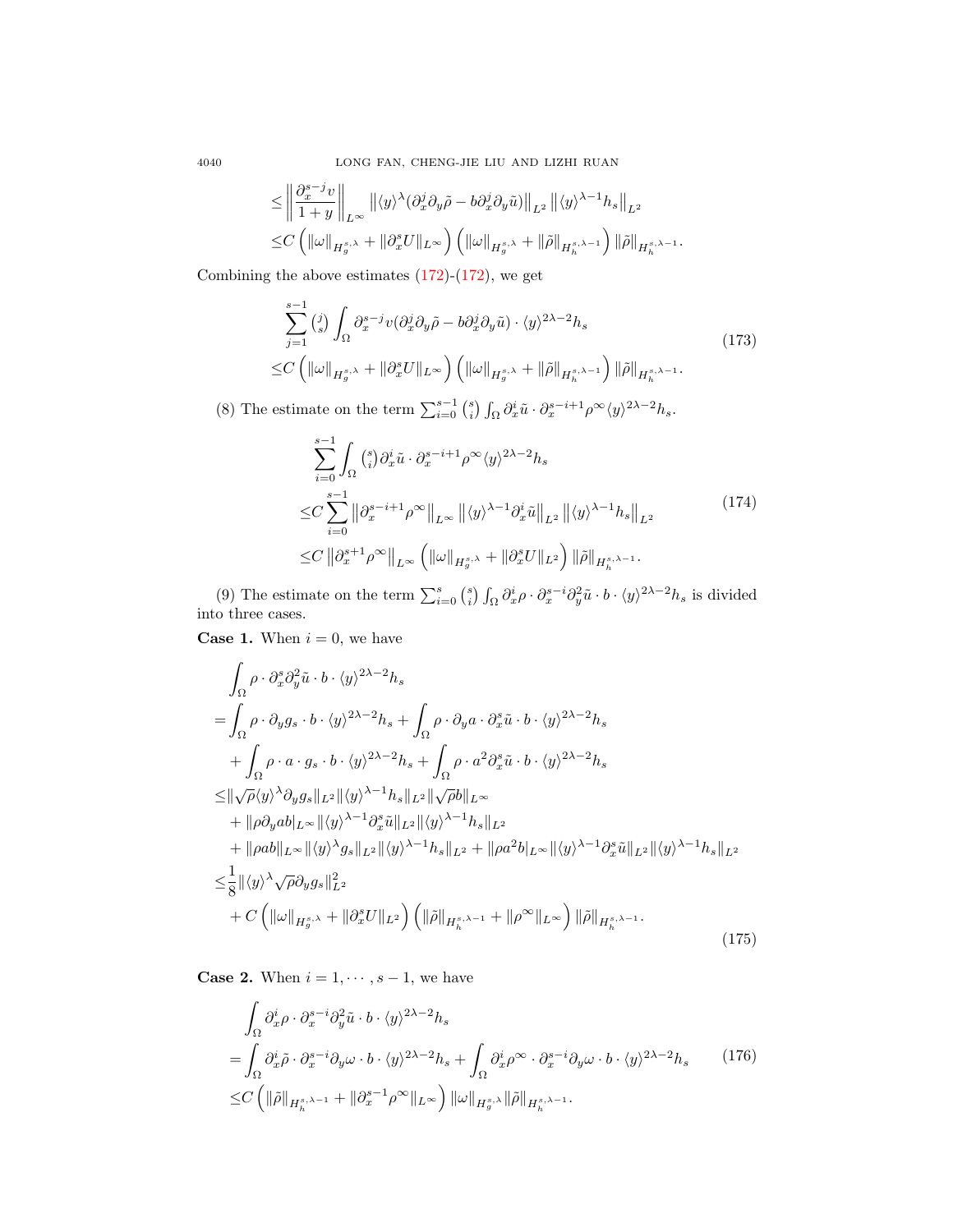$$
\begin{aligned}
&\leq \left\| \frac{\partial_x^{s-j} v}{1+y} \right\|_{L^\infty} \left\| \langle y \rangle^\lambda (\partial_x^j \partial_y \tilde{\rho} - b \partial_x^j \partial_y \tilde{u}) \right\|_{L^2} \left\| \langle y \rangle^{\lambda-1} h_s \right\|_{L^2} \\
&\leq C \left( \|\omega\|_{H_g^{s,\lambda}} + \|\partial_x^s U\|_{L^\infty} \right) \left( \|\omega\|_{H_g^{s,\lambda}} + \|\tilde{\rho}\|_{H_h^{s,\lambda-1}} \right) \|\tilde{\rho}\|_{H_h^{s,\lambda-1}}.
\end{aligned}
$$

Combining the above estimates (172)-(172), we get

$$
\begin{aligned}
&\sum_{j=1}^{s-1} \binom{j}{s} \int_\Omega \partial_x^{s-j} v (\partial_x^j \partial_y \tilde{\rho} - b \partial_x^j \partial_y \tilde{u}) \cdot \langle y \rangle^{2\lambda-2} h_s \\
\leq& C \left( \|\omega\|_{H_g^{s,\lambda}} + \|\partial_x^s U\|_{L^\infty} \right) \left( \|\omega\|_{H_g^{s,\lambda}} + \|\tilde{\rho}\|_{H_h^{s,\lambda-1}} \right) \|\tilde{\rho}\|_{H_h^{s,\lambda-1}}.
\end{aligned} \tag{173}
$$

(8) The estimate on the term $\sum_{i=0}^{s-1} \binom{s}{i} \int_\Omega \partial_x^i \tilde{u} \cdot \partial_x^{s-i+1} \rho^\infty \langle y \rangle^{2\lambda-2} h_s$.

$$
\begin{aligned}
&\sum_{i=0}^{s-1} \int_\Omega \binom{s}{i} \partial_x^i \tilde{u} \cdot \partial_x^{s-i+1} \rho^\infty \langle y \rangle^{2\lambda-2} h_s \\
\leq& C \sum_{i=0}^{s-1} \left\| \partial_x^{s-i+1} \rho^\infty \right\|_{L^\infty} \left\| \langle y \rangle^{\lambda-1} \partial_x^i \tilde{u} \right\|_{L^2} \left\| \langle y \rangle^{\lambda-1} h_s \right\|_{L^2} \\
\leq& C \left\| \partial_x^{s+1} \rho^\infty \right\|_{L^\infty} \left( \|\omega\|_{H_g^{s,\lambda}} + \|\partial_x^s U\|_{L^2} \right) \|\tilde{\rho}\|_{H_h^{s,\lambda-1}}.
\end{aligned} \tag{174}
$$

(9) The estimate on the term $\sum_{i=0}^{s} \binom{s}{i} \int_\Omega \partial_x^i \rho \cdot \partial_x^{s-i} \partial_y^2 \tilde{u} \cdot b \cdot \langle y \rangle^{2\lambda-2} h_s$ is divided into three cases.

**Case 1.** When $i = 0$, we have

$$
\begin{aligned}
&\int_\Omega \rho \cdot \partial_x^s \partial_y^2 \tilde{u} \cdot b \cdot \langle y \rangle^{2\lambda-2} h_s \\
=& \int_\Omega \rho \cdot \partial_y g_s \cdot b \cdot \langle y \rangle^{2\lambda-2} h_s + \int_\Omega \rho \cdot \partial_y a \cdot \partial_x^s \tilde{u} \cdot b \cdot \langle y \rangle^{2\lambda-2} h_s \\
&+ \int_\Omega \rho \cdot a \cdot g_s \cdot b \cdot \langle y \rangle^{2\lambda-2} h_s + \int_\Omega \rho \cdot a^2 \partial_x^s \tilde{u} \cdot b \cdot \langle y \rangle^{2\lambda-2} h_s \\
\leq& \|\sqrt{\rho} \langle y \rangle^\lambda \partial_y g_s\|_{L^2} \|\langle y \rangle^{\lambda-1} h_s\|_{L^2} \|\sqrt{\rho} b\|_{L^\infty} \\
&+ \|\rho \partial_y a b|_{L^\infty} \|\langle y \rangle^{\lambda-1} \partial_x^s \tilde{u}\|_{L^2} \|\langle y \rangle^{\lambda-1} h_s\|_{L^2} \\
&+ \|\rho a b\|_{L^\infty} \|\langle y \rangle^\lambda g_s\|_{L^2} \|\langle y \rangle^{\lambda-1} h_s\|_{L^2} + \|\rho a^2 b|_{L^\infty} \|\langle y \rangle^{\lambda-1} \partial_x^s \tilde{u}\|_{L^2} \|\langle y \rangle^{\lambda-1} h_s\|_{L^2} \\
\leq& \frac{1}{8} \|\langle y \rangle^\lambda \sqrt{\rho} \partial_y g_s\|_{L^2}^2 \\
&+ C \left( \|\omega\|_{H_g^{s,\lambda}} + \|\partial_x^s U\|_{L^2} \right) \left( \|\tilde{\rho}\|_{H_h^{s,\lambda-1}} + \|\rho^\infty\|_{L^\infty} \right) \|\tilde{\rho}\|_{H_h^{s,\lambda-1}}.
\end{aligned} \tag{175}
$$

**Case 2.** When $i = 1, \cdots, s-1$, we have

$$
\begin{aligned}
&\int_\Omega \partial_x^i \rho \cdot \partial_x^{s-i} \partial_y^2 \tilde{u} \cdot b \cdot \langle y \rangle^{2\lambda-2} h_s \\
=& \int_\Omega \partial_x^i \tilde{\rho} \cdot \partial_x^{s-i} \partial_y \omega \cdot b \cdot \langle y \rangle^{2\lambda-2} h_s + \int_\Omega \partial_x^i \rho^\infty \cdot \partial_x^{s-i} \partial_y \omega \cdot b \cdot \langle y \rangle^{2\lambda-2} h_s \\
\leq& C \left( \|\tilde{\rho}\|_{H_h^{s,\lambda-1}} + \|\partial_x^{s-1} \rho^\infty\|_{L^\infty} \right) \|\omega\|_{H_g^{s,\lambda}} \|\tilde{\rho}\|_{H_h^{s,\lambda-1}}.
\end{aligned} \tag{176}
$$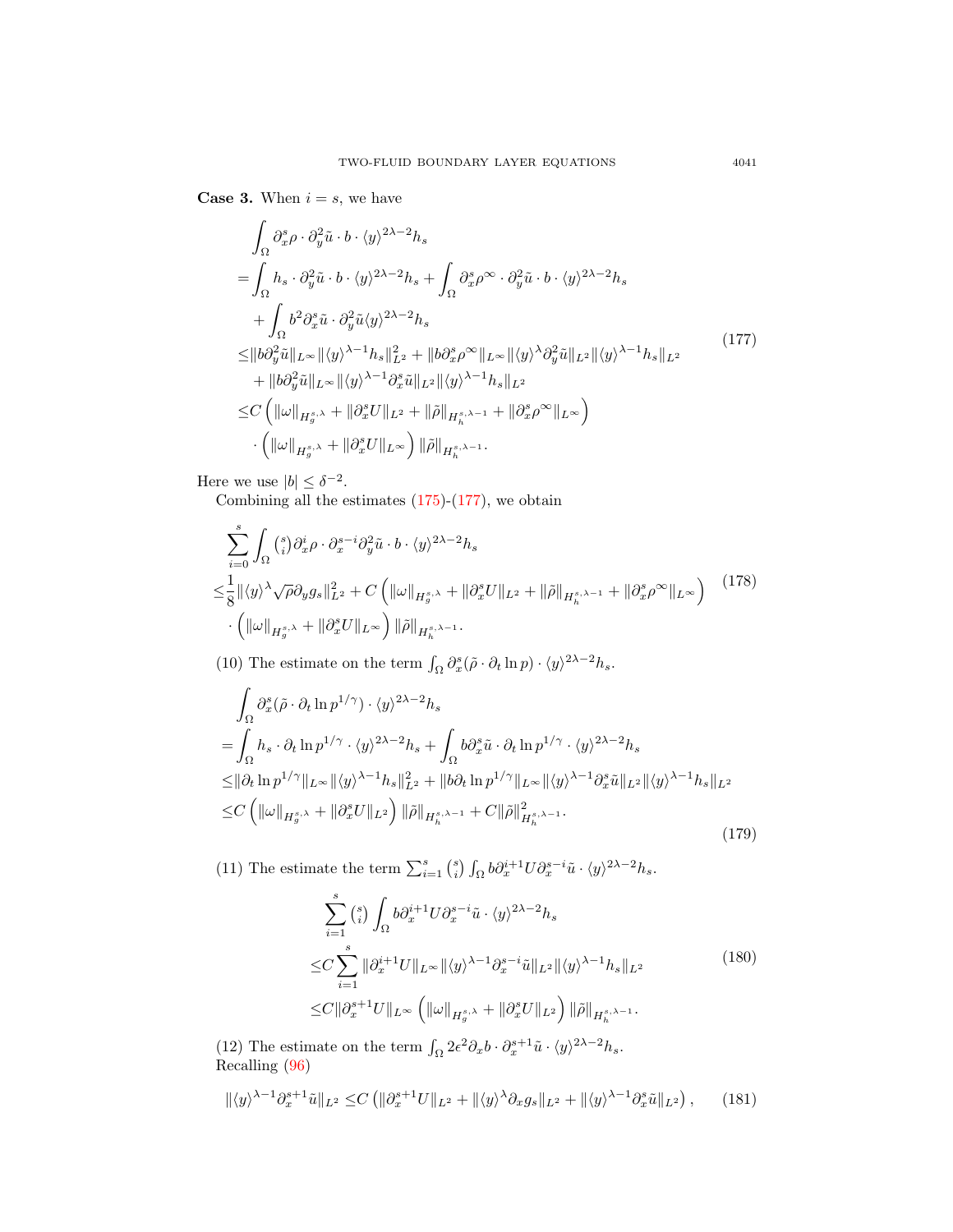**Case 3.** When $i = s$, we have

$$
\begin{aligned}
&\int_\Omega \partial_x^s \rho \cdot \partial_y^2 \tilde{u} \cdot b \cdot \langle y\rangle^{2\lambda-2} h_s \\
=&\int_\Omega h_s \cdot \partial_y^2 \tilde{u} \cdot b \cdot \langle y\rangle^{2\lambda-2} h_s + \int_\Omega \partial_x^s \rho^\infty \cdot \partial_y^2 \tilde{u} \cdot b \cdot \langle y\rangle^{2\lambda-2} h_s \\
&+ \int_\Omega b^2 \partial_x^s \tilde{u} \cdot \partial_y^2 \tilde{u} \langle y\rangle^{2\lambda-2} h_s \\
\le& \|b\partial_y^2 \tilde{u}\|_{L^\infty} \|\langle y\rangle^{\lambda-1} h_s\|_{L^2}^2 + \|b\partial_x^s \rho^\infty\|_{L^\infty} \|\langle y\rangle^{\lambda} \partial_y^2 \tilde{u}\|_{L^2} \|\langle y\rangle^{\lambda-1} h_s\|_{L^2} \\
&+ \|b\partial_y^2 \tilde{u}\|_{L^\infty} \|\langle y\rangle^{\lambda-1} \partial_x^s \tilde{u}\|_{L^2} \|\langle y\rangle^{\lambda-1} h_s\|_{L^2} \\
\le& C\left( \|\omega\|_{H_g^{s,\lambda}} + \|\partial_x^s U\|_{L^2} + \|\tilde{\rho}\|_{H_h^{s,\lambda-1}} + \|\partial_x^s \rho^\infty\|_{L^\infty} \right) \\
&\cdot \left( \|\omega\|_{H_g^{s,\lambda}} + \|\partial_x^s U\|_{L^\infty} \right) \|\tilde{\rho}\|_{H_h^{s,\lambda-1}}.
\end{aligned}
\tag{177}
$$

Here we use $|b| \le \delta^{-2}$.

Combining all the estimates (175)-(177), we obtain

$$
\begin{aligned}
&\sum_{i=0}^s \int_\Omega \tbinom{s}{i} \partial_x^i \rho \cdot \partial_x^{s-i} \partial_y^2 \tilde{u} \cdot b \cdot \langle y\rangle^{2\lambda-2} h_s \\
\le& \frac{1}{8} \|\langle y\rangle^\lambda \sqrt{\rho} \partial_y g_s\|_{L^2}^2 + C\left( \|\omega\|_{H_g^{s,\lambda}} + \|\partial_x^s U\|_{L^2} + \|\tilde{\rho}\|_{H_h^{s,\lambda-1}} + \|\partial_x^s \rho^\infty\|_{L^\infty} \right) \\
&\cdot \left( \|\omega\|_{H_g^{s,\lambda}} + \|\partial_x^s U\|_{L^\infty} \right) \|\tilde{\rho}\|_{H_h^{s,\lambda-1}}.
\end{aligned}
\tag{178}
$$

(10) The estimate on the term $\int_\Omega \partial_x^s(\tilde{\rho} \cdot \partial_t \ln p) \cdot \langle y\rangle^{2\lambda-2} h_s$.

$$
\begin{aligned}
&\int_\Omega \partial_x^s(\tilde{\rho} \cdot \partial_t \ln p^{1/\gamma}) \cdot \langle y\rangle^{2\lambda-2} h_s \\
=& \int_\Omega h_s \cdot \partial_t \ln p^{1/\gamma} \cdot \langle y\rangle^{2\lambda-2} h_s + \int_\Omega b \partial_x^s \tilde{u} \cdot \partial_t \ln p^{1/\gamma} \cdot \langle y\rangle^{2\lambda-2} h_s \\
\le& \|\partial_t \ln p^{1/\gamma}\|_{L^\infty} \|\langle y\rangle^{\lambda-1} h_s\|_{L^2}^2 + \|b\partial_t \ln p^{1/\gamma}\|_{L^\infty} \|\langle y\rangle^{\lambda-1} \partial_x^s \tilde{u}\|_{L^2} \|\langle y\rangle^{\lambda-1} h_s\|_{L^2} \\
\le& C\left( \|\omega\|_{H_g^{s,\lambda}} + \|\partial_x^s U\|_{L^2} \right) \|\tilde{\rho}\|_{H_h^{s,\lambda-1}} + C\|\tilde{\rho}\|_{H_h^{s,\lambda-1}}^2.
\end{aligned}
\tag{179}
$$

(11) The estimate the term $\sum_{i=1}^s \binom{s}{i} \int_\Omega b \partial_x^{i+1} U \partial_x^{s-i} \tilde{u} \cdot \langle y\rangle^{2\lambda-2} h_s$.

$$
\begin{aligned}
&\sum_{i=1}^s \tbinom{s}{i} \int_\Omega b \partial_x^{i+1} U \partial_x^{s-i} \tilde{u} \cdot \langle y\rangle^{2\lambda-2} h_s \\
\le& C \sum_{i=1}^s \|\partial_x^{i+1} U\|_{L^\infty} \|\langle y\rangle^{\lambda-1} \partial_x^{s-i} \tilde{u}\|_{L^2} \|\langle y\rangle^{\lambda-1} h_s\|_{L^2} \\
\le& C\|\partial_x^{s+1} U\|_{L^\infty} \left( \|\omega\|_{H_g^{s,\lambda}} + \|\partial_x^s U\|_{L^2} \right) \|\tilde{\rho}\|_{H_h^{s,\lambda-1}}.
\end{aligned}
\tag{180}
$$

(12) The estimate on the term $\int_\Omega 2\epsilon^2 \partial_x b \cdot \partial_x^{s+1} \tilde{u} \cdot \langle y\rangle^{2\lambda-2} h_s$.
Recalling (96)

$$
\|\langle y\rangle^{\lambda-1} \partial_x^{s+1} \tilde{u}\|_{L^2} \le C\left( \|\partial_x^{s+1} U\|_{L^2} + \|\langle y\rangle^\lambda \partial_x g_s\|_{L^2} + \|\langle y\rangle^{\lambda-1} \partial_x^s \tilde{u}\|_{L^2} \right), \tag{181}
$$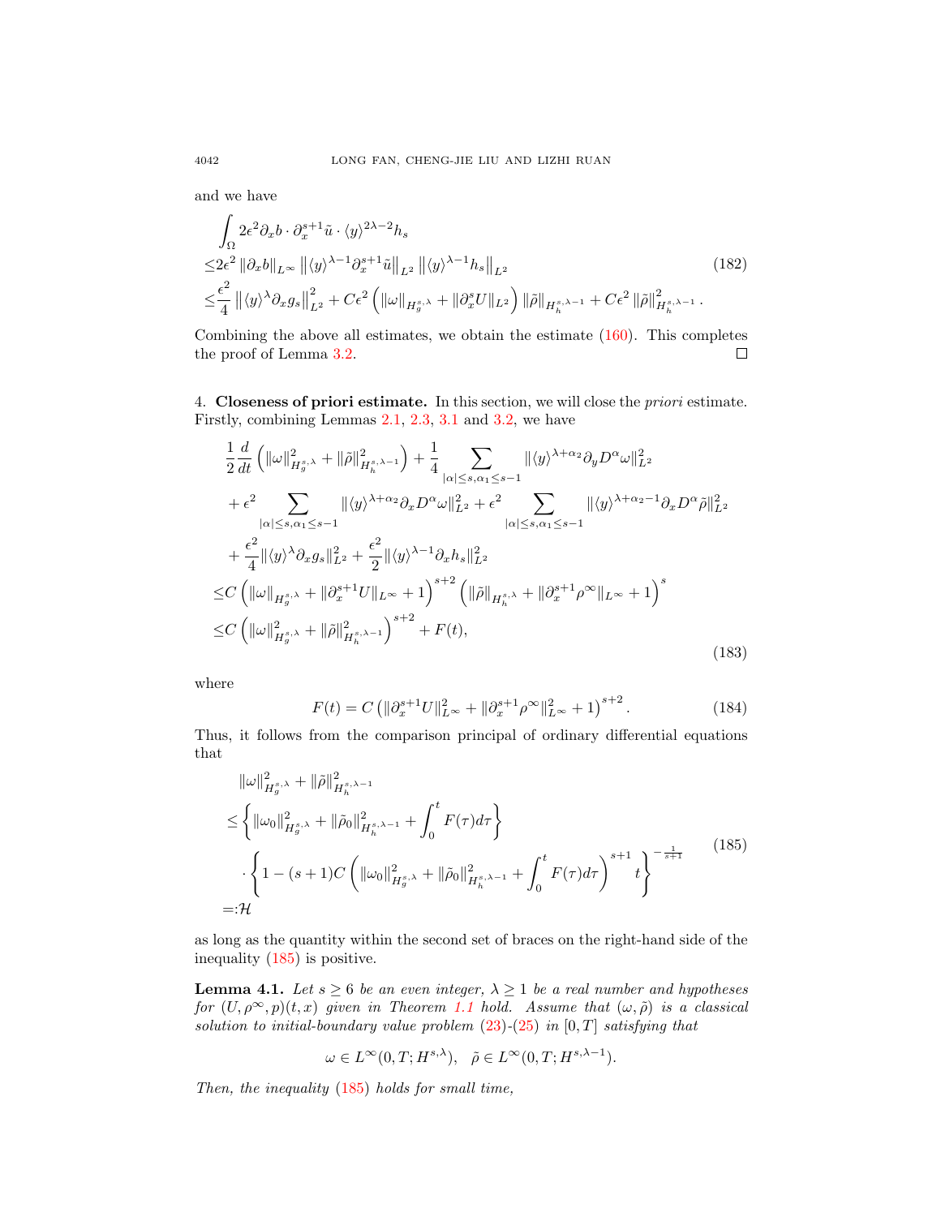and we have

$$
\begin{aligned}
&\int_\Omega 2\epsilon^2 \partial_x b \cdot \partial_x^{s+1}\tilde{u} \cdot \langle y\rangle^{2\lambda-2} h_s \\
\leq & 2\epsilon^2 \left\|\partial_x b\right\|_{L^\infty} \left\|\langle y\rangle^{\lambda-1}\partial_x^{s+1}\tilde{u}\right\|_{L^2} \left\|\langle y\rangle^{\lambda-1} h_s\right\|_{L^2} \\
\leq & \frac{\epsilon^2}{4}\left\|\langle y\rangle^{\lambda}\partial_x g_s\right\|_{L^2}^2 + C\epsilon^2\left(\|\omega\|_{H_g^{s,\lambda}} + \|\partial_x^s U\|_{L^2}\right)\|\tilde{\rho}\|_{H_h^{s,\lambda-1}} + C\epsilon^2\|\tilde{\rho}\|_{H_h^{s,\lambda-1}}^2.
\end{aligned}
\tag{182}
$$

Combining the above all estimates, we obtain the estimate (160). This completes the proof of Lemma 3.2. ∎

## 4. Closeness of priori estimate.

In this section, we will close the *priori* estimate. Firstly, combining Lemmas 2.1, 2.3, 3.1 and 3.2, we have

$$
\begin{aligned}
&\frac{1}{2}\frac{d}{dt}\left(\|\omega\|_{H_g^{s,\lambda}}^2 + \|\tilde{\rho}\|_{H_h^{s,\lambda-1}}^2\right) + \frac{1}{4}\sum_{|\alpha|\leq s,\alpha_1\leq s-1}\|\langle y\rangle^{\lambda+\alpha_2}\partial_y D^\alpha\omega\|_{L^2}^2 \\
&+\epsilon^2\sum_{|\alpha|\leq s,\alpha_1\leq s-1}\|\langle y\rangle^{\lambda+\alpha_2}\partial_x D^\alpha\omega\|_{L^2}^2 + \epsilon^2\sum_{|\alpha|\leq s,\alpha_1\leq s-1}\|\langle y\rangle^{\lambda+\alpha_2-1}\partial_x D^\alpha\tilde{\rho}\|_{L^2}^2 \\
&+\frac{\epsilon^2}{4}\|\langle y\rangle^{\lambda}\partial_x g_s\|_{L^2}^2 + \frac{\epsilon^2}{2}\|\langle y\rangle^{\lambda-1}\partial_x h_s\|_{L^2}^2 \\
\leq & C\left(\|\omega\|_{H_g^{s,\lambda}} + \|\partial_x^{s+1}U\|_{L^\infty}+1\right)^{s+2}\left(\|\tilde{\rho}\|_{H_h^{s,\lambda}} + \|\partial_x^{s+1}\rho^\infty\|_{L^\infty}+1\right)^{s} \\
\leq & C\left(\|\omega\|_{H_g^{s,\lambda}}^2 + \|\tilde{\rho}\|_{H_h^{s,\lambda-1}}^2\right)^{s+2} + F(t),
\end{aligned}
\tag{183}
$$

where

$$
F(t) = C\left(\|\partial_x^{s+1}U\|_{L^\infty}^2 + \|\partial_x^{s+1}\rho^\infty\|_{L^\infty}^2 + 1\right)^{s+2}. \tag{184}
$$

Thus, it follows from the comparison principal of ordinary differential equations that

$$
\begin{aligned}
&\|\omega\|_{H_g^{s,\lambda}}^2 + \|\tilde{\rho}\|_{H_h^{s,\lambda-1}}^2 \\
\leq & \left\{\|\omega_0\|_{H_g^{s,\lambda}}^2 + \|\tilde{\rho}_0\|_{H_h^{s,\lambda-1}}^2 + \int_0^t F(\tau)d\tau\right\} \\
&\cdot\left\{1-(s+1)C\left(\|\omega_0\|_{H_g^{s,\lambda}}^2 + \|\tilde{\rho}_0\|_{H_h^{s,\lambda-1}}^2 + \int_0^t F(\tau)d\tau\right)^{s+1} t\right\}^{-\frac{1}{s+1}} \\
=: & \mathcal{H}
\end{aligned}
\tag{185}
$$

as long as the quantity within the second set of braces on the right-hand side of the inequality (185) is positive.

**Lemma 4.1.** *Let $s\geq 6$ be an even integer, $\lambda\geq 1$ be a real number and hypotheses for $(U,\rho^\infty,p)(t,x)$ given in Theorem 1.1 hold. Assume that $(\omega,\tilde{\rho})$ is a classical solution to initial-boundary value problem (23)-(25) in $[0,T]$ satisfying that*

$$
\omega\in L^\infty(0,T;H^{s,\lambda}),\quad \tilde{\rho}\in L^\infty(0,T;H^{s,\lambda-1}).
$$

*Then, the inequality (185) holds for small time,*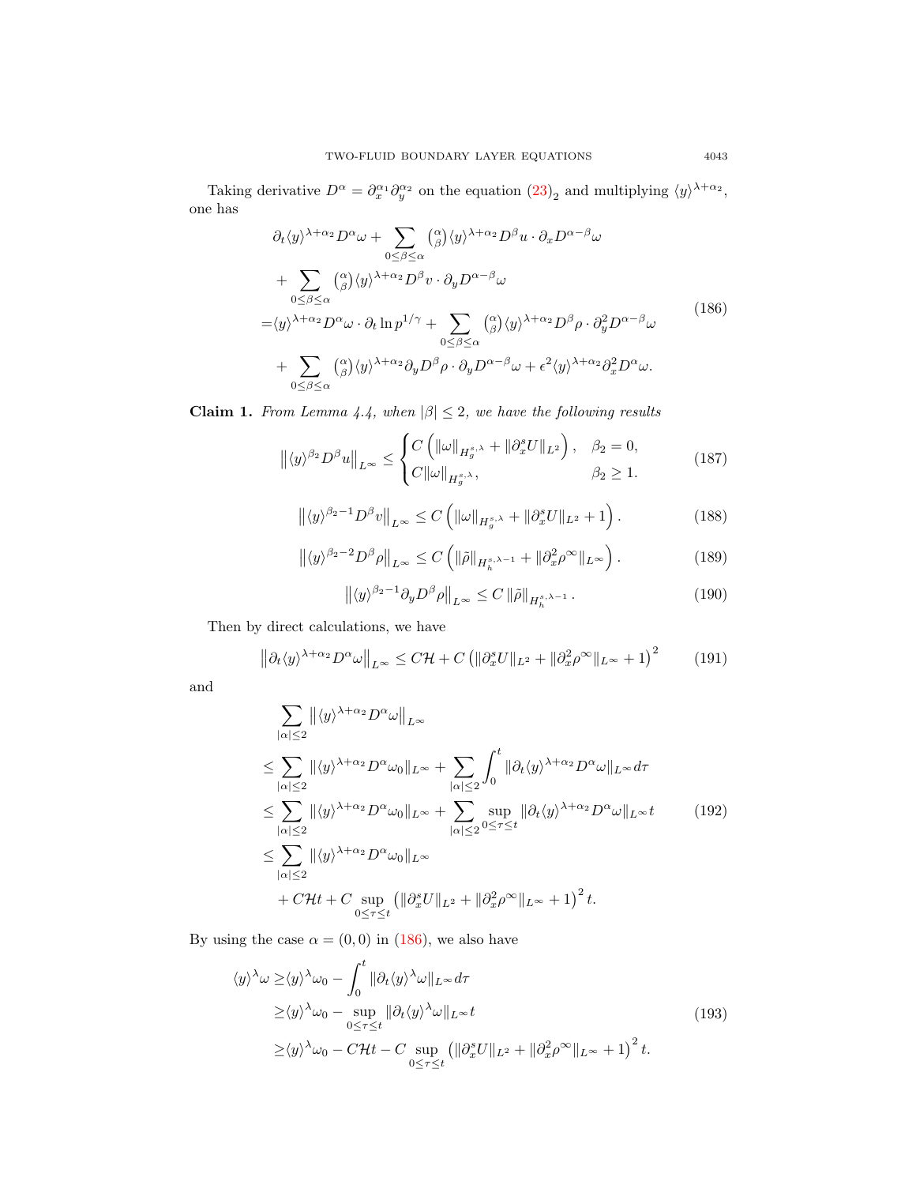Taking derivative $D^\alpha = \partial_x^{\alpha_1}\partial_y^{\alpha_2}$ on the equation $(23)_2$ and multiplying $\langle y\rangle^{\lambda+\alpha_2}$, one has

$$
\begin{aligned}
&\partial_t \langle y\rangle^{\lambda+\alpha_2} D^\alpha \omega + \sum_{0\le\beta\le\alpha} \binom{\alpha}{\beta} \langle y\rangle^{\lambda+\alpha_2} D^\beta u \cdot \partial_x D^{\alpha-\beta}\omega \\
&+ \sum_{0\le\beta\le\alpha} \binom{\alpha}{\beta} \langle y\rangle^{\lambda+\alpha_2} D^\beta v \cdot \partial_y D^{\alpha-\beta}\omega \\
=& \langle y\rangle^{\lambda+\alpha_2} D^\alpha \omega \cdot \partial_t \ln p^{1/\gamma} + \sum_{0\le\beta\le\alpha} \binom{\alpha}{\beta} \langle y\rangle^{\lambda+\alpha_2} D^\beta \rho \cdot \partial_y^2 D^{\alpha-\beta}\omega \\
&+ \sum_{0\le\beta\le\alpha} \binom{\alpha}{\beta} \langle y\rangle^{\lambda+\alpha_2} \partial_y D^\beta \rho \cdot \partial_y D^{\alpha-\beta}\omega + \epsilon^2 \langle y\rangle^{\lambda+\alpha_2} \partial_x^2 D^\alpha \omega.
\end{aligned}
\tag{186}
$$

**Claim 1.** *From Lemma 4.4, when $|\beta| \le 2$, we have the following results*

$$
\left\| \langle y\rangle^{\beta_2} D^\beta u \right\|_{L^\infty} \le \begin{cases} C\left( \|\omega\|_{H_g^{s,\lambda}} + \|\partial_x^s U\|_{L^2} \right), & \beta_2 = 0, \\ C\|\omega\|_{H_g^{s,\lambda}}, & \beta_2 \ge 1. \end{cases} \tag{187}
$$

$$
\left\| \langle y\rangle^{\beta_2 - 1} D^\beta v \right\|_{L^\infty} \le C\left( \|\omega\|_{H_g^{s,\lambda}} + \|\partial_x^s U\|_{L^2} + 1 \right). \tag{188}
$$

$$
\left\| \langle y\rangle^{\beta_2 - 2} D^\beta \rho \right\|_{L^\infty} \le C\left( \|\tilde\rho\|_{H_h^{s,\lambda-1}} + \|\partial_x^2 \rho^\infty\|_{L^\infty} \right). \tag{189}
$$

$$
\left\| \langle y\rangle^{\beta_2 - 1} \partial_y D^\beta \rho \right\|_{L^\infty} \le C \|\tilde\rho\|_{H_h^{s,\lambda-1}}. \tag{190}
$$

Then by direct calculations, we have

$$
\left\| \partial_t \langle y\rangle^{\lambda+\alpha_2} D^\alpha \omega \right\|_{L^\infty} \le C\mathcal{H} + C\left( \|\partial_x^s U\|_{L^2} + \|\partial_x^2 \rho^\infty\|_{L^\infty} + 1 \right)^2 \tag{191}
$$

and

$$
\begin{aligned}
&\sum_{|\alpha|\le 2} \left\| \langle y\rangle^{\lambda+\alpha_2} D^\alpha \omega \right\|_{L^\infty} \\
\le& \sum_{|\alpha|\le 2} \|\langle y\rangle^{\lambda+\alpha_2} D^\alpha \omega_0\|_{L^\infty} + \sum_{|\alpha|\le 2} \int_0^t \|\partial_t \langle y\rangle^{\lambda+\alpha_2} D^\alpha \omega\|_{L^\infty} d\tau \\
\le& \sum_{|\alpha|\le 2} \|\langle y\rangle^{\lambda+\alpha_2} D^\alpha \omega_0\|_{L^\infty} + \sum_{|\alpha|\le 2} \sup_{0\le\tau\le t} \|\partial_t \langle y\rangle^{\lambda+\alpha_2} D^\alpha \omega\|_{L^\infty} t \\
\le& \sum_{|\alpha|\le 2} \|\langle y\rangle^{\lambda+\alpha_2} D^\alpha \omega_0\|_{L^\infty} \\
&+ C\mathcal{H} t + C \sup_{0\le\tau\le t} \left( \|\partial_x^s U\|_{L^2} + \|\partial_x^2 \rho^\infty\|_{L^\infty} + 1 \right)^2 t.
\end{aligned}
\tag{192}
$$

By using the case $\alpha = (0,0)$ in (186), we also have

$$
\begin{aligned}
\langle y\rangle^\lambda \omega \ge& \langle y\rangle^\lambda \omega_0 - \int_0^t \|\partial_t \langle y\rangle^\lambda \omega\|_{L^\infty} d\tau \\
\ge& \langle y\rangle^\lambda \omega_0 - \sup_{0\le\tau\le t} \|\partial_t \langle y\rangle^\lambda \omega\|_{L^\infty} t \\
\ge& \langle y\rangle^\lambda \omega_0 - C\mathcal{H} t - C \sup_{0\le\tau\le t} \left( \|\partial_x^s U\|_{L^2} + \|\partial_x^2 \rho^\infty\|_{L^\infty} + 1 \right)^2 t.
\end{aligned}
\tag{193}
$$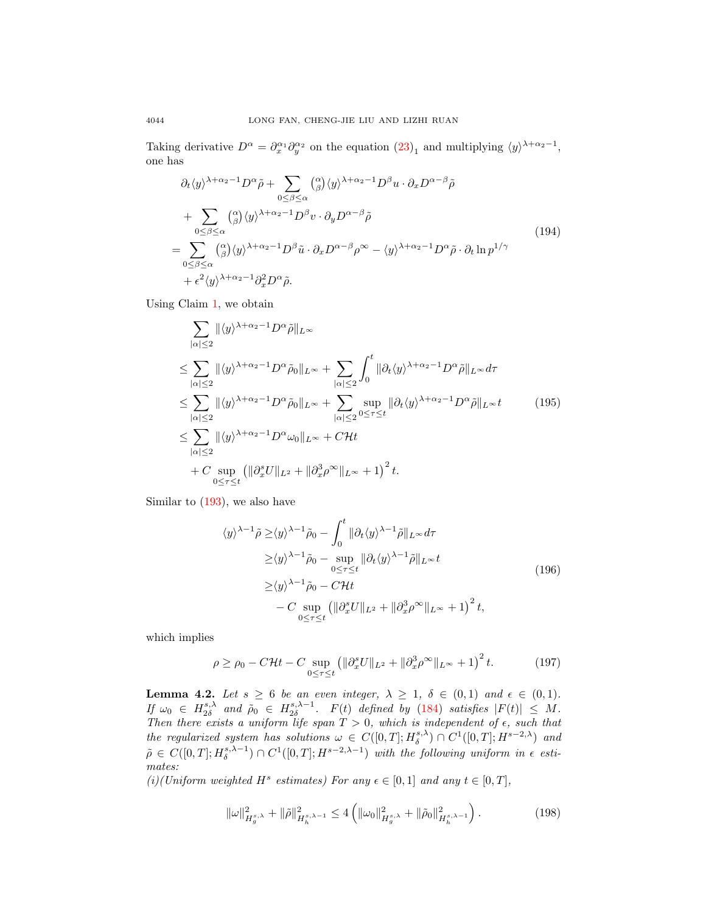Taking derivative $D^\alpha = \partial_x^{\alpha_1}\partial_y^{\alpha_2}$ on the equation $(23)_1$ and multiplying $\langle y\rangle^{\lambda+\alpha_2-1}$, one has

$$
\begin{aligned}
&\partial_t \langle y\rangle^{\lambda+\alpha_2-1} D^\alpha \tilde\rho + \sum_{0\le\beta\le\alpha} \tbinom{\alpha}{\beta} \langle y\rangle^{\lambda+\alpha_2-1} D^\beta u \cdot \partial_x D^{\alpha-\beta}\tilde\rho \\
&\quad + \sum_{0\le\beta\le\alpha} \tbinom{\alpha}{\beta} \langle y\rangle^{\lambda+\alpha_2-1} D^\beta v \cdot \partial_y D^{\alpha-\beta}\tilde\rho \\
&= \sum_{0\le\beta\le\alpha} \tbinom{\alpha}{\beta} \langle y\rangle^{\lambda+\alpha_2-1} D^\beta \tilde u \cdot \partial_x D^{\alpha-\beta}\rho^\infty - \langle y\rangle^{\lambda+\alpha_2-1} D^\alpha\tilde\rho \cdot \partial_t \ln p^{1/\gamma} \\
&\quad + \epsilon^2 \langle y\rangle^{\lambda+\alpha_2-1}\partial_x^2 D^\alpha \tilde\rho.
\end{aligned}
\tag{194}
$$

Using Claim 1, we obtain

$$
\begin{aligned}
&\sum_{|\alpha|\le 2} \|\langle y\rangle^{\lambda+\alpha_2-1} D^\alpha\tilde\rho\|_{L^\infty} \\
&\le \sum_{|\alpha|\le 2} \|\langle y\rangle^{\lambda+\alpha_2-1} D^\alpha\tilde\rho_0\|_{L^\infty} + \sum_{|\alpha|\le 2}\int_0^t \|\partial_t \langle y\rangle^{\lambda+\alpha_2-1} D^\alpha\tilde\rho\|_{L^\infty} d\tau \\
&\le \sum_{|\alpha|\le 2} \|\langle y\rangle^{\lambda+\alpha_2-1} D^\alpha\tilde\rho_0\|_{L^\infty} + \sum_{|\alpha|\le 2}\sup_{0\le\tau\le t} \|\partial_t \langle y\rangle^{\lambda+\alpha_2-1} D^\alpha\tilde\rho\|_{L^\infty} t \\
&\le \sum_{|\alpha|\le 2} \|\langle y\rangle^{\lambda+\alpha_2-1} D^\alpha\omega_0\|_{L^\infty} + C\mathcal{H}t \\
&\quad + C\sup_{0\le\tau\le t}\left(\|\partial_x^s U\|_{L^2} + \|\partial_x^3\rho^\infty\|_{L^\infty} + 1\right)^2 t.
\end{aligned}
\tag{195}
$$

Similar to (193), we also have

$$
\begin{aligned}
\langle y\rangle^{\lambda-1}\tilde\rho &\ge \langle y\rangle^{\lambda-1}\tilde\rho_0 - \int_0^t \|\partial_t\langle y\rangle^{\lambda-1}\tilde\rho\|_{L^\infty} d\tau \\
&\ge \langle y\rangle^{\lambda-1}\tilde\rho_0 - \sup_{0\le\tau\le t}\|\partial_t\langle y\rangle^{\lambda-1}\tilde\rho\|_{L^\infty} t \\
&\ge \langle y\rangle^{\lambda-1}\tilde\rho_0 - C\mathcal{H}t \\
&\quad - C\sup_{0\le\tau\le t}\left(\|\partial_x^s U\|_{L^2} + \|\partial_x^3\rho^\infty\|_{L^\infty} + 1\right)^2 t,
\end{aligned}
\tag{196}
$$

which implies

$$
\rho \ge \rho_0 - C\mathcal{H}t - C\sup_{0\le\tau\le t}\left(\|\partial_x^s U\|_{L^2} + \|\partial_x^3\rho^\infty\|_{L^\infty} + 1\right)^2 t. \tag{197}
$$

**Lemma 4.2.** *Let $s\ge 6$ be an even integer, $\lambda\ge 1$, $\delta\in(0,1)$ and $\epsilon\in(0,1)$. If $\omega_0\in H^{s,\lambda}_{2\delta}$ and $\tilde\rho_0\in H^{s,\lambda-1}_{2\delta}$. $F(t)$ defined by (184) satisfies $|F(t)|\le M$. Then there exists a uniform life span $T>0$, which is independent of $\epsilon$, such that the regularized system has solutions $\omega\in C([0,T];H^{s,\lambda}_\delta)\cap C^1([0,T];H^{s-2,\lambda})$ and $\tilde\rho\in C([0,T];H^{s,\lambda-1}_\delta)\cap C^1([0,T];H^{s-2,\lambda-1})$ with the following uniform in $\epsilon$ estimates:*
*(i)(Uniform weighted $H^s$ estimates) For any $\epsilon\in[0,1]$ and any $t\in[0,T]$,*

$$
\|\omega\|^2_{H^{s,\lambda}_g} + \|\tilde\rho\|^2_{H^{s,\lambda-1}_h} \le 4\left(\|\omega_0\|^2_{H^{s,\lambda}_g} + \|\tilde\rho_0\|^2_{H^{s,\lambda-1}_h}\right). \tag{198}
$$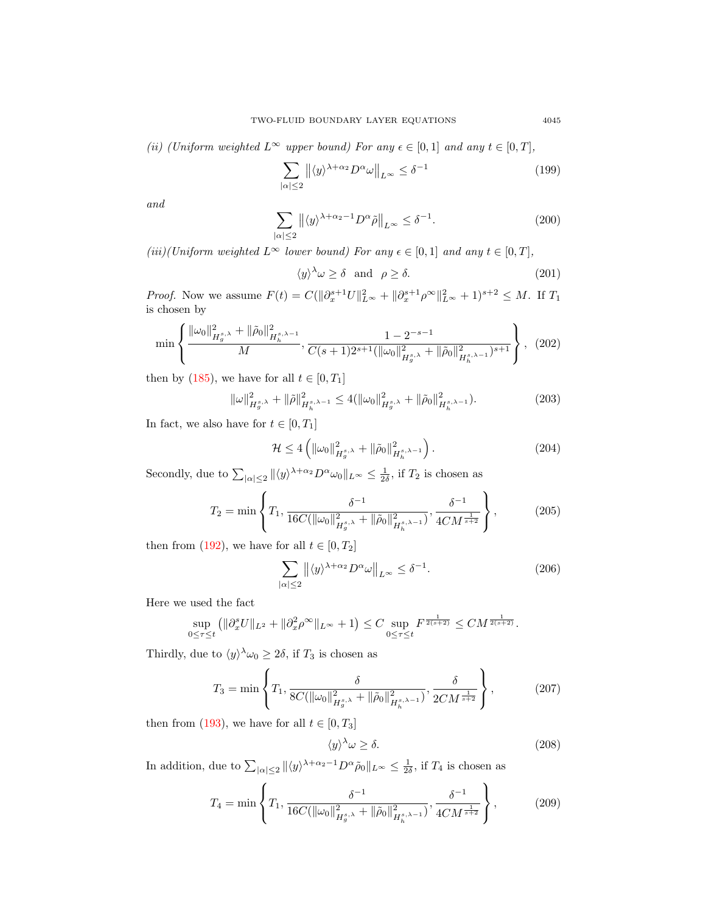*(ii) (Uniform weighted $L^\infty$ upper bound) For any $\epsilon \in [0,1]$ and any $t \in [0,T]$,*

$$\sum_{|\alpha|\le 2} \left\| \langle y\rangle^{\lambda+\alpha_2} D^\alpha \omega \right\|_{L^\infty} \le \delta^{-1} \tag{199}$$

*and*

$$\sum_{|\alpha|\le 2} \left\| \langle y\rangle^{\lambda+\alpha_2-1} D^\alpha \tilde{\rho} \right\|_{L^\infty} \le \delta^{-1}. \tag{200}$$

*(iii)(Uniform weighted $L^\infty$ lower bound) For any $\epsilon \in [0,1]$ and any $t \in [0,T]$,*

$$\langle y\rangle^\lambda \omega \ge \delta \quad \text{and} \quad \rho \ge \delta. \tag{201}$$

*Proof.* Now we assume $F(t) = C(\|\partial_x^{s+1} U\|_{L^\infty}^2 + \|\partial_x^{s+1}\rho^\infty\|_{L^\infty}^2 + 1)^{s+2} \le M$. If $T_1$ is chosen by

$$\min\left\{ \frac{\|\omega_0\|_{H_g^{s,\lambda}}^2 + \|\tilde{\rho}_0\|_{H_h^{s,\lambda-1}}^2}{M}, \frac{1-2^{-s-1}}{C(s+1)2^{s+1}(\|\omega_0\|_{H_g^{s,\lambda}}^2 + \|\tilde{\rho}_0\|_{H_h^{s,\lambda-1}}^2)^{s+1}} \right\}, \tag{202}$$

then by (185), we have for all $t \in [0, T_1]$

$$\|\omega\|_{H_g^{s,\lambda}}^2 + \|\tilde{\rho}\|_{H_h^{s,\lambda-1}}^2 \le 4(\|\omega_0\|_{H_g^{s,\lambda}}^2 + \|\tilde{\rho}_0\|_{H_h^{s,\lambda-1}}^2). \tag{203}$$

In fact, we also have for $t \in [0, T_1]$

$$\mathcal{H} \le 4\left(\|\omega_0\|_{H_g^{s,\lambda}}^2 + \|\tilde{\rho}_0\|_{H_h^{s,\lambda-1}}^2\right). \tag{204}$$

Secondly, due to $\sum_{|\alpha|\le 2}\|\langle y\rangle^{\lambda+\alpha_2} D^\alpha \omega_0\|_{L^\infty} \le \frac{1}{2\delta}$, if $T_2$ is chosen as

$$T_2 = \min\left\{ T_1, \frac{\delta^{-1}}{16C(\|\omega_0\|_{H_g^{s,\lambda}}^2 + \|\tilde{\rho}_0\|_{H_h^{s,\lambda-1}}^2)}, \frac{\delta^{-1}}{4CM^{\frac{1}{s+2}}} \right\}, \tag{205}$$

then from (192), we have for all $t \in [0, T_2]$

$$\sum_{|\alpha|\le 2} \left\| \langle y\rangle^{\lambda+\alpha_2} D^\alpha \omega \right\|_{L^\infty} \le \delta^{-1}. \tag{206}$$

Here we used the fact

$$\sup_{0\le\tau\le t}\left(\|\partial_x^s U\|_{L^2} + \|\partial_x^2 \rho^\infty\|_{L^\infty} + 1\right) \le C \sup_{0\le\tau\le t} F^{\frac{1}{2(s+2)}} \le CM^{\frac{1}{2(s+2)}}.$$

Thirdly, due to $\langle y\rangle^\lambda \omega_0 \ge 2\delta$, if $T_3$ is chosen as

$$T_3 = \min\left\{ T_1, \frac{\delta}{8C(\|\omega_0\|_{H_g^{s,\lambda}}^2 + \|\tilde{\rho}_0\|_{H_h^{s,\lambda-1}}^2)}, \frac{\delta}{2CM^{\frac{1}{s+2}}} \right\}, \tag{207}$$

then from (193), we have for all $t \in [0, T_3]$

$$\langle y\rangle^\lambda \omega \ge \delta. \tag{208}$$

In addition, due to $\sum_{|\alpha|\le 2}\|\langle y\rangle^{\lambda+\alpha_2-1} D^\alpha \tilde{\rho}_0\|_{L^\infty} \le \frac{1}{2\delta}$, if $T_4$ is chosen as

$$T_4 = \min\left\{ T_1, \frac{\delta^{-1}}{16C(\|\omega_0\|_{H_g^{s,\lambda}}^2 + \|\tilde{\rho}_0\|_{H_h^{s,\lambda-1}}^2)}, \frac{\delta^{-1}}{4CM^{\frac{1}{s+2}}} \right\}, \tag{209}$$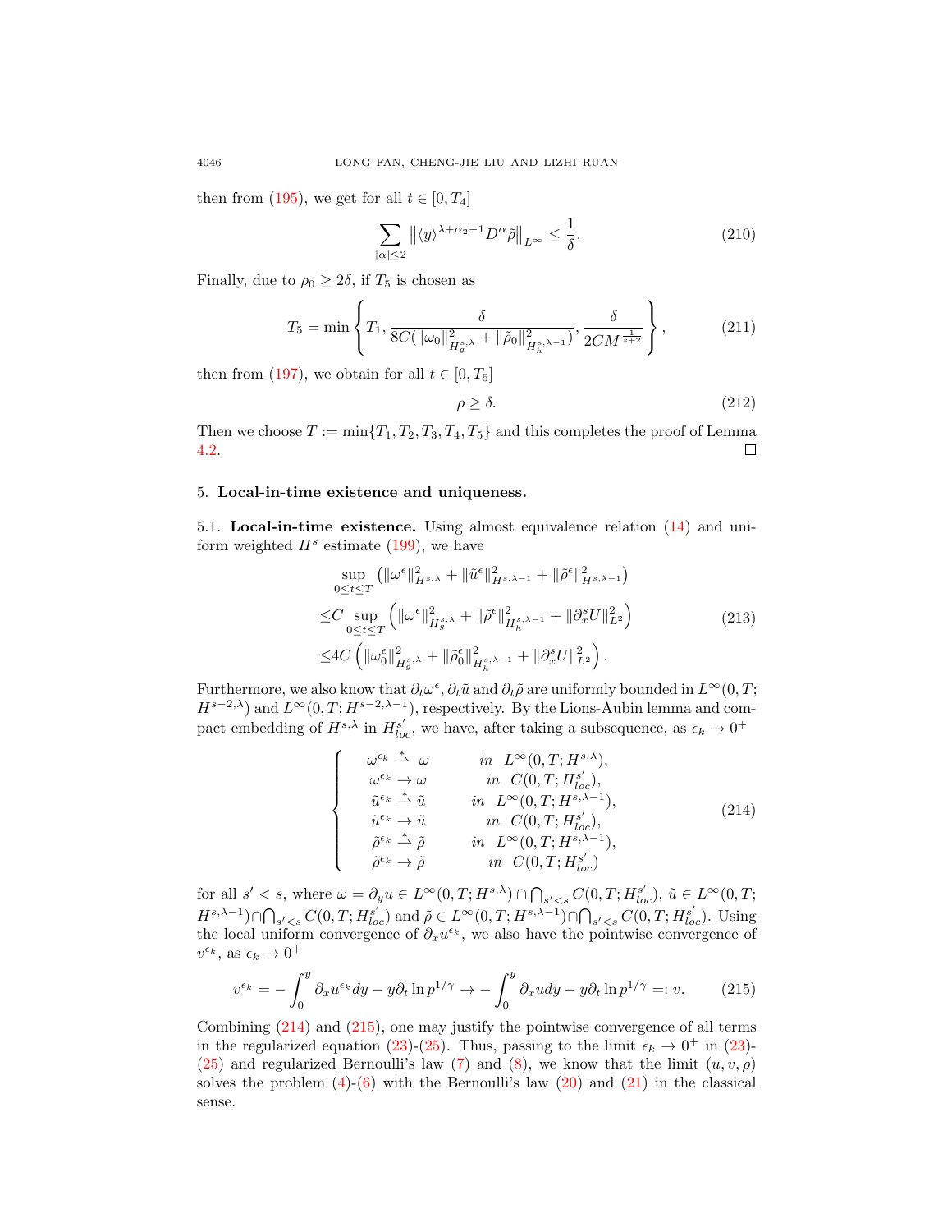then from (195), we get for all $t \in [0, T_4]$

$$\sum_{|\alpha|\le 2} \left\| \langle y\rangle^{\lambda+\alpha_2-1} D^\alpha \tilde{\rho} \right\|_{L^\infty} \le \frac{1}{\delta}. \tag{210}$$

Finally, due to $\rho_0 \ge 2\delta$, if $T_5$ is chosen as

$$T_5 = \min\left\{ T_1, \frac{\delta}{8C(\|\omega_0\|^2_{H^{s,\lambda}_g} + \|\tilde{\rho}_0\|^2_{H^{s,\lambda-1}_h})}, \frac{\delta}{2CM^{\frac{1}{s+2}}} \right\}, \tag{211}$$

then from (197), we obtain for all $t \in [0, T_5]$

$$\rho \ge \delta. \tag{212}$$

Then we choose $T := \min\{T_1, T_2, T_3, T_4, T_5\}$ and this completes the proof of Lemma 4.2. ☐

## 5. Local-in-time existence and uniqueness.

**5.1. Local-in-time existence.** Using almost equivalence relation (14) and uniform weighted $H^s$ estimate (199), we have

$$\begin{aligned}
&\sup_{0\le t\le T} \left( \|\omega^\epsilon\|^2_{H^{s,\lambda}} + \|\tilde{u}^\epsilon\|^2_{H^{s,\lambda-1}} + \|\tilde{\rho}^\epsilon\|^2_{H^{s,\lambda-1}} \right) \\
\le & C \sup_{0\le t\le T} \left( \|\omega^\epsilon\|^2_{H^{s,\lambda}_g} + \|\tilde{\rho}^\epsilon\|^2_{H^{s,\lambda-1}_h} + \|\partial_x^s U\|^2_{L^2} \right) \\
\le & 4C \left( \|\omega^\epsilon_0\|^2_{H^{s,\lambda}_g} + \|\tilde{\rho}^\epsilon_0\|^2_{H^{s,\lambda-1}_h} + \|\partial_x^s U\|^2_{L^2} \right).
\end{aligned} \tag{213}$$

Furthermore, we also know that $\partial_t \omega^\epsilon$, $\partial_t \tilde{u}$ and $\partial_t \tilde{\rho}$ are uniformly bounded in $L^\infty(0,T; H^{s-2,\lambda})$ and $L^\infty(0,T; H^{s-2,\lambda-1})$, respectively. By the Lions-Aubin lemma and compact embedding of $H^{s,\lambda}$ in $H^{s'}_{loc}$, we have, after taking a subsequence, as $\epsilon_k \to 0^+$

$$\begin{cases}
\omega^{\epsilon_k} \overset{*}{\rightharpoonup} \omega & in \quad L^\infty(0,T; H^{s,\lambda}), \\
\omega^{\epsilon_k} \to \omega & in \quad C(0,T; H^{s'}_{loc}), \\
\tilde{u}^{\epsilon_k} \overset{*}{\rightharpoonup} \tilde{u} & in \quad L^\infty(0,T; H^{s,\lambda-1}), \\
\tilde{u}^{\epsilon_k} \to \tilde{u} & in \quad C(0,T; H^{s'}_{loc}), \\
\tilde{\rho}^{\epsilon_k} \overset{*}{\rightharpoonup} \tilde{\rho} & in \quad L^\infty(0,T; H^{s,\lambda-1}), \\
\tilde{\rho}^{\epsilon_k} \to \tilde{\rho} & in \quad C(0,T; H^{s'}_{loc})
\end{cases} \tag{214}$$

for all $s' < s$, where $\omega = \partial_y u \in L^\infty(0,T; H^{s,\lambda}) \cap \bigcap_{s'<s} C(0,T; H^{s'}_{loc})$, $\tilde{u} \in L^\infty(0,T; H^{s,\lambda-1}) \cap \bigcap_{s'<s} C(0,T; H^{s'}_{loc})$ and $\tilde{\rho} \in L^\infty(0,T; H^{s,\lambda-1}) \cap \bigcap_{s'<s} C(0,T; H^{s'}_{loc})$. Using the local uniform convergence of $\partial_x u^{\epsilon_k}$, we also have the pointwise convergence of $v^{\epsilon_k}$, as $\epsilon_k \to 0^+$

$$v^{\epsilon_k} = -\int_0^y \partial_x u^{\epsilon_k} dy - y\partial_t \ln p^{1/\gamma} \to -\int_0^y \partial_x u dy - y\partial_t \ln p^{1/\gamma} =: v. \tag{215}$$

Combining (214) and (215), one may justify the pointwise convergence of all terms in the regularized equation (23)-(25). Thus, passing to the limit $\epsilon_k \to 0^+$ in (23)-(25) and regularized Bernoulli's law (7) and (8), we know that the limit $(u, v, \rho)$ solves the problem (4)-(6) with the Bernoulli's law (20) and (21) in the classical sense.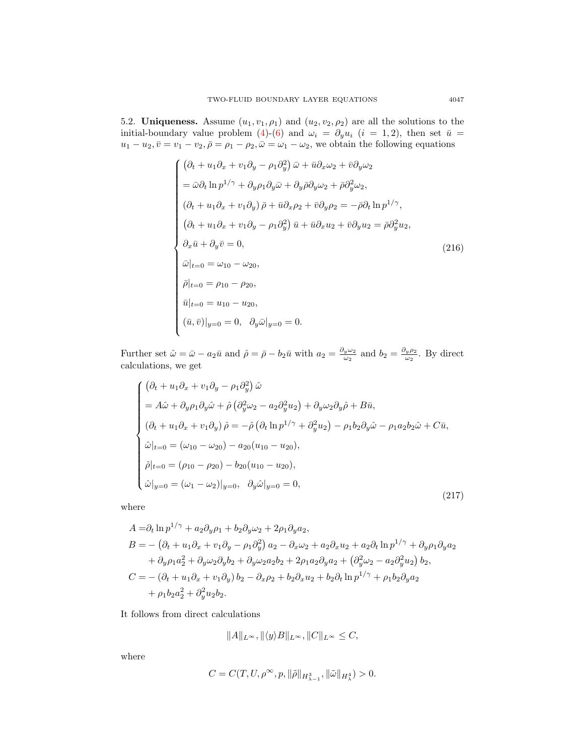5.2. **Uniqueness.** Assume $(u_1, v_1, \rho_1)$ and $(u_2, v_2, \rho_2)$ are all the solutions to the initial-boundary value problem (4)-(6) and $\omega_i = \partial_y u_i$ $(i = 1, 2)$, then set $\bar{u} = u_1 - u_2, \bar{v} = v_1 - v_2, \bar{\rho} = \rho_1 - \rho_2, \bar{\omega} = \omega_1 - \omega_2$, we obtain the following equations

$$
\begin{cases}
\left(\partial_t + u_1 \partial_x + v_1 \partial_y - \rho_1 \partial_y^2\right) \bar{\omega} + \bar{u}\partial_x \omega_2 + \bar{v}\partial_y \omega_2 \\
= \bar{\omega}\partial_t \ln p^{1/\gamma} + \partial_y \rho_1 \partial_y \bar{\omega} + \partial_y \bar{\rho}\partial_y \omega_2 + \bar{\rho}\partial_y^2 \omega_2, \\
\left(\partial_t + u_1 \partial_x + v_1 \partial_y\right) \bar{\rho} + \bar{u}\partial_x \rho_2 + \bar{v}\partial_y \rho_2 = -\bar{\rho}\partial_t \ln p^{1/\gamma}, \\
\left(\partial_t + u_1 \partial_x + v_1 \partial_y - \rho_1 \partial_y^2\right) \bar{u} + \bar{u}\partial_x u_2 + \bar{v}\partial_y u_2 = \bar{\rho}\partial_y^2 u_2, \\
\partial_x \bar{u} + \partial_y \bar{v} = 0, \\
\bar{\omega}|_{t=0} = \omega_{10} - \omega_{20}, \\
\bar{\rho}|_{t=0} = \rho_{10} - \rho_{20}, \\
\bar{u}|_{t=0} = u_{10} - u_{20}, \\
(\bar{u}, \bar{v})|_{y=0} = 0, \quad \partial_y \bar{\omega}|_{y=0} = 0.
\end{cases}
\tag{216}
$$

Further set $\hat{\omega} = \bar{\omega} - a_2 \bar{u}$ and $\hat{\rho} = \bar{\rho} - b_2 \bar{u}$ with $a_2 = \frac{\partial_y \omega_2}{\omega_2}$ and $b_2 = \frac{\partial_y \rho_2}{\omega_2}$. By direct calculations, we get

$$
\begin{cases}
\left(\partial_t + u_1 \partial_x + v_1 \partial_y - \rho_1 \partial_y^2\right) \hat{\omega} \\
= A\hat{\omega} + \partial_y \rho_1 \partial_y \hat{\omega} + \hat{\rho}\left(\partial_y^2 \omega_2 - a_2 \partial_y^2 u_2\right) + \partial_y \omega_2 \partial_y \hat{\rho} + B\bar{u}, \\
\left(\partial_t + u_1 \partial_x + v_1 \partial_y\right) \hat{\rho} = -\hat{\rho}\left(\partial_t \ln p^{1/\gamma} + \partial_y^2 u_2\right) - \rho_1 b_2 \partial_y \hat{\omega} - \rho_1 a_2 b_2 \hat{\omega} + C\bar{u}, \\
\hat{\omega}|_{t=0} = (\omega_{10} - \omega_{20}) - a_{20}(u_{10} - u_{20}), \\
\hat{\rho}|_{t=0} = (\rho_{10} - \rho_{20}) - b_{20}(u_{10} - u_{20}), \\
\hat{\omega}|_{y=0} = (\omega_1 - \omega_2)|_{y=0}, \quad \partial_y \hat{\omega}|_{y=0} = 0,
\end{cases}
\tag{217}
$$

where

$$
\begin{aligned}
A =& \partial_t \ln p^{1/\gamma} + a_2 \partial_y \rho_1 + b_2 \partial_y \omega_2 + 2\rho_1 \partial_y a_2, \\
B =& -\left(\partial_t + u_1 \partial_x + v_1 \partial_y - \rho_1 \partial_y^2\right) a_2 - \partial_x \omega_2 + a_2 \partial_x u_2 + a_2 \partial_t \ln p^{1/\gamma} + \partial_y \rho_1 \partial_y a_2 \\
&+ \partial_y \rho_1 a_2^2 + \partial_y \omega_2 \partial_y b_2 + \partial_y \omega_2 a_2 b_2 + 2\rho_1 a_2 \partial_y a_2 + \left(\partial_y^2 \omega_2 - a_2 \partial_y^2 u_2\right) b_2, \\
C =& -\left(\partial_t + u_1 \partial_x + v_1 \partial_y\right) b_2 - \partial_x \rho_2 + b_2 \partial_x u_2 + b_2 \partial_t \ln p^{1/\gamma} + \rho_1 b_2 \partial_y a_2 \\
&+ \rho_1 b_2 a_2^2 + \partial_y^2 u_2 b_2.
\end{aligned}
$$

It follows from direct calculations

$$
\|A\|_{L^\infty}, \|\langle y \rangle B\|_{L^\infty}, \|C\|_{L^\infty} \leq C,
$$

where

$$
C = C(T, U, \rho^\infty, p, \|\tilde{\rho}\|_{H^3_{\lambda-1}}, \|\tilde{\omega}\|_{H^4_\lambda}) > 0.
$$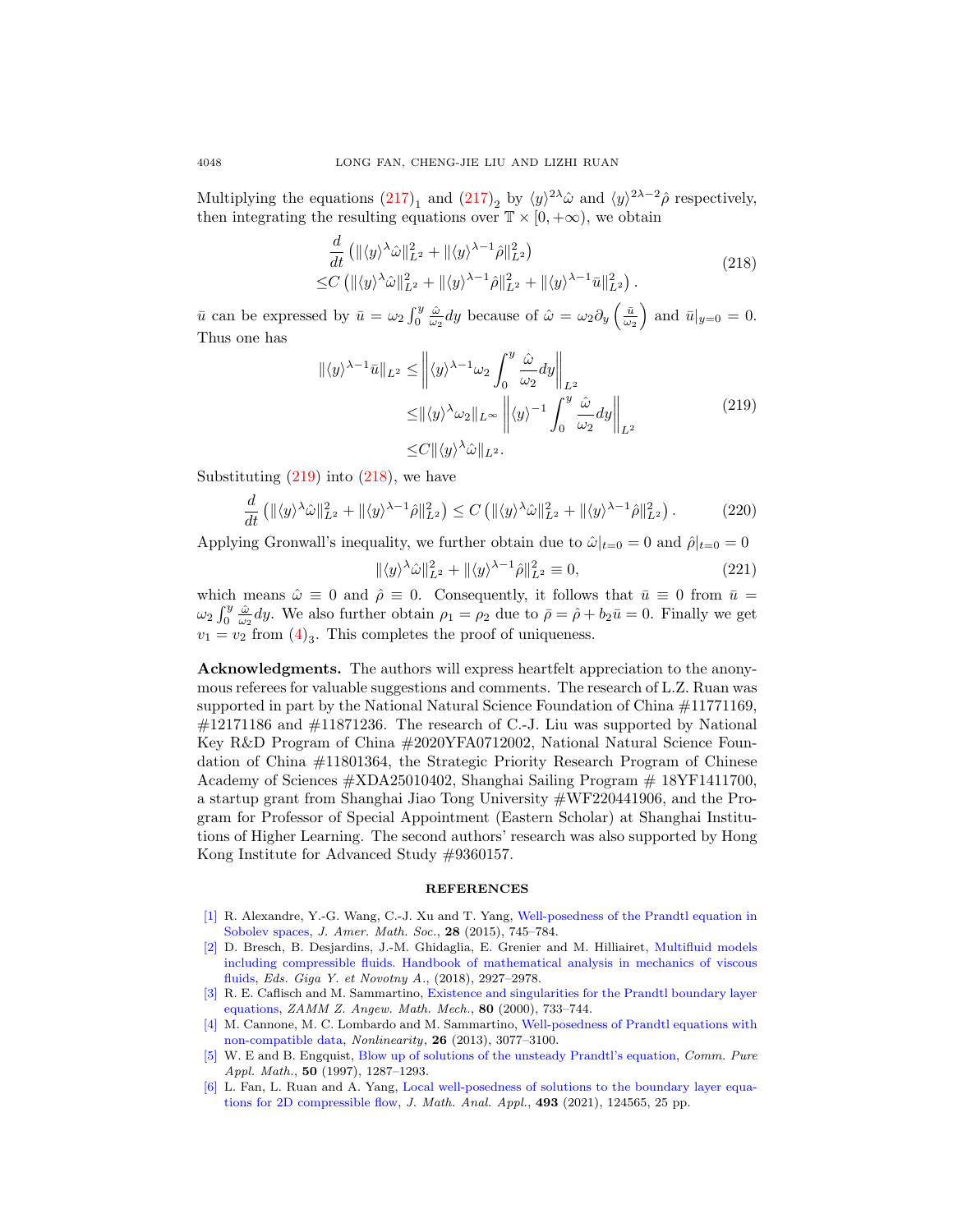Multiplying the equations $(217)_1$ and $(217)_2$ by $\langle y\rangle^{2\lambda}\hat{\omega}$ and $\langle y\rangle^{2\lambda-2}\hat{\rho}$ respectively, then integrating the resulting equations over $\mathbb{T}\times[0,+\infty)$, we obtain

$$
\begin{aligned}
&\frac{d}{dt}\left(\|\langle y\rangle^{\lambda}\hat{\omega}\|_{L^2}^2+\|\langle y\rangle^{\lambda-1}\hat{\rho}\|_{L^2}^2\right)\\
\leq& C\left(\|\langle y\rangle^{\lambda}\hat{\omega}\|_{L^2}^2+\|\langle y\rangle^{\lambda-1}\hat{\rho}\|_{L^2}^2+\|\langle y\rangle^{\lambda-1}\bar{u}\|_{L^2}^2\right).
\end{aligned}
\tag{218}
$$

$\bar{u}$ can be expressed by $\bar{u}=\omega_2\int_0^y\frac{\hat{\omega}}{\omega_2}dy$ because of $\hat{\omega}=\omega_2\partial_y\left(\frac{\bar{u}}{\omega_2}\right)$ and $\bar{u}|_{y=0}=0$. Thus one has

$$
\begin{aligned}
\|\langle y\rangle^{\lambda-1}\bar{u}\|_{L^2}\leq&\left\|\langle y\rangle^{\lambda-1}\omega_2\int_0^y\frac{\hat{\omega}}{\omega_2}dy\right\|_{L^2}\\
\leq&\|\langle y\rangle^{\lambda}\omega_2\|_{L^\infty}\left\|\langle y\rangle^{-1}\int_0^y\frac{\hat{\omega}}{\omega_2}dy\right\|_{L^2}\\
\leq& C\|\langle y\rangle^{\lambda}\hat{\omega}\|_{L^2}.
\end{aligned}
\tag{219}
$$

Substituting (219) into (218), we have

$$
\frac{d}{dt}\left(\|\langle y\rangle^{\lambda}\hat{\omega}\|_{L^2}^2+\|\langle y\rangle^{\lambda-1}\hat{\rho}\|_{L^2}^2\right)\leq C\left(\|\langle y\rangle^{\lambda}\hat{\omega}\|_{L^2}^2+\|\langle y\rangle^{\lambda-1}\hat{\rho}\|_{L^2}^2\right).
\tag{220}
$$

Applying Gronwall's inequality, we further obtain due to $\hat{\omega}|_{t=0}=0$ and $\hat{\rho}|_{t=0}=0$

$$
\|\langle y\rangle^{\lambda}\hat{\omega}\|_{L^2}^2+\|\langle y\rangle^{\lambda-1}\hat{\rho}\|_{L^2}^2\equiv 0,
\tag{221}
$$

which means $\hat{\omega}\equiv 0$ and $\hat{\rho}\equiv 0$. Consequently, it follows that $\bar{u}\equiv 0$ from $\bar{u}=\omega_2\int_0^y\frac{\hat{\omega}}{\omega_2}dy$. We also further obtain $\rho_1=\rho_2$ due to $\bar{\rho}=\hat{\rho}+b_2\bar{u}=0$. Finally we get $v_1=v_2$ from $(4)_3$. This completes the proof of uniqueness.

**Acknowledgments.** The authors will express heartfelt appreciation to the anonymous referees for valuable suggestions and comments. The research of L.Z. Ruan was supported in part by the National Natural Science Foundation of China #11771169, #12171186 and #11871236. The research of C.-J. Liu was supported by National Key R&D Program of China #2020YFA0712002, National Natural Science Foundation of China #11801364, the Strategic Priority Research Program of Chinese Academy of Sciences #XDA25010402, Shanghai Sailing Program # 18YF1411700, a startup grant from Shanghai Jiao Tong University #WF220441906, and the Program for Professor of Special Appointment (Eastern Scholar) at Shanghai Institutions of Higher Learning. The second authors' research was also supported by Hong Kong Institute for Advanced Study #9360157.

## REFERENCES

[1] R. Alexandre, Y.-G. Wang, C.-J. Xu and T. Yang, Well-posedness of the Prandtl equation in Sobolev spaces, *J. Amer. Math. Soc.*, **28** (2015), 745–784.

[2] D. Bresch, B. Desjardins, J.-M. Ghidaglia, E. Grenier and M. Hilliairet, Multifluid models including compressible fluids. Handbook of mathematical analysis in mechanics of viscous fluids, *Eds. Giga Y. et Novotny A.*, (2018), 2927–2978.

[3] R. E. Caflisch and M. Sammartino, Existence and singularities for the Prandtl boundary layer equations, *ZAMM Z. Angew. Math. Mech.*, **80** (2000), 733–744.

[4] M. Cannone, M. C. Lombardo and M. Sammartino, Well-posedness of Prandtl equations with non-compatible data, *Nonlinearity*, **26** (2013), 3077–3100.

[5] W. E and B. Engquist, Blow up of solutions of the unsteady Prandtl's equation, *Comm. Pure Appl. Math.*, **50** (1997), 1287–1293.

[6] L. Fan, L. Ruan and A. Yang, Local well-posedness of solutions to the boundary layer equations for 2D compressible flow, *J. Math. Anal. Appl.*, **493** (2021), 124565, 25 pp.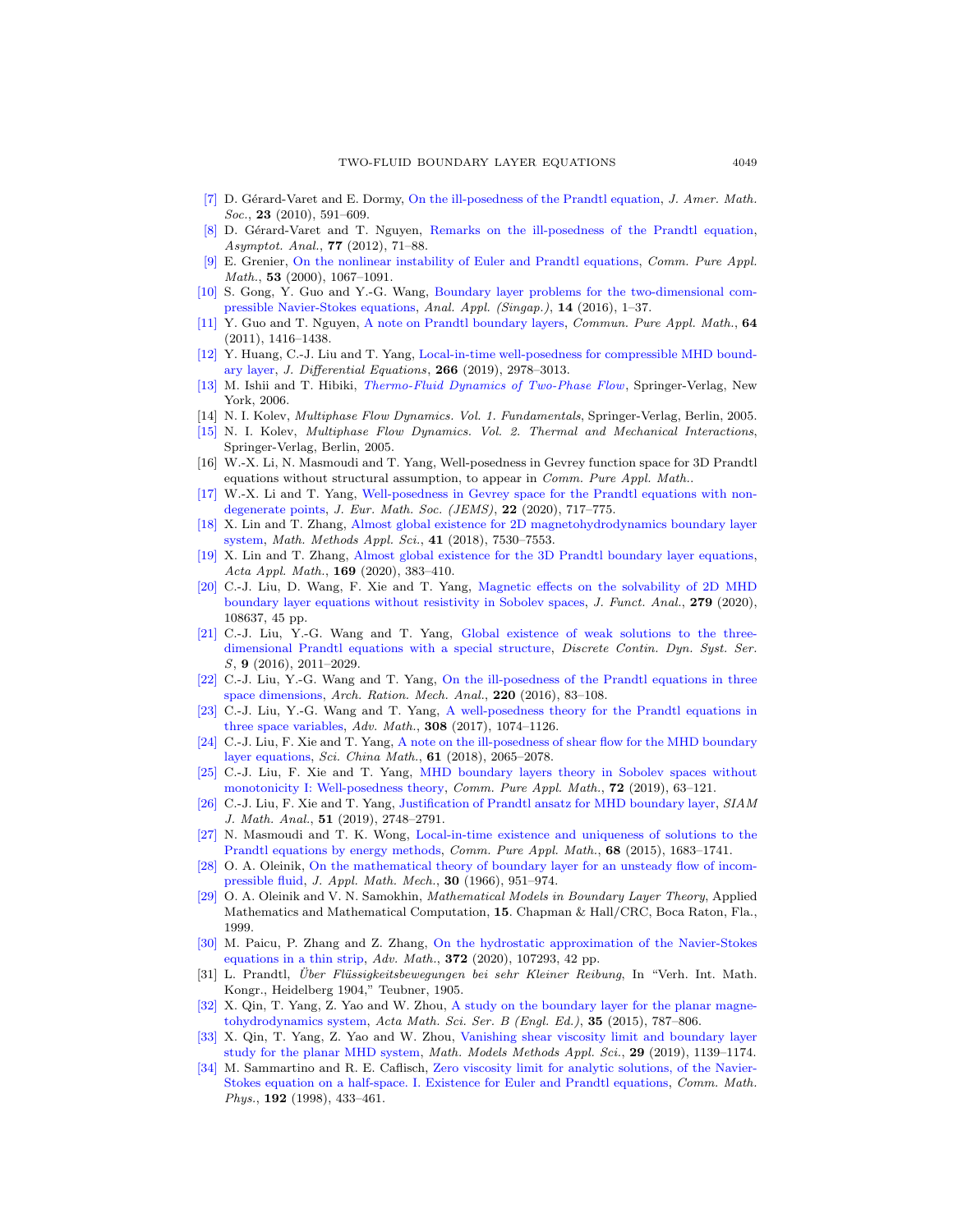[7] D. Gérard-Varet and E. Dormy, On the ill-posedness of the Prandtl equation, *J. Amer. Math. Soc.*, **23** (2010), 591–609.

[8] D. Gérard-Varet and T. Nguyen, Remarks on the ill-posedness of the Prandtl equation, *Asymptot. Anal.*, **77** (2012), 71–88.

[9] E. Grenier, On the nonlinear instability of Euler and Prandtl equations, *Comm. Pure Appl. Math.*, **53** (2000), 1067–1091.

[10] S. Gong, Y. Guo and Y.-G. Wang, Boundary layer problems for the two-dimensional compressible Navier-Stokes equations, *Anal. Appl. (Singap.)*, **14** (2016), 1–37.

[11] Y. Guo and T. Nguyen, A note on Prandtl boundary layers, *Commun. Pure Appl. Math.*, **64** (2011), 1416–1438.

[12] Y. Huang, C.-J. Liu and T. Yang, Local-in-time well-posedness for compressible MHD boundary layer, *J. Differential Equations*, **266** (2019), 2978–3013.

[13] M. Ishii and T. Hibiki, *Thermo-Fluid Dynamics of Two-Phase Flow*, Springer-Verlag, New York, 2006.

[14] N. I. Kolev, *Multiphase Flow Dynamics. Vol. 1. Fundamentals*, Springer-Verlag, Berlin, 2005.

[15] N. I. Kolev, *Multiphase Flow Dynamics. Vol. 2. Thermal and Mechanical Interactions*, Springer-Verlag, Berlin, 2005.

[16] W.-X. Li, N. Masmoudi and T. Yang, Well-posedness in Gevrey function space for 3D Prandtl equations without structural assumption, to appear in *Comm. Pure Appl. Math.*.

[17] W.-X. Li and T. Yang, Well-posedness in Gevrey space for the Prandtl equations with non-degenerate points, *J. Eur. Math. Soc. (JEMS)*, **22** (2020), 717–775.

[18] X. Lin and T. Zhang, Almost global existence for 2D magnetohydrodynamics boundary layer system, *Math. Methods Appl. Sci.*, **41** (2018), 7530–7553.

[19] X. Lin and T. Zhang, Almost global existence for the 3D Prandtl boundary layer equations, *Acta Appl. Math.*, **169** (2020), 383–410.

[20] C.-J. Liu, D. Wang, F. Xie and T. Yang, Magnetic effects on the solvability of 2D MHD boundary layer equations without resistivity in Sobolev spaces, *J. Funct. Anal.*, **279** (2020), 108637, 45 pp.

[21] C.-J. Liu, Y.-G. Wang and T. Yang, Global existence of weak solutions to the three-dimensional Prandtl equations with a special structure, *Discrete Contin. Dyn. Syst. Ser. S*, **9** (2016), 2011–2029.

[22] C.-J. Liu, Y.-G. Wang and T. Yang, On the ill-posedness of the Prandtl equations in three space dimensions, *Arch. Ration. Mech. Anal.*, **220** (2016), 83–108.

[23] C.-J. Liu, Y.-G. Wang and T. Yang, A well-posedness theory for the Prandtl equations in three space variables, *Adv. Math.*, **308** (2017), 1074–1126.

[24] C.-J. Liu, F. Xie and T. Yang, A note on the ill-posedness of shear flow for the MHD boundary layer equations, *Sci. China Math.*, **61** (2018), 2065–2078.

[25] C.-J. Liu, F. Xie and T. Yang, MHD boundary layers theory in Sobolev spaces without monotonicity I: Well-posedness theory, *Comm. Pure Appl. Math.*, **72** (2019), 63–121.

[26] C.-J. Liu, F. Xie and T. Yang, Justification of Prandtl ansatz for MHD boundary layer, *SIAM J. Math. Anal.*, **51** (2019), 2748–2791.

[27] N. Masmoudi and T. K. Wong, Local-in-time existence and uniqueness of solutions to the Prandtl equations by energy methods, *Comm. Pure Appl. Math.*, **68** (2015), 1683–1741.

[28] O. A. Oleinik, On the mathematical theory of boundary layer for an unsteady flow of incompressible fluid, *J. Appl. Math. Mech.*, **30** (1966), 951–974.

[29] O. A. Oleinik and V. N. Samokhin, *Mathematical Models in Boundary Layer Theory*, Applied Mathematics and Mathematical Computation, **15**. Chapman & Hall/CRC, Boca Raton, Fla., 1999.

[30] M. Paicu, P. Zhang and Z. Zhang, On the hydrostatic approximation of the Navier-Stokes equations in a thin strip, *Adv. Math.*, **372** (2020), 107293, 42 pp.

[31] L. Prandtl, *Über Flüssigkeitsbewegungen bei sehr Kleiner Reibung*, In "Verh. Int. Math. Kongr., Heidelberg 1904," Teubner, 1905.

[32] X. Qin, T. Yang, Z. Yao and W. Zhou, A study on the boundary layer for the planar magnetohydrodynamics system, *Acta Math. Sci. Ser. B (Engl. Ed.)*, **35** (2015), 787–806.

[33] X. Qin, T. Yang, Z. Yao and W. Zhou, Vanishing shear viscosity limit and boundary layer study for the planar MHD system, *Math. Models Methods Appl. Sci.*, **29** (2019), 1139–1174.

[34] M. Sammartino and R. E. Caflisch, Zero viscosity limit for analytic solutions, of the Navier-Stokes equation on a half-space. I. Existence for Euler and Prandtl equations, *Comm. Math. Phys.*, **192** (1998), 433–461.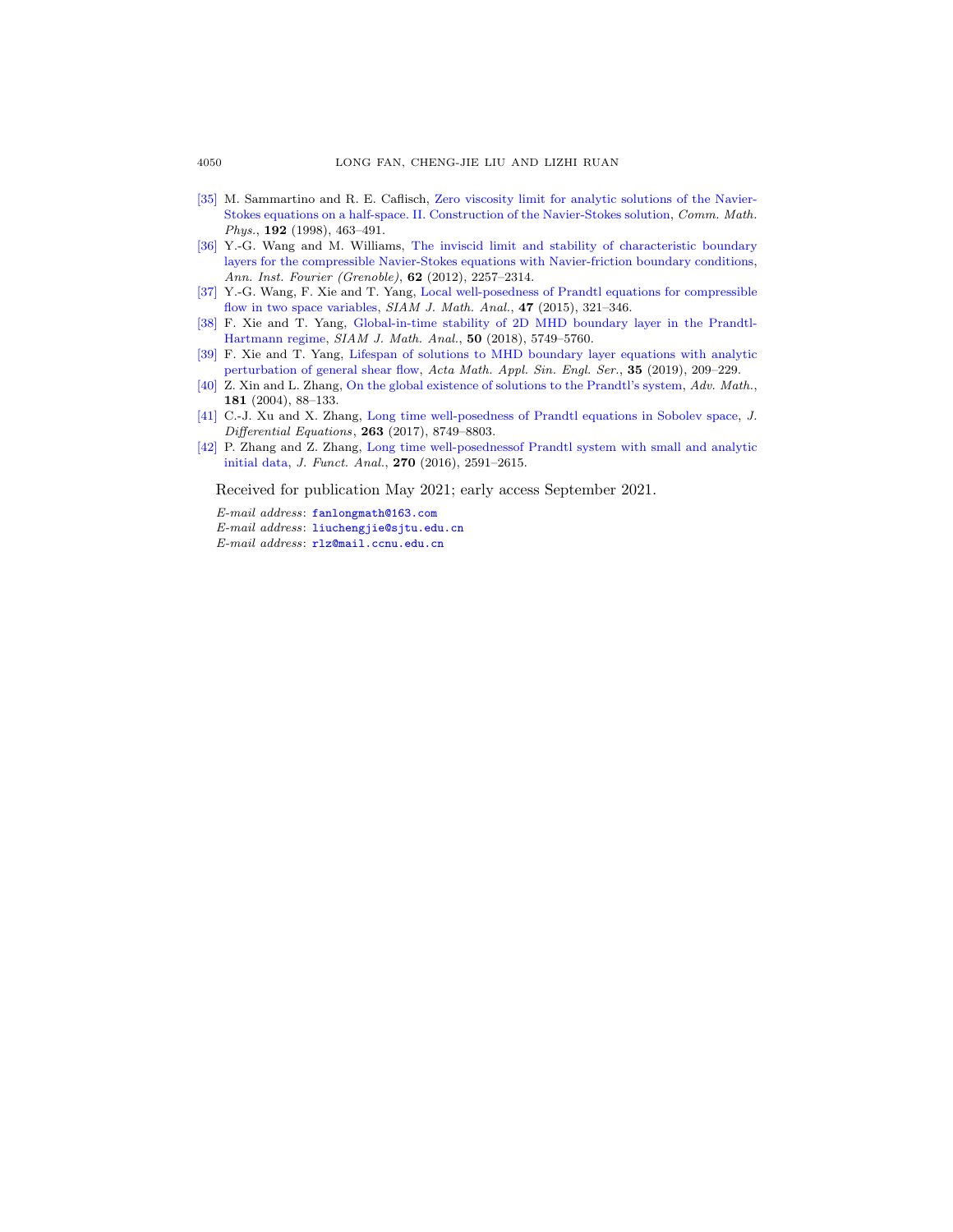[35] M. Sammartino and R. E. Caflisch, Zero viscosity limit for analytic solutions of the Navier-Stokes equations on a half-space. II. Construction of the Navier-Stokes solution, *Comm. Math. Phys.*, **192** (1998), 463–491.

[36] Y.-G. Wang and M. Williams, The inviscid limit and stability of characteristic boundary layers for the compressible Navier-Stokes equations with Navier-friction boundary conditions, *Ann. Inst. Fourier (Grenoble)*, **62** (2012), 2257–2314.

[37] Y.-G. Wang, F. Xie and T. Yang, Local well-posedness of Prandtl equations for compressible flow in two space variables, *SIAM J. Math. Anal.*, **47** (2015), 321–346.

[38] F. Xie and T. Yang, Global-in-time stability of 2D MHD boundary layer in the Prandtl-Hartmann regime, *SIAM J. Math. Anal.*, **50** (2018), 5749–5760.

[39] F. Xie and T. Yang, Lifespan of solutions to MHD boundary layer equations with analytic perturbation of general shear flow, *Acta Math. Appl. Sin. Engl. Ser.*, **35** (2019), 209–229.

[40] Z. Xin and L. Zhang, On the global existence of solutions to the Prandtl's system, *Adv. Math.*, **181** (2004), 88–133.

[41] C.-J. Xu and X. Zhang, Long time well-posedness of Prandtl equations in Sobolev space, *J. Differential Equations*, **263** (2017), 8749–8803.

[42] P. Zhang and Z. Zhang, Long time well-posednessof Prandtl system with small and analytic initial data, *J. Funct. Anal.*, **270** (2016), 2591–2615.

Received for publication May 2021; early access September 2021.

*E-mail address*: fanlongmath@163.com
*E-mail address*: liuchengjie@sjtu.edu.cn
*E-mail address*: rlz@mail.ccnu.edu.cn